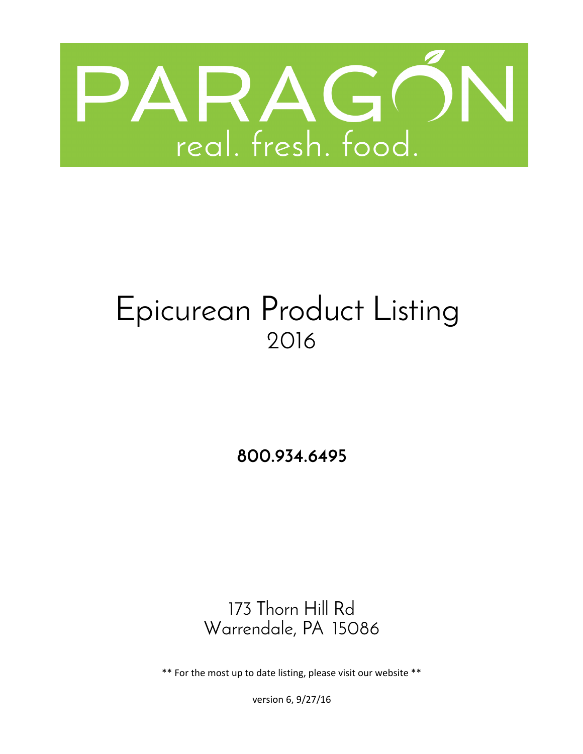# PARAGON

real. fresh. food.

# Epicurean Product Listing

## 2016

**800.934.6495**

173 Thorn Hill Rd
Warrendale, PA 15086

** For the most up to date listing, please visit our website **

version 6, 9/27/16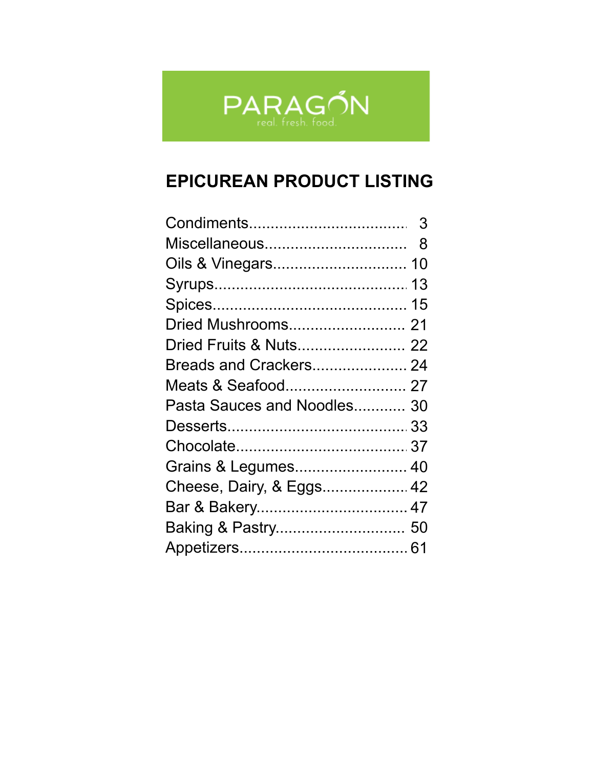PARAGON

real. fresh. food.

# EPICUREAN PRODUCT LISTING

| | |
|---|---|
| Condiments | 3 |
| Miscellaneous | 8 |
| Oils & Vinegars | 10 |
| Syrups | 13 |
| Spices | 15 |
| Dried Mushrooms | 21 |
| Dried Fruits & Nuts | 22 |
| Breads and Crackers | 24 |
| Meats & Seafood | 27 |
| Pasta Sauces and Noodles | 30 |
| Desserts | 33 |
| Chocolate | 37 |
| Grains & Legumes | 40 |
| Cheese, Dairy, & Eggs | 42 |
| Bar & Bakery | 47 |
| Baking & Pastry | 50 |
| Appetizers | 61 |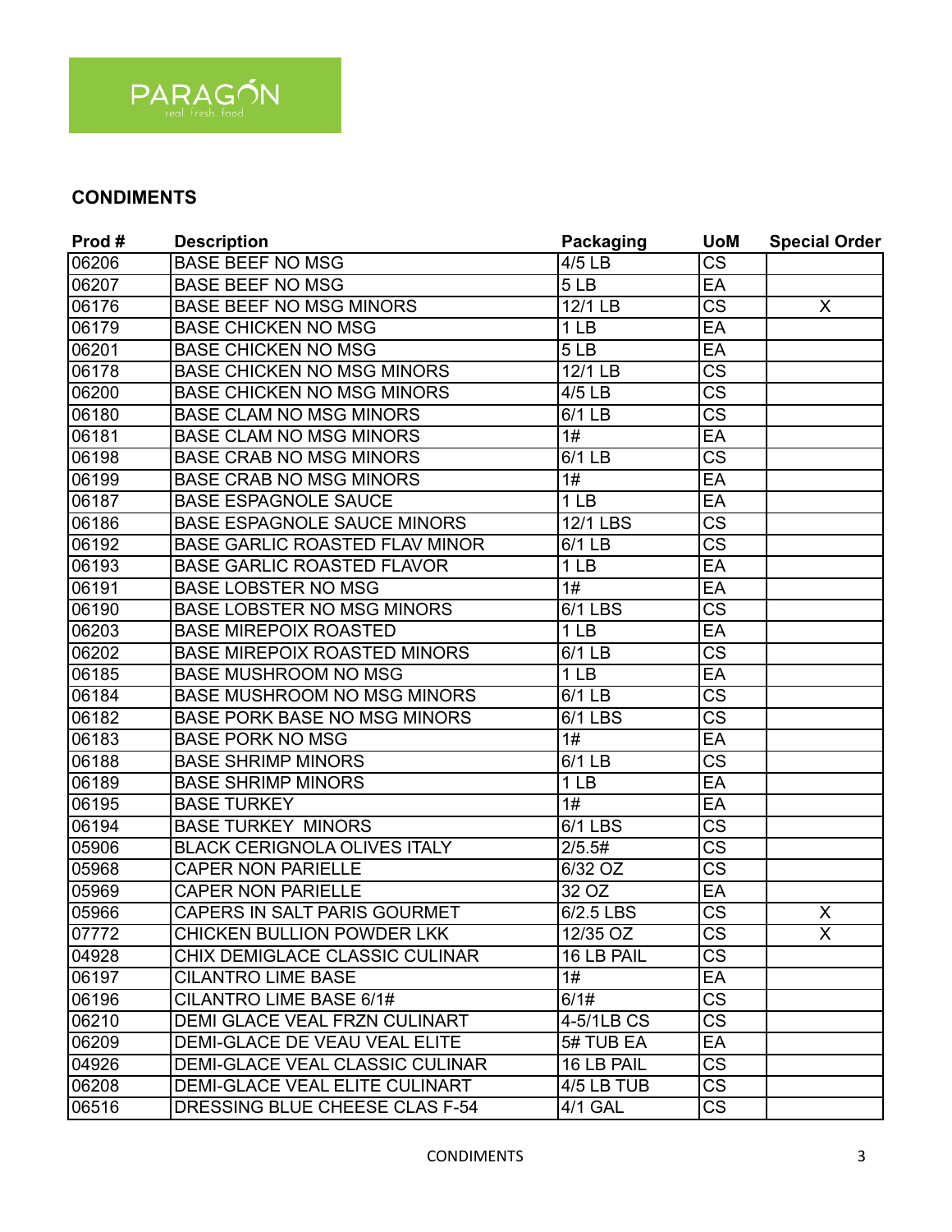## CONDIMENTS

| Prod # | Description | Packaging | UoM | Special Order |
|---|---|---|---|---|
| 06206 | BASE BEEF NO MSG | 4/5 LB | CS | |
| 06207 | BASE BEEF NO MSG | 5 LB | EA | |
| 06176 | BASE BEEF NO MSG MINORS | 12/1 LB | CS | X |
| 06179 | BASE CHICKEN NO MSG | 1 LB | EA | |
| 06201 | BASE CHICKEN NO MSG | 5 LB | EA | |
| 06178 | BASE CHICKEN NO MSG MINORS | 12/1 LB | CS | |
| 06200 | BASE CHICKEN NO MSG MINORS | 4/5 LB | CS | |
| 06180 | BASE CLAM NO MSG MINORS | 6/1 LB | CS | |
| 06181 | BASE CLAM NO MSG MINORS | 1# | EA | |
| 06198 | BASE CRAB NO MSG MINORS | 6/1 LB | CS | |
| 06199 | BASE CRAB NO MSG MINORS | 1# | EA | |
| 06187 | BASE ESPAGNOLE SAUCE | 1 LB | EA | |
| 06186 | BASE ESPAGNOLE SAUCE MINORS | 12/1 LBS | CS | |
| 06192 | BASE GARLIC ROASTED FLAV MINOR | 6/1 LB | CS | |
| 06193 | BASE GARLIC ROASTED FLAVOR | 1 LB | EA | |
| 06191 | BASE LOBSTER NO MSG | 1# | EA | |
| 06190 | BASE LOBSTER NO MSG MINORS | 6/1 LBS | CS | |
| 06203 | BASE MIREPOIX ROASTED | 1 LB | EA | |
| 06202 | BASE MIREPOIX ROASTED MINORS | 6/1 LB | CS | |
| 06185 | BASE MUSHROOM NO MSG | 1 LB | EA | |
| 06184 | BASE MUSHROOM NO MSG MINORS | 6/1 LB | CS | |
| 06182 | BASE PORK BASE NO MSG MINORS | 6/1 LBS | CS | |
| 06183 | BASE PORK NO MSG | 1# | EA | |
| 06188 | BASE SHRIMP MINORS | 6/1 LB | CS | |
| 06189 | BASE SHRIMP MINORS | 1 LB | EA | |
| 06195 | BASE TURKEY | 1# | EA | |
| 06194 | BASE TURKEY MINORS | 6/1 LBS | CS | |
| 05906 | BLACK CERIGNOLA OLIVES ITALY | 2/5.5# | CS | |
| 05968 | CAPER NON PARIELLE | 6/32 OZ | CS | |
| 05969 | CAPER NON PARIELLE | 32 OZ | EA | |
| 05966 | CAPERS IN SALT PARIS GOURMET | 6/2.5 LBS | CS | X |
| 07772 | CHICKEN BULLION POWDER LKK | 12/35 OZ | CS | X |
| 04928 | CHIX DEMIGLACE CLASSIC CULINAR | 16 LB PAIL | CS | |
| 06197 | CILANTRO LIME BASE | 1# | EA | |
| 06196 | CILANTRO LIME BASE 6/1# | 6/1# | CS | |
| 06210 | DEMI GLACE VEAL FRZN CULINART | 4-5/1LB CS | CS | |
| 06209 | DEMI-GLACE DE VEAU VEAL ELITE | 5# TUB EA | EA | |
| 04926 | DEMI-GLACE VEAL CLASSIC CULINAR | 16 LB PAIL | CS | |
| 06208 | DEMI-GLACE VEAL ELITE CULINART | 4/5 LB TUB | CS | |
| 06516 | DRESSING BLUE CHEESE CLAS F-54 | 4/1 GAL | CS | |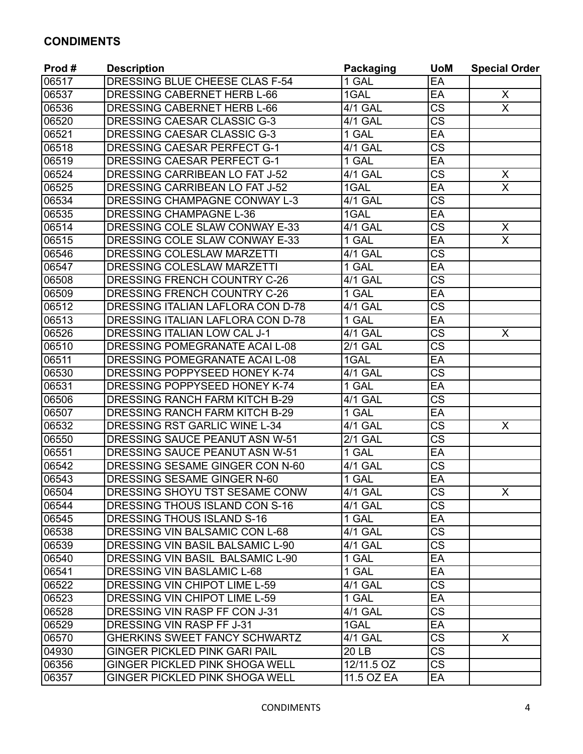## CONDIMENTS

| Prod # | Description | Packaging | UoM | Special Order |
|---|---|---|---|---|
| 06517 | DRESSING BLUE CHEESE CLAS F-54 | 1 GAL | EA | |
| 06537 | DRESSING CABERNET HERB L-66 | 1GAL | EA | X |
| 06536 | DRESSING CABERNET HERB L-66 | 4/1 GAL | CS | X |
| 06520 | DRESSING CAESAR CLASSIC G-3 | 4/1 GAL | CS | |
| 06521 | DRESSING CAESAR CLASSIC G-3 | 1 GAL | EA | |
| 06518 | DRESSING CAESAR PERFECT G-1 | 4/1 GAL | CS | |
| 06519 | DRESSING CAESAR PERFECT G-1 | 1 GAL | EA | |
| 06524 | DRESSING CARRIBEAN LO FAT J-52 | 4/1 GAL | CS | X |
| 06525 | DRESSING CARRIBEAN LO FAT J-52 | 1GAL | EA | X |
| 06534 | DRESSING CHAMPAGNE CONWAY L-3 | 4/1 GAL | CS | |
| 06535 | DRESSING CHAMPAGNE L-36 | 1GAL | EA | |
| 06514 | DRESSING COLE SLAW CONWAY E-33 | 4/1 GAL | CS | X |
| 06515 | DRESSING COLE SLAW CONWAY E-33 | 1 GAL | EA | X |
| 06546 | DRESSING COLESLAW MARZETTI | 4/1 GAL | CS | |
| 06547 | DRESSING COLESLAW MARZETTI | 1 GAL | EA | |
| 06508 | DRESSING FRENCH COUNTRY C-26 | 4/1 GAL | CS | |
| 06509 | DRESSING FRENCH COUNTRY C-26 | 1 GAL | EA | |
| 06512 | DRESSING ITALIAN LAFLORA CON D-78 | 4/1 GAL | CS | |
| 06513 | DRESSING ITALIAN LAFLORA CON D-78 | 1 GAL | EA | |
| 06526 | DRESSING ITALIAN LOW CAL J-1 | 4/1 GAL | CS | X |
| 06510 | DRESSING POMEGRANATE ACAI L-08 | 2/1 GAL | CS | |
| 06511 | DRESSING POMEGRANATE ACAI L-08 | 1GAL | EA | |
| 06530 | DRESSING POPPYSEED HONEY K-74 | 4/1 GAL | CS | |
| 06531 | DRESSING POPPYSEED HONEY K-74 | 1 GAL | EA | |
| 06506 | DRESSING RANCH FARM KITCH B-29 | 4/1 GAL | CS | |
| 06507 | DRESSING RANCH FARM KITCH B-29 | 1 GAL | EA | |
| 06532 | DRESSING RST GARLIC WINE L-34 | 4/1 GAL | CS | X |
| 06550 | DRESSING SAUCE PEANUT ASN W-51 | 2/1 GAL | CS | |
| 06551 | DRESSING SAUCE PEANUT ASN W-51 | 1 GAL | EA | |
| 06542 | DRESSING SESAME GINGER CON N-60 | 4/1 GAL | CS | |
| 06543 | DRESSING SESAME GINGER N-60 | 1 GAL | EA | |
| 06504 | DRESSING SHOYU TST SESAME CONW | 4/1 GAL | CS | X |
| 06544 | DRESSING THOUS ISLAND CON S-16 | 4/1 GAL | CS | |
| 06545 | DRESSING THOUS ISLAND S-16 | 1 GAL | EA | |
| 06538 | DRESSING VIN BALSAMIC CON L-68 | 4/1 GAL | CS | |
| 06539 | DRESSING VIN BASIL BALSAMIC L-90 | 4/1 GAL | CS | |
| 06540 | DRESSING VIN BASIL BALSAMIC L-90 | 1 GAL | EA | |
| 06541 | DRESSING VIN BASLAMIC L-68 | 1 GAL | EA | |
| 06522 | DRESSING VIN CHIPOT LIME L-59 | 4/1 GAL | CS | |
| 06523 | DRESSING VIN CHIPOT LIME L-59 | 1 GAL | EA | |
| 06528 | DRESSING VIN RASP FF CON J-31 | 4/1 GAL | CS | |
| 06529 | DRESSING VIN RASP FF J-31 | 1GAL | EA | |
| 06570 | GHERKINS SWEET FANCY SCHWARTZ | 4/1 GAL | CS | X |
| 04930 | GINGER PICKLED PINK GARI PAIL | 20 LB | CS | |
| 06356 | GINGER PICKLED PINK SHOGA WELL | 12/11.5 OZ | CS | |
| 06357 | GINGER PICKLED PINK SHOGA WELL | 11.5 OZ EA | EA | |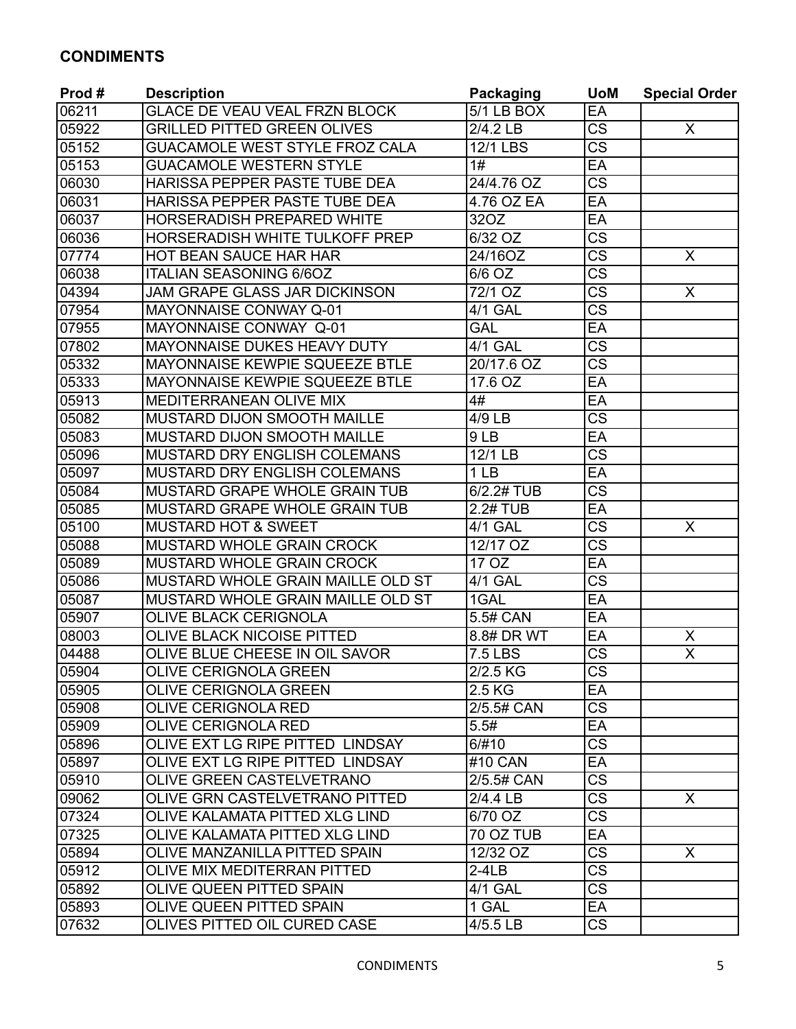## CONDIMENTS

| Prod # | Description | Packaging | UoM | Special Order |
|---|---|---|---|---|
| 06211 | GLACE DE VEAU VEAL FRZN BLOCK | 5/1 LB BOX | EA | |
| 05922 | GRILLED PITTED GREEN OLIVES | 2/4.2 LB | CS | X |
| 05152 | GUACAMOLE WEST STYLE FROZ CALA | 12/1 LBS | CS | |
| 05153 | GUACAMOLE WESTERN STYLE | 1# | EA | |
| 06030 | HARISSA PEPPER PASTE TUBE DEA | 24/4.76 OZ | CS | |
| 06031 | HARISSA PEPPER PASTE TUBE DEA | 4.76 OZ EA | EA | |
| 06037 | HORSERADISH PREPARED WHITE | 32OZ | EA | |
| 06036 | HORSERADISH WHITE TULKOFF PREP | 6/32 OZ | CS | |
| 07774 | HOT BEAN SAUCE HAR HAR | 24/16OZ | CS | X |
| 06038 | ITALIAN SEASONING 6/6OZ | 6/6 OZ | CS | |
| 04394 | JAM GRAPE GLASS JAR DICKINSON | 72/1 OZ | CS | X |
| 07954 | MAYONNAISE CONWAY Q-01 | 4/1 GAL | CS | |
| 07955 | MAYONNAISE CONWAY Q-01 | GAL | EA | |
| 07802 | MAYONNAISE DUKES HEAVY DUTY | 4/1 GAL | CS | |
| 05332 | MAYONNAISE KEWPIE SQUEEZE BTLE | 20/17.6 OZ | CS | |
| 05333 | MAYONNAISE KEWPIE SQUEEZE BTLE | 17.6 OZ | EA | |
| 05913 | MEDITERRANEAN OLIVE MIX | 4# | EA | |
| 05082 | MUSTARD DIJON SMOOTH MAILLE | 4/9 LB | CS | |
| 05083 | MUSTARD DIJON SMOOTH MAILLE | 9 LB | EA | |
| 05096 | MUSTARD DRY ENGLISH COLEMANS | 12/1 LB | CS | |
| 05097 | MUSTARD DRY ENGLISH COLEMANS | 1 LB | EA | |
| 05084 | MUSTARD GRAPE WHOLE GRAIN TUB | 6/2.2# TUB | CS | |
| 05085 | MUSTARD GRAPE WHOLE GRAIN TUB | 2.2# TUB | EA | |
| 05100 | MUSTARD HOT & SWEET | 4/1 GAL | CS | X |
| 05088 | MUSTARD WHOLE GRAIN CROCK | 12/17 OZ | CS | |
| 05089 | MUSTARD WHOLE GRAIN CROCK | 17 OZ | EA | |
| 05086 | MUSTARD WHOLE GRAIN MAILLE OLD ST | 4/1 GAL | CS | |
| 05087 | MUSTARD WHOLE GRAIN MAILLE OLD ST | 1GAL | EA | |
| 05907 | OLIVE BLACK CERIGNOLA | 5.5# CAN | EA | |
| 08003 | OLIVE BLACK NICOISE PITTED | 8.8# DR WT | EA | X |
| 04488 | OLIVE BLUE CHEESE IN OIL SAVOR | 7.5 LBS | CS | X |
| 05904 | OLIVE CERIGNOLA GREEN | 2/2.5 KG | CS | |
| 05905 | OLIVE CERIGNOLA GREEN | 2.5 KG | EA | |
| 05908 | OLIVE CERIGNOLA RED | 2/5.5# CAN | CS | |
| 05909 | OLIVE CERIGNOLA RED | 5.5# | EA | |
| 05896 | OLIVE EXT LG RIPE PITTED LINDSAY | 6/#10 | CS | |
| 05897 | OLIVE EXT LG RIPE PITTED LINDSAY | #10 CAN | EA | |
| 05910 | OLIVE GREEN CASTELVETRANO | 2/5.5# CAN | CS | |
| 09062 | OLIVE GRN CASTELVETRANO PITTED | 2/4.4 LB | CS | X |
| 07324 | OLIVE KALAMATA PITTED XLG LIND | 6/70 OZ | CS | |
| 07325 | OLIVE KALAMATA PITTED XLG LIND | 70 OZ TUB | EA | |
| 05894 | OLIVE MANZANILLA PITTED SPAIN | 12/32 OZ | CS | X |
| 05912 | OLIVE MIX MEDITERRAN PITTED | 2-4LB | CS | |
| 05892 | OLIVE QUEEN PITTED SPAIN | 4/1 GAL | CS | |
| 05893 | OLIVE QUEEN PITTED SPAIN | 1 GAL | EA | |
| 07632 | OLIVES PITTED OIL CURED CASE | 4/5.5 LB | CS | |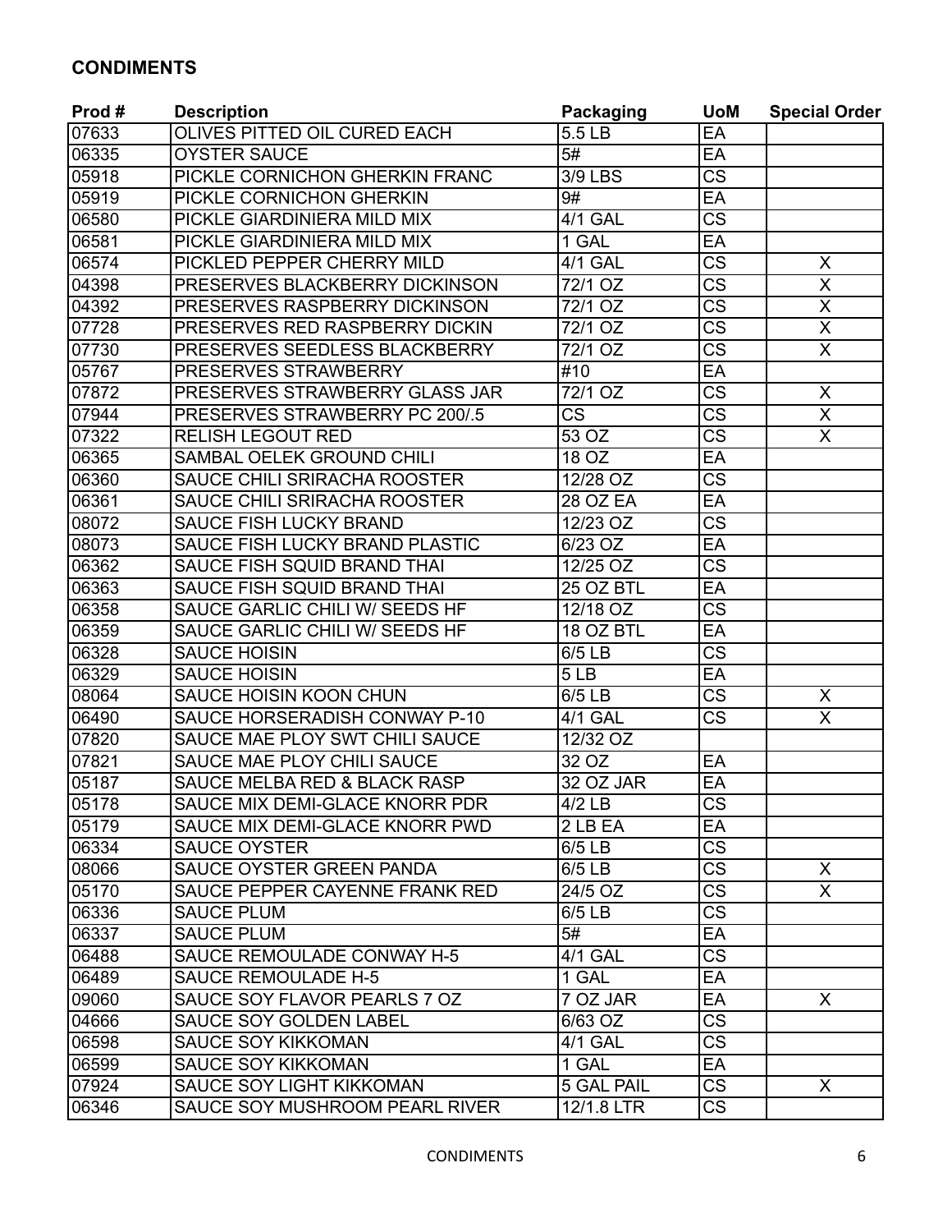## CONDIMENTS

| Prod # | Description | Packaging | UoM | Special Order |
|---|---|---|---|---|
| 07633 | OLIVES PITTED OIL CURED EACH | 5.5 LB | EA | |
| 06335 | OYSTER SAUCE | 5# | EA | |
| 05918 | PICKLE CORNICHON GHERKIN FRANC | 3/9 LBS | CS | |
| 05919 | PICKLE CORNICHON GHERKIN | 9# | EA | |
| 06580 | PICKLE GIARDINIERA MILD MIX | 4/1 GAL | CS | |
| 06581 | PICKLE GIARDINIERA MILD MIX | 1 GAL | EA | |
| 06574 | PICKLED PEPPER CHERRY MILD | 4/1 GAL | CS | X |
| 04398 | PRESERVES BLACKBERRY DICKINSON | 72/1 OZ | CS | X |
| 04392 | PRESERVES RASPBERRY DICKINSON | 72/1 OZ | CS | X |
| 07728 | PRESERVES RED RASPBERRY DICKIN | 72/1 OZ | CS | X |
| 07730 | PRESERVES SEEDLESS BLACKBERRY | 72/1 OZ | CS | X |
| 05767 | PRESERVES STRAWBERRY | #10 | EA | |
| 07872 | PRESERVES STRAWBERRY GLASS JAR | 72/1 OZ | CS | X |
| 07944 | PRESERVES STRAWBERRY PC 200/.5 | CS | CS | X |
| 07322 | RELISH LEGOUT RED | 53 OZ | CS | X |
| 06365 | SAMBAL OELEK GROUND CHILI | 18 OZ | EA | |
| 06360 | SAUCE CHILI SRIRACHA ROOSTER | 12/28 OZ | CS | |
| 06361 | SAUCE CHILI SRIRACHA ROOSTER | 28 OZ EA | EA | |
| 08072 | SAUCE FISH LUCKY BRAND | 12/23 OZ | CS | |
| 08073 | SAUCE FISH LUCKY BRAND PLASTIC | 6/23 OZ | EA | |
| 06362 | SAUCE FISH SQUID BRAND THAI | 12/25 OZ | CS | |
| 06363 | SAUCE FISH SQUID BRAND THAI | 25 OZ BTL | EA | |
| 06358 | SAUCE GARLIC CHILI W/ SEEDS HF | 12/18 OZ | CS | |
| 06359 | SAUCE GARLIC CHILI W/ SEEDS HF | 18 OZ BTL | EA | |
| 06328 | SAUCE HOISIN | 6/5 LB | CS | |
| 06329 | SAUCE HOISIN | 5 LB | EA | |
| 08064 | SAUCE HOISIN KOON CHUN | 6/5 LB | CS | X |
| 06490 | SAUCE HORSERADISH CONWAY P-10 | 4/1 GAL | CS | X |
| 07820 | SAUCE MAE PLOY SWT CHILI SAUCE | 12/32 OZ | | |
| 07821 | SAUCE MAE PLOY CHILI SAUCE | 32 OZ | EA | |
| 05187 | SAUCE MELBA RED & BLACK RASP | 32 OZ JAR | EA | |
| 05178 | SAUCE MIX DEMI-GLACE KNORR PDR | 4/2 LB | CS | |
| 05179 | SAUCE MIX DEMI-GLACE KNORR PWD | 2 LB EA | EA | |
| 06334 | SAUCE OYSTER | 6/5 LB | CS | |
| 08066 | SAUCE OYSTER GREEN PANDA | 6/5 LB | CS | X |
| 05170 | SAUCE PEPPER CAYENNE FRANK RED | 24/5 OZ | CS | X |
| 06336 | SAUCE PLUM | 6/5 LB | CS | |
| 06337 | SAUCE PLUM | 5# | EA | |
| 06488 | SAUCE REMOULADE CONWAY H-5 | 4/1 GAL | CS | |
| 06489 | SAUCE REMOULADE H-5 | 1 GAL | EA | |
| 09060 | SAUCE SOY FLAVOR PEARLS 7 OZ | 7 OZ JAR | EA | X |
| 04666 | SAUCE SOY GOLDEN LABEL | 6/63 OZ | CS | |
| 06598 | SAUCE SOY KIKKOMAN | 4/1 GAL | CS | |
| 06599 | SAUCE SOY KIKKOMAN | 1 GAL | EA | |
| 07924 | SAUCE SOY LIGHT KIKKOMAN | 5 GAL PAIL | CS | X |
| 06346 | SAUCE SOY MUSHROOM PEARL RIVER | 12/1.8 LTR | CS | |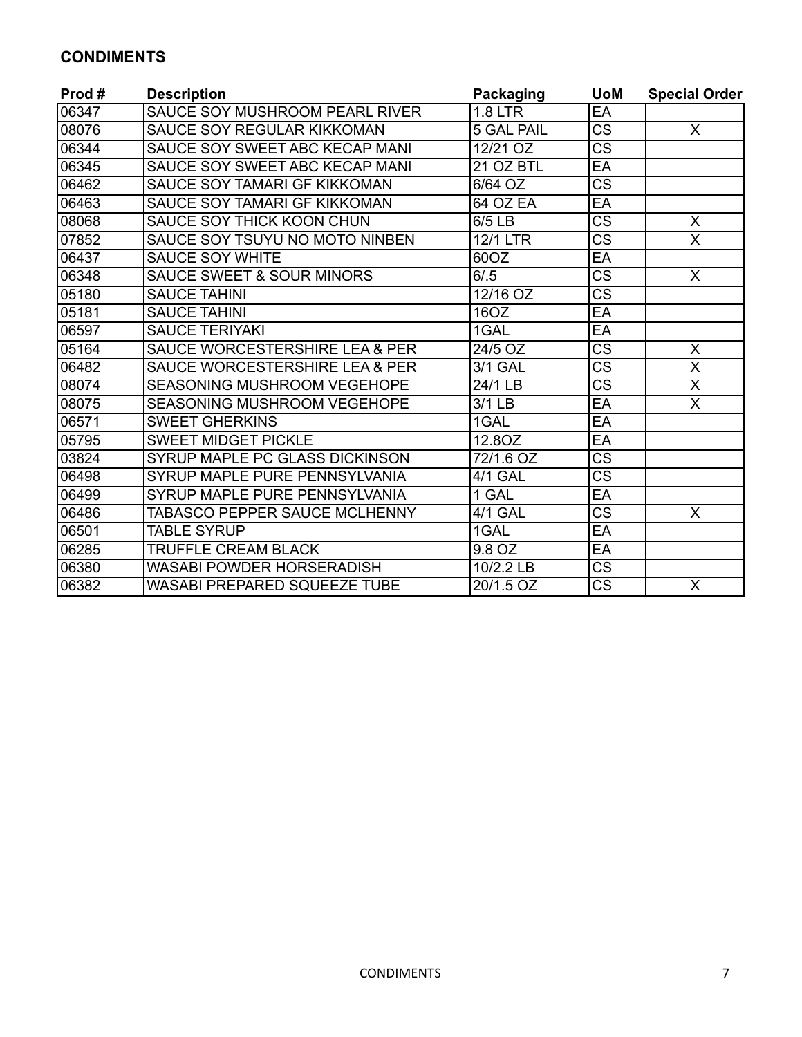**CONDIMENTS**

| Prod # | Description | Packaging | UoM | Special Order |
|---|---|---|---|---|
| 06347 | SAUCE SOY MUSHROOM PEARL RIVER | 1.8 LTR | EA | |
| 08076 | SAUCE SOY REGULAR KIKKOMAN | 5 GAL PAIL | CS | X |
| 06344 | SAUCE SOY SWEET ABC KECAP MANI | 12/21 OZ | CS | |
| 06345 | SAUCE SOY SWEET ABC KECAP MANI | 21 OZ BTL | EA | |
| 06462 | SAUCE SOY TAMARI GF KIKKOMAN | 6/64 OZ | CS | |
| 06463 | SAUCE SOY TAMARI GF KIKKOMAN | 64 OZ EA | EA | |
| 08068 | SAUCE SOY THICK KOON CHUN | 6/5 LB | CS | X |
| 07852 | SAUCE SOY TSUYU NO MOTO NINBEN | 12/1 LTR | CS | X |
| 06437 | SAUCE SOY WHITE | 60OZ | EA | |
| 06348 | SAUCE SWEET & SOUR MINORS | 6/.5 | CS | X |
| 05180 | SAUCE TAHINI | 12/16 OZ | CS | |
| 05181 | SAUCE TAHINI | 16OZ | EA | |
| 06597 | SAUCE TERIYAKI | 1GAL | EA | |
| 05164 | SAUCE WORCESTERSHIRE LEA & PER | 24/5 OZ | CS | X |
| 06482 | SAUCE WORCESTERSHIRE LEA & PER | 3/1 GAL | CS | X |
| 08074 | SEASONING MUSHROOM VEGEHOPE | 24/1 LB | CS | X |
| 08075 | SEASONING MUSHROOM VEGEHOPE | 3/1 LB | EA | X |
| 06571 | SWEET GHERKINS | 1GAL | EA | |
| 05795 | SWEET MIDGET PICKLE | 12.8OZ | EA | |
| 03824 | SYRUP MAPLE PC GLASS DICKINSON | 72/1.6 OZ | CS | |
| 06498 | SYRUP MAPLE PURE PENNSYLVANIA | 4/1 GAL | CS | |
| 06499 | SYRUP MAPLE PURE PENNSYLVANIA | 1 GAL | EA | |
| 06486 | TABASCO PEPPER SAUCE MCLHENNY | 4/1 GAL | CS | X |
| 06501 | TABLE SYRUP | 1GAL | EA | |
| 06285 | TRUFFLE CREAM BLACK | 9.8 OZ | EA | |
| 06380 | WASABI POWDER HORSERADISH | 10/2.2 LB | CS | |
| 06382 | WASABI PREPARED SQUEEZE TUBE | 20/1.5 OZ | CS | X |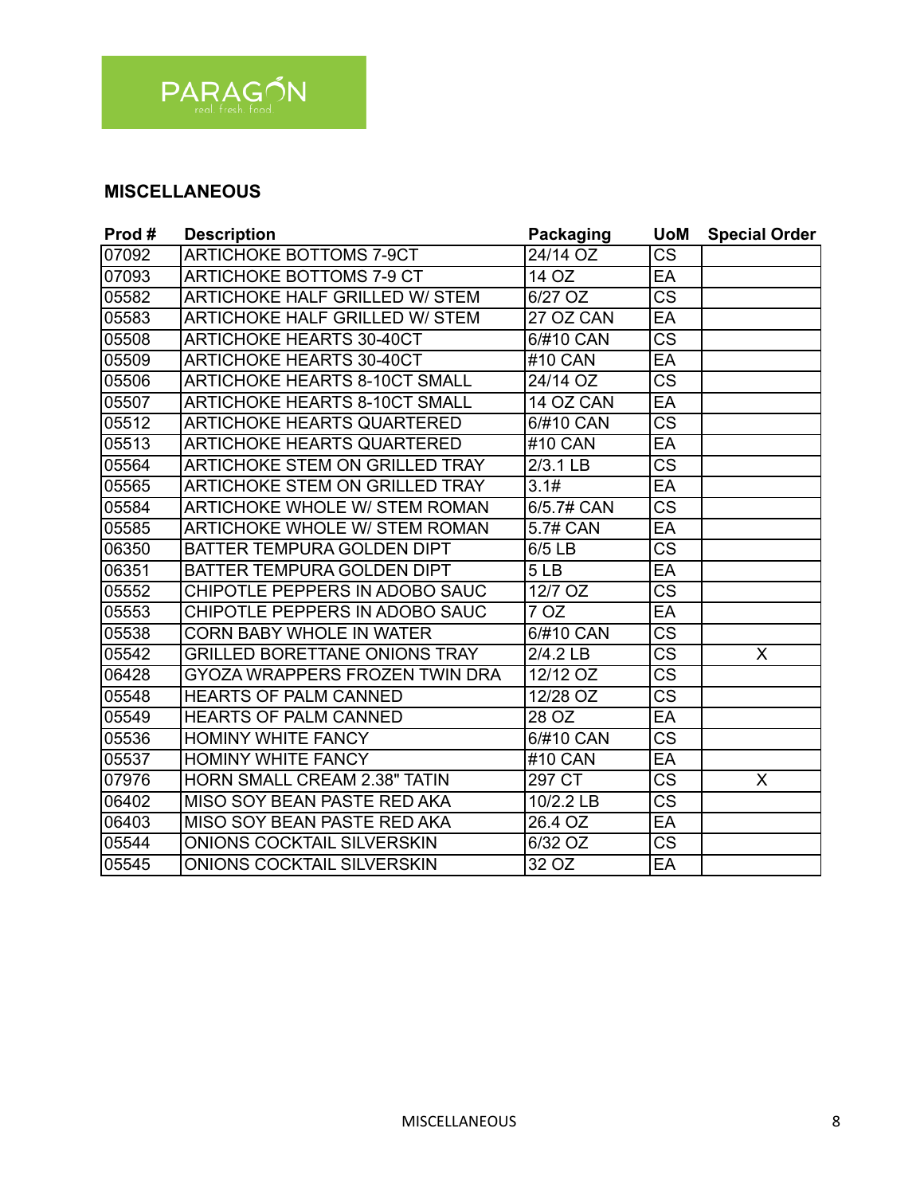PARAGON
real fresh food

## MISCELLANEOUS

| Prod # | Description | Packaging | UoM | Special Order |
|---|---|---|---|---|
| 07092 | ARTICHOKE BOTTOMS 7-9CT | 24/14 OZ | CS | |
| 07093 | ARTICHOKE BOTTOMS 7-9 CT | 14 OZ | EA | |
| 05582 | ARTICHOKE HALF GRILLED W/ STEM | 6/27 OZ | CS | |
| 05583 | ARTICHOKE HALF GRILLED W/ STEM | 27 OZ CAN | EA | |
| 05508 | ARTICHOKE HEARTS 30-40CT | 6/#10 CAN | CS | |
| 05509 | ARTICHOKE HEARTS 30-40CT | #10 CAN | EA | |
| 05506 | ARTICHOKE HEARTS 8-10CT SMALL | 24/14 OZ | CS | |
| 05507 | ARTICHOKE HEARTS 8-10CT SMALL | 14 OZ CAN | EA | |
| 05512 | ARTICHOKE HEARTS QUARTERED | 6/#10 CAN | CS | |
| 05513 | ARTICHOKE HEARTS QUARTERED | #10 CAN | EA | |
| 05564 | ARTICHOKE STEM ON GRILLED TRAY | 2/3.1 LB | CS | |
| 05565 | ARTICHOKE STEM ON GRILLED TRAY | 3.1# | EA | |
| 05584 | ARTICHOKE WHOLE W/ STEM ROMAN | 6/5.7# CAN | CS | |
| 05585 | ARTICHOKE WHOLE W/ STEM ROMAN | 5.7# CAN | EA | |
| 06350 | BATTER TEMPURA GOLDEN DIPT | 6/5 LB | CS | |
| 06351 | BATTER TEMPURA GOLDEN DIPT | 5 LB | EA | |
| 05552 | CHIPOTLE PEPPERS IN ADOBO SAUC | 12/7 OZ | CS | |
| 05553 | CHIPOTLE PEPPERS IN ADOBO SAUC | 7 OZ | EA | |
| 05538 | CORN BABY WHOLE IN WATER | 6/#10 CAN | CS | |
| 05542 | GRILLED BORETTANE ONIONS TRAY | 2/4.2 LB | CS | X |
| 06428 | GYOZA WRAPPERS FROZEN TWIN DRA | 12/12 OZ | CS | |
| 05548 | HEARTS OF PALM CANNED | 12/28 OZ | CS | |
| 05549 | HEARTS OF PALM CANNED | 28 OZ | EA | |
| 05536 | HOMINY WHITE FANCY | 6/#10 CAN | CS | |
| 05537 | HOMINY WHITE FANCY | #10 CAN | EA | |
| 07976 | HORN SMALL CREAM 2.38" TATIN | 297 CT | CS | X |
| 06402 | MISO SOY BEAN PASTE RED AKA | 10/2.2 LB | CS | |
| 06403 | MISO SOY BEAN PASTE RED AKA | 26.4 OZ | EA | |
| 05544 | ONIONS COCKTAIL SILVERSKIN | 6/32 OZ | CS | |
| 05545 | ONIONS COCKTAIL SILVERSKIN | 32 OZ | EA | |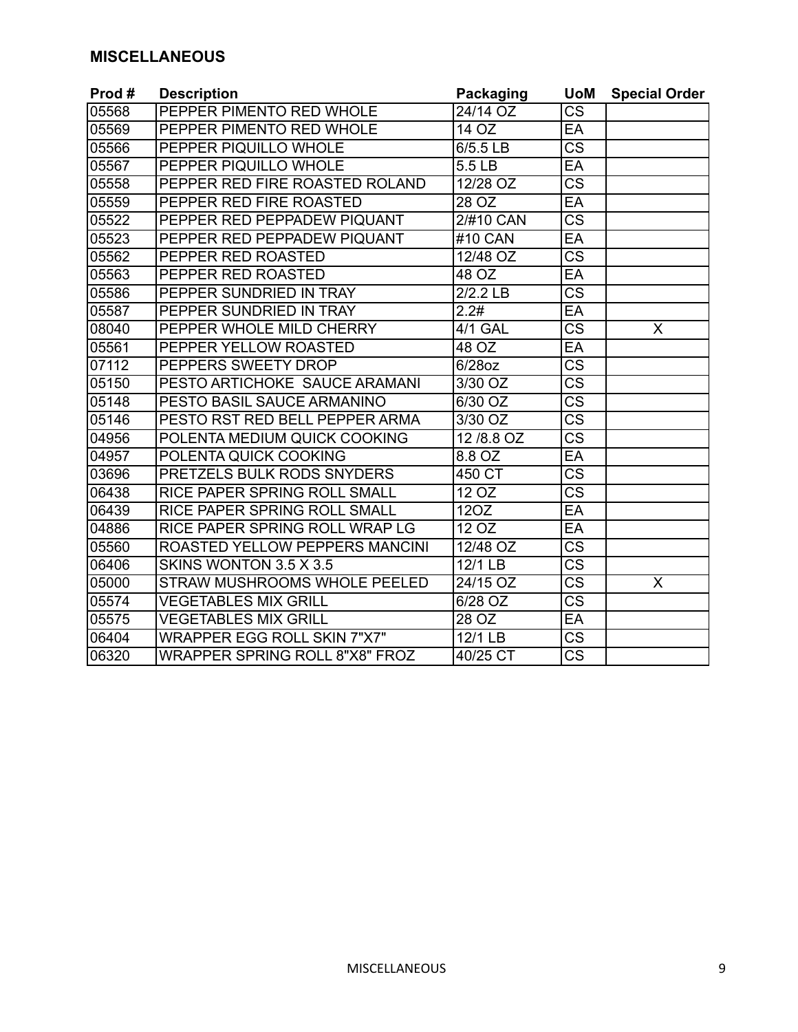## MISCELLANEOUS

| Prod # | Description | Packaging | UoM | Special Order |
|---|---|---|---|---|
| 05568 | PEPPER PIMENTO RED WHOLE | 24/14 OZ | CS | |
| 05569 | PEPPER PIMENTO RED WHOLE | 14 OZ | EA | |
| 05566 | PEPPER PIQUILLO WHOLE | 6/5.5 LB | CS | |
| 05567 | PEPPER PIQUILLO WHOLE | 5.5 LB | EA | |
| 05558 | PEPPER RED FIRE ROASTED ROLAND | 12/28 OZ | CS | |
| 05559 | PEPPER RED FIRE ROASTED | 28 OZ | EA | |
| 05522 | PEPPER RED PEPPADEW PIQUANT | 2/#10 CAN | CS | |
| 05523 | PEPPER RED PEPPADEW PIQUANT | #10 CAN | EA | |
| 05562 | PEPPER RED ROASTED | 12/48 OZ | CS | |
| 05563 | PEPPER RED ROASTED | 48 OZ | EA | |
| 05586 | PEPPER SUNDRIED IN TRAY | 2/2.2 LB | CS | |
| 05587 | PEPPER SUNDRIED IN TRAY | 2.2# | EA | |
| 08040 | PEPPER WHOLE MILD CHERRY | 4/1 GAL | CS | X |
| 05561 | PEPPER YELLOW ROASTED | 48 OZ | EA | |
| 07112 | PEPPERS SWEETY DROP | 6/28oz | CS | |
| 05150 | PESTO ARTICHOKE  SAUCE ARAMANI | 3/30 OZ | CS | |
| 05148 | PESTO BASIL SAUCE ARMANINO | 6/30 OZ | CS | |
| 05146 | PESTO RST RED BELL PEPPER ARMA | 3/30 OZ | CS | |
| 04956 | POLENTA MEDIUM QUICK COOKING | 12 /8.8 OZ | CS | |
| 04957 | POLENTA QUICK COOKING | 8.8 OZ | EA | |
| 03696 | PRETZELS BULK RODS SNYDERS | 450 CT | CS | |
| 06438 | RICE PAPER SPRING ROLL SMALL | 12 OZ | CS | |
| 06439 | RICE PAPER SPRING ROLL SMALL | 12OZ | EA | |
| 04886 | RICE PAPER SPRING ROLL WRAP LG | 12 OZ | EA | |
| 05560 | ROASTED YELLOW PEPPERS MANCINI | 12/48 OZ | CS | |
| 06406 | SKINS WONTON 3.5 X 3.5 | 12/1 LB | CS | |
| 05000 | STRAW MUSHROOMS WHOLE PEELED | 24/15 OZ | CS | X |
| 05574 | VEGETABLES MIX GRILL | 6/28 OZ | CS | |
| 05575 | VEGETABLES MIX GRILL | 28 OZ | EA | |
| 06404 | WRAPPER EGG ROLL SKIN 7"X7" | 12/1 LB | CS | |
| 06320 | WRAPPER SPRING ROLL 8"X8" FROZ | 40/25 CT | CS | |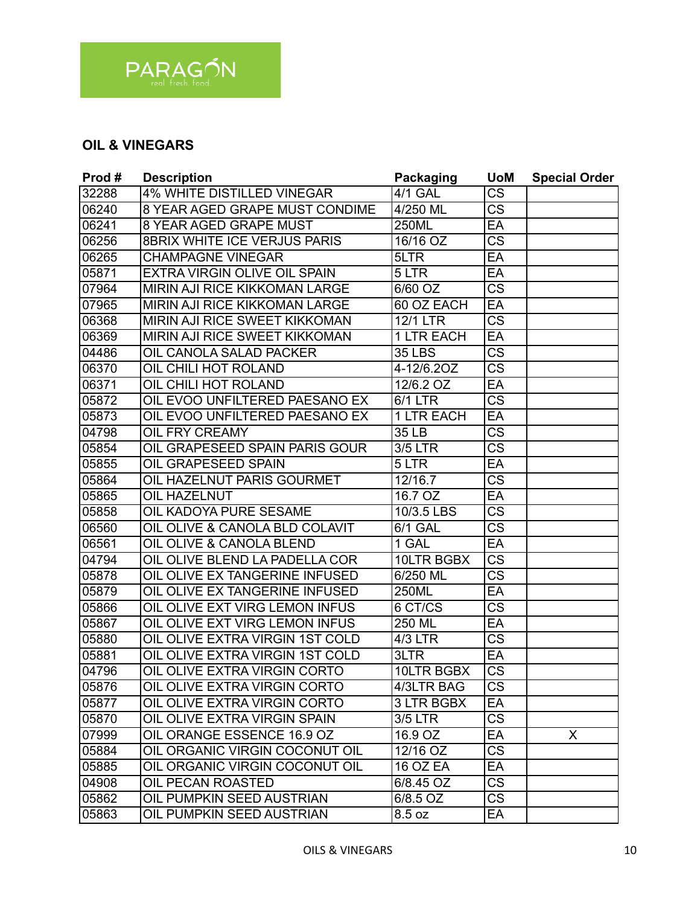PARAGON
real. fresh. food.

## OIL & VINEGARS

| Prod # | Description | Packaging | UoM | Special Order |
|---|---|---|---|---|
| 32288 | 4% WHITE DISTILLED VINEGAR | 4/1 GAL | CS | |
| 06240 | 8 YEAR AGED GRAPE MUST CONDIME | 4/250 ML | CS | |
| 06241 | 8 YEAR AGED GRAPE MUST | 250ML | EA | |
| 06256 | 8BRIX WHITE ICE VERJUS PARIS | 16/16 OZ | CS | |
| 06265 | CHAMPAGNE VINEGAR | 5LTR | EA | |
| 05871 | EXTRA VIRGIN OLIVE OIL SPAIN | 5 LTR | EA | |
| 07964 | MIRIN AJI RICE KIKKOMAN LARGE | 6/60 OZ | CS | |
| 07965 | MIRIN AJI RICE KIKKOMAN LARGE | 60 OZ EACH | EA | |
| 06368 | MIRIN AJI RICE SWEET KIKKOMAN | 12/1 LTR | CS | |
| 06369 | MIRIN AJI RICE SWEET KIKKOMAN | 1 LTR EACH | EA | |
| 04486 | OIL CANOLA SALAD PACKER | 35 LBS | CS | |
| 06370 | OIL CHILI HOT ROLAND | 4-12/6.2OZ | CS | |
| 06371 | OIL CHILI HOT ROLAND | 12/6.2 OZ | EA | |
| 05872 | OIL EVOO UNFILTERED PAESANO EX | 6/1 LTR | CS | |
| 05873 | OIL EVOO UNFILTERED PAESANO EX | 1 LTR EACH | EA | |
| 04798 | OIL FRY CREAMY | 35 LB | CS | |
| 05854 | OIL GRAPESEED SPAIN PARIS GOUR | 3/5 LTR | CS | |
| 05855 | OIL GRAPESEED SPAIN | 5 LTR | EA | |
| 05864 | OIL HAZELNUT PARIS GOURMET | 12/16.7 | CS | |
| 05865 | OIL HAZELNUT | 16.7 OZ | EA | |
| 05858 | OIL KADOYA PURE SESAME | 10/3.5 LBS | CS | |
| 06560 | OIL OLIVE & CANOLA BLD COLAVIT | 6/1 GAL | CS | |
| 06561 | OIL OLIVE & CANOLA BLEND | 1 GAL | EA | |
| 04794 | OIL OLIVE BLEND LA PADELLA COR | 10LTR BGBX | CS | |
| 05878 | OIL OLIVE EX TANGERINE INFUSED | 6/250 ML | CS | |
| 05879 | OIL OLIVE EX TANGERINE INFUSED | 250ML | EA | |
| 05866 | OIL OLIVE EXT VIRG LEMON INFUS | 6 CT/CS | CS | |
| 05867 | OIL OLIVE EXT VIRG LEMON INFUS | 250 ML | EA | |
| 05880 | OIL OLIVE EXTRA VIRGIN 1ST COLD | 4/3 LTR | CS | |
| 05881 | OIL OLIVE EXTRA VIRGIN 1ST COLD | 3LTR | EA | |
| 04796 | OIL OLIVE EXTRA VIRGIN CORTO | 10LTR BGBX | CS | |
| 05876 | OIL OLIVE EXTRA VIRGIN CORTO | 4/3LTR BAG | CS | |
| 05877 | OIL OLIVE EXTRA VIRGIN CORTO | 3 LTR BGBX | EA | |
| 05870 | OIL OLIVE EXTRA VIRGIN SPAIN | 3/5 LTR | CS | |
| 07999 | OIL ORANGE ESSENCE 16.9 OZ | 16.9 OZ | EA | X |
| 05884 | OIL ORGANIC VIRGIN COCONUT OIL | 12/16 OZ | CS | |
| 05885 | OIL ORGANIC VIRGIN COCONUT OIL | 16 OZ EA | EA | |
| 04908 | OIL PECAN ROASTED | 6/8.45 OZ | CS | |
| 05862 | OIL PUMPKIN SEED AUSTRIAN | 6/8.5 OZ | CS | |
| 05863 | OIL PUMPKIN SEED AUSTRIAN | 8.5 oz | EA | |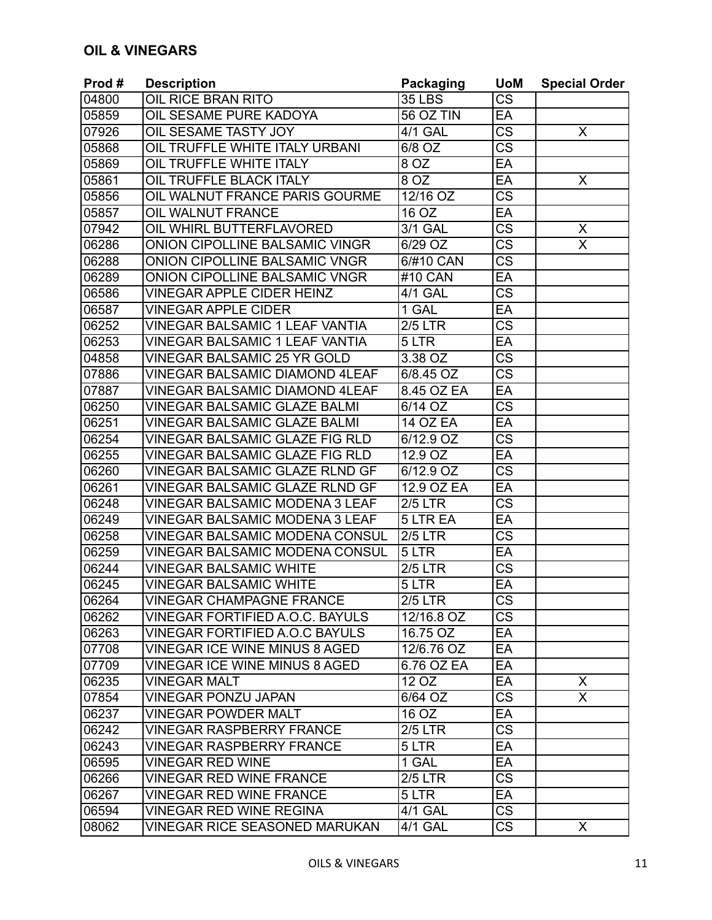## OIL & VINEGARS

| Prod # | Description | Packaging | UoM | Special Order |
|---|---|---|---|---|
| 04800 | OIL RICE BRAN RITO | 35 LBS | CS | |
| 05859 | OIL SESAME PURE KADOYA | 56 OZ TIN | EA | |
| 07926 | OIL SESAME TASTY JOY | 4/1 GAL | CS | X |
| 05868 | OIL TRUFFLE WHITE ITALY URBANI | 6/8 OZ | CS | |
| 05869 | OIL TRUFFLE WHITE ITALY | 8 OZ | EA | |
| 05861 | OIL TRUFFLE BLACK ITALY | 8 OZ | EA | X |
| 05856 | OIL WALNUT FRANCE PARIS GOURME | 12/16 OZ | CS | |
| 05857 | OIL WALNUT FRANCE | 16 OZ | EA | |
| 07942 | OIL WHIRL BUTTERFLAVORED | 3/1 GAL | CS | X |
| 06286 | ONION CIPOLLINE BALSAMIC VINGR | 6/29 OZ | CS | X |
| 06288 | ONION CIPOLLINE BALSAMIC VNGR | 6/#10 CAN | CS | |
| 06289 | ONION CIPOLLINE BALSAMIC VNGR | #10 CAN | EA | |
| 06586 | VINEGAR APPLE CIDER HEINZ | 4/1 GAL | CS | |
| 06587 | VINEGAR APPLE CIDER | 1 GAL | EA | |
| 06252 | VINEGAR BALSAMIC 1 LEAF VANTIA | 2/5 LTR | CS | |
| 06253 | VINEGAR BALSAMIC 1 LEAF VANTIA | 5 LTR | EA | |
| 04858 | VINEGAR BALSAMIC 25 YR GOLD | 3.38 OZ | CS | |
| 07886 | VINEGAR BALSAMIC DIAMOND 4LEAF | 6/8.45 OZ | CS | |
| 07887 | VINEGAR BALSAMIC DIAMOND 4LEAF | 8.45 OZ EA | EA | |
| 06250 | VINEGAR BALSAMIC GLAZE BALMI | 6/14 OZ | CS | |
| 06251 | VINEGAR BALSAMIC GLAZE BALMI | 14 OZ EA | EA | |
| 06254 | VINEGAR BALSAMIC GLAZE FIG RLD | 6/12.9 OZ | CS | |
| 06255 | VINEGAR BALSAMIC GLAZE FIG RLD | 12.9 OZ | EA | |
| 06260 | VINEGAR BALSAMIC GLAZE RLND GF | 6/12.9 OZ | CS | |
| 06261 | VINEGAR BALSAMIC GLAZE RLND GF | 12.9 OZ EA | EA | |
| 06248 | VINEGAR BALSAMIC MODENA 3 LEAF | 2/5 LTR | CS | |
| 06249 | VINEGAR BALSAMIC MODENA 3 LEAF | 5 LTR EA | EA | |
| 06258 | VINEGAR BALSAMIC MODENA CONSUL | 2/5 LTR | CS | |
| 06259 | VINEGAR BALSAMIC MODENA CONSUL | 5 LTR | EA | |
| 06244 | VINEGAR BALSAMIC WHITE | 2/5 LTR | CS | |
| 06245 | VINEGAR BALSAMIC WHITE | 5 LTR | EA | |
| 06264 | VINEGAR CHAMPAGNE FRANCE | 2/5 LTR | CS | |
| 06262 | VINEGAR FORTIFIED A.O.C. BAYULS | 12/16.8 OZ | CS | |
| 06263 | VINEGAR FORTIFIED A.O.C BAYULS | 16.75 OZ | EA | |
| 07708 | VINEGAR ICE WINE MINUS 8 AGED | 12/6.76 OZ | EA | |
| 07709 | VINEGAR ICE WINE MINUS 8 AGED | 6.76 OZ EA | EA | |
| 06235 | VINEGAR MALT | 12 OZ | EA | X |
| 07854 | VINEGAR PONZU JAPAN | 6/64 OZ | CS | X |
| 06237 | VINEGAR POWDER MALT | 16 OZ | EA | |
| 06242 | VINEGAR RASPBERRY FRANCE | 2/5 LTR | CS | |
| 06243 | VINEGAR RASPBERRY FRANCE | 5 LTR | EA | |
| 06595 | VINEGAR RED WINE | 1 GAL | EA | |
| 06266 | VINEGAR RED WINE FRANCE | 2/5 LTR | CS | |
| 06267 | VINEGAR RED WINE FRANCE | 5 LTR | EA | |
| 06594 | VINEGAR RED WINE REGINA | 4/1 GAL | CS | |
| 08062 | VINEGAR RICE SEASONED MARUKAN | 4/1 GAL | CS | X |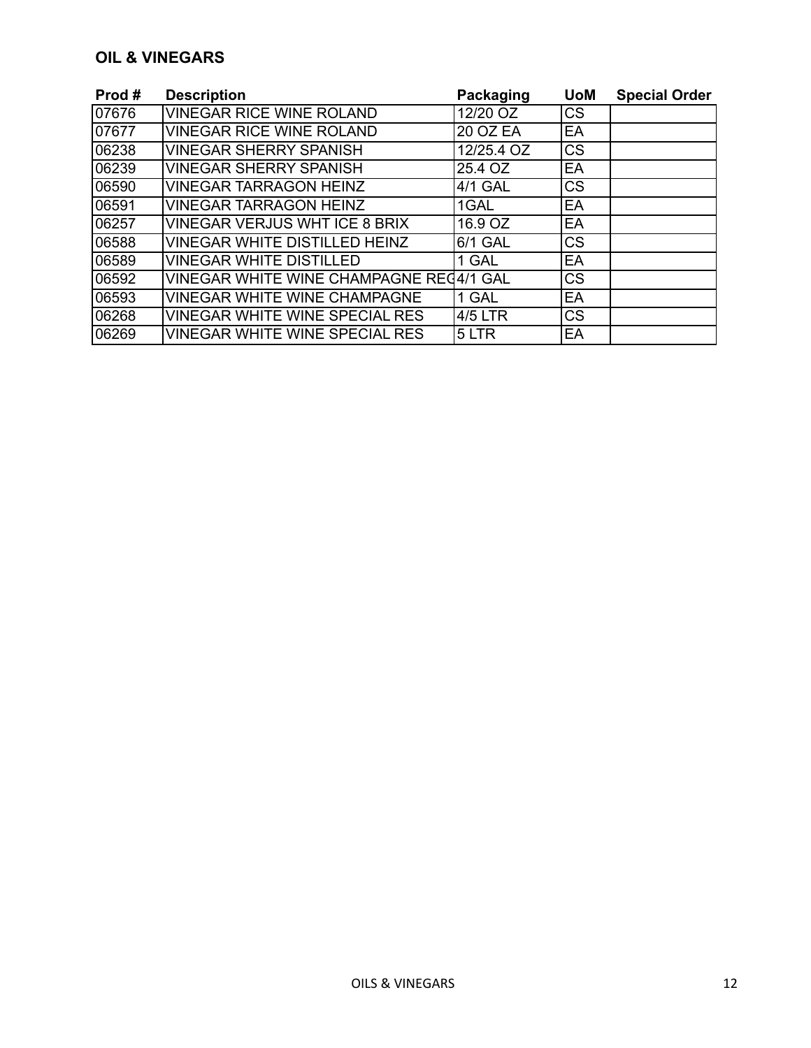## OIL & VINEGARS

| Prod # | Description | Packaging | UoM | Special Order |
|---|---|---|---|---|
| 07676 | VINEGAR RICE WINE ROLAND | 12/20 OZ | CS | |
| 07677 | VINEGAR RICE WINE ROLAND | 20 OZ EA | EA | |
| 06238 | VINEGAR SHERRY SPANISH | 12/25.4 OZ | CS | |
| 06239 | VINEGAR SHERRY SPANISH | 25.4 OZ | EA | |
| 06590 | VINEGAR TARRAGON HEINZ | 4/1 GAL | CS | |
| 06591 | VINEGAR TARRAGON HEINZ | 1GAL | EA | |
| 06257 | VINEGAR VERJUS WHT ICE 8 BRIX | 16.9 OZ | EA | |
| 06588 | VINEGAR WHITE DISTILLED HEINZ | 6/1 GAL | CS | |
| 06589 | VINEGAR WHITE DISTILLED | 1 GAL | EA | |
| 06592 | VINEGAR WHITE WINE CHAMPAGNE REG | 4/1 GAL | CS | |
| 06593 | VINEGAR WHITE WINE CHAMPAGNE | 1 GAL | EA | |
| 06268 | VINEGAR WHITE WINE SPECIAL RES | 4/5 LTR | CS | |
| 06269 | VINEGAR WHITE WINE SPECIAL RES | 5 LTR | EA | |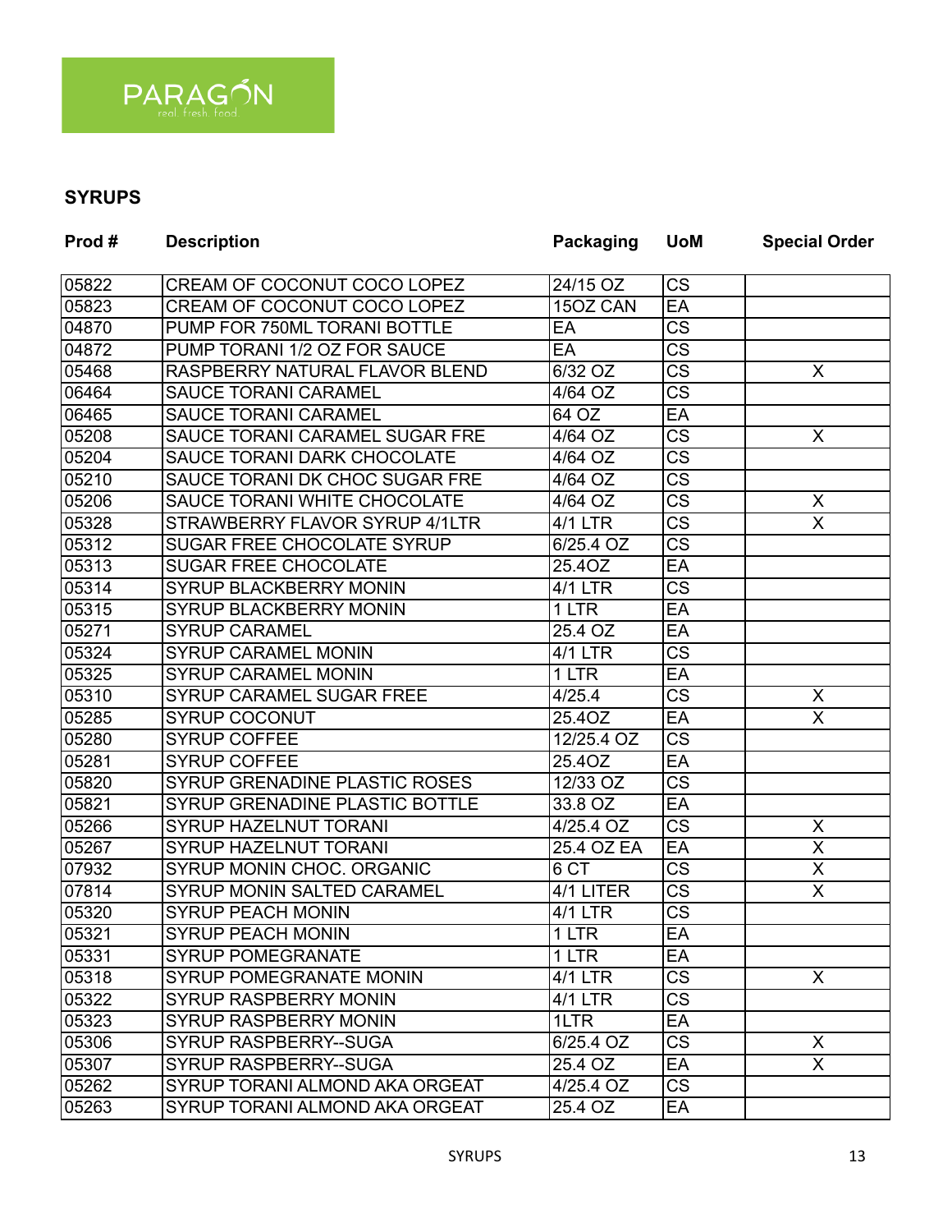PARAGON real. fresh. food.

## SYRUPS

| Prod # | Description | Packaging | UoM | Special Order |
|---|---|---|---|---|
| 05822 | CREAM OF COCONUT COCO LOPEZ | 24/15 OZ | CS | |
| 05823 | CREAM OF COCONUT COCO LOPEZ | 15OZ CAN | EA | |
| 04870 | PUMP FOR 750ML TORANI BOTTLE | EA | CS | |
| 04872 | PUMP TORANI 1/2 OZ FOR SAUCE | EA | CS | |
| 05468 | RASPBERRY NATURAL FLAVOR BLEND | 6/32 OZ | CS | X |
| 06464 | SAUCE TORANI CARAMEL | 4/64 OZ | CS | |
| 06465 | SAUCE TORANI CARAMEL | 64 OZ | EA | |
| 05208 | SAUCE TORANI CARAMEL SUGAR FRE | 4/64 OZ | CS | X |
| 05204 | SAUCE TORANI DARK CHOCOLATE | 4/64 OZ | CS | |
| 05210 | SAUCE TORANI DK CHOC SUGAR FRE | 4/64 OZ | CS | |
| 05206 | SAUCE TORANI WHITE CHOCOLATE | 4/64 OZ | CS | X |
| 05328 | STRAWBERRY FLAVOR SYRUP 4/1LTR | 4/1 LTR | CS | X |
| 05312 | SUGAR FREE CHOCOLATE SYRUP | 6/25.4 OZ | CS | |
| 05313 | SUGAR FREE CHOCOLATE | 25.4OZ | EA | |
| 05314 | SYRUP BLACKBERRY MONIN | 4/1 LTR | CS | |
| 05315 | SYRUP BLACKBERRY MONIN | 1 LTR | EA | |
| 05271 | SYRUP CARAMEL | 25.4 OZ | EA | |
| 05324 | SYRUP CARAMEL MONIN | 4/1 LTR | CS | |
| 05325 | SYRUP CARAMEL MONIN | 1 LTR | EA | |
| 05310 | SYRUP CARAMEL SUGAR FREE | 4/25.4 | CS | X |
| 05285 | SYRUP COCONUT | 25.4OZ | EA | X |
| 05280 | SYRUP COFFEE | 12/25.4 OZ | CS | |
| 05281 | SYRUP COFFEE | 25.4OZ | EA | |
| 05820 | SYRUP GRENADINE PLASTIC ROSES | 12/33 OZ | CS | |
| 05821 | SYRUP GRENADINE PLASTIC BOTTLE | 33.8 OZ | EA | |
| 05266 | SYRUP HAZELNUT TORANI | 4/25.4 OZ | CS | X |
| 05267 | SYRUP HAZELNUT TORANI | 25.4 OZ EA | EA | X |
| 07932 | SYRUP MONIN CHOC. ORGANIC | 6 CT | CS | X |
| 07814 | SYRUP MONIN SALTED CARAMEL | 4/1 LITER | CS | X |
| 05320 | SYRUP PEACH MONIN | 4/1 LTR | CS | |
| 05321 | SYRUP PEACH MONIN | 1 LTR | EA | |
| 05331 | SYRUP POMEGRANATE | 1 LTR | EA | |
| 05318 | SYRUP POMEGRANATE MONIN | 4/1 LTR | CS | X |
| 05322 | SYRUP RASPBERRY MONIN | 4/1 LTR | CS | |
| 05323 | SYRUP RASPBERRY MONIN | 1LTR | EA | |
| 05306 | SYRUP RASPBERRY--SUGA | 6/25.4 OZ | CS | X |
| 05307 | SYRUP RASPBERRY--SUGA | 25.4 OZ | EA | X |
| 05262 | SYRUP TORANI ALMOND AKA ORGEAT | 4/25.4 OZ | CS | |
| 05263 | SYRUP TORANI ALMOND AKA ORGEAT | 25.4 OZ | EA | |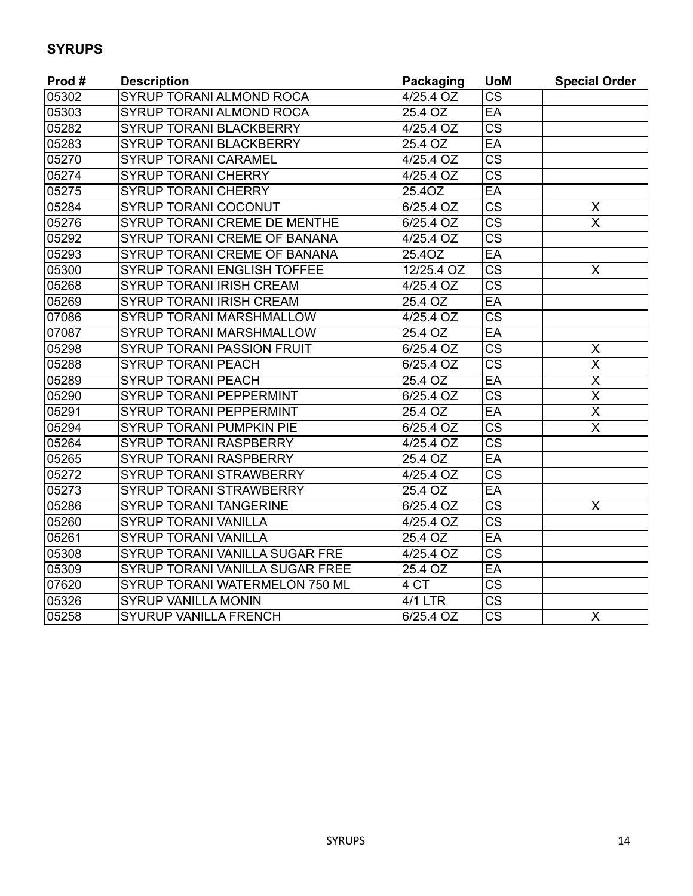## SYRUPS

| Prod # | Description | Packaging | UoM | Special Order |
|---|---|---|---|---|
| 05302 | SYRUP TORANI ALMOND ROCA | 4/25.4 OZ | CS | |
| 05303 | SYRUP TORANI ALMOND ROCA | 25.4 OZ | EA | |
| 05282 | SYRUP TORANI BLACKBERRY | 4/25.4 OZ | CS | |
| 05283 | SYRUP TORANI BLACKBERRY | 25.4 OZ | EA | |
| 05270 | SYRUP TORANI CARAMEL | 4/25.4 OZ | CS | |
| 05274 | SYRUP TORANI CHERRY | 4/25.4 OZ | CS | |
| 05275 | SYRUP TORANI CHERRY | 25.4OZ | EA | |
| 05284 | SYRUP TORANI COCONUT | 6/25.4 OZ | CS | X |
| 05276 | SYRUP TORANI CREME DE MENTHE | 6/25.4 OZ | CS | X |
| 05292 | SYRUP TORANI CREME OF BANANA | 4/25.4 OZ | CS | |
| 05293 | SYRUP TORANI CREME OF BANANA | 25.4OZ | EA | |
| 05300 | SYRUP TORANI ENGLISH TOFFEE | 12/25.4 OZ | CS | X |
| 05268 | SYRUP TORANI IRISH CREAM | 4/25.4 OZ | CS | |
| 05269 | SYRUP TORANI IRISH CREAM | 25.4 OZ | EA | |
| 07086 | SYRUP TORANI MARSHMALLOW | 4/25.4 OZ | CS | |
| 07087 | SYRUP TORANI MARSHMALLOW | 25.4 OZ | EA | |
| 05298 | SYRUP TORANI PASSION FRUIT | 6/25.4 OZ | CS | X |
| 05288 | SYRUP TORANI PEACH | 6/25.4 OZ | CS | X |
| 05289 | SYRUP TORANI PEACH | 25.4 OZ | EA | X |
| 05290 | SYRUP TORANI PEPPERMINT | 6/25.4 OZ | CS | X |
| 05291 | SYRUP TORANI PEPPERMINT | 25.4 OZ | EA | X |
| 05294 | SYRUP TORANI PUMPKIN PIE | 6/25.4 OZ | CS | X |
| 05264 | SYRUP TORANI RASPBERRY | 4/25.4 OZ | CS | |
| 05265 | SYRUP TORANI RASPBERRY | 25.4 OZ | EA | |
| 05272 | SYRUP TORANI STRAWBERRY | 4/25.4 OZ | CS | |
| 05273 | SYRUP TORANI STRAWBERRY | 25.4 OZ | EA | |
| 05286 | SYRUP TORANI TANGERINE | 6/25.4 OZ | CS | X |
| 05260 | SYRUP TORANI VANILLA | 4/25.4 OZ | CS | |
| 05261 | SYRUP TORANI VANILLA | 25.4 OZ | EA | |
| 05308 | SYRUP TORANI VANILLA SUGAR FRE | 4/25.4 OZ | CS | |
| 05309 | SYRUP TORANI VANILLA SUGAR FREE | 25.4 OZ | EA | |
| 07620 | SYRUP TORANI WATERMELON 750 ML | 4 CT | CS | |
| 05326 | SYRUP VANILLA MONIN | 4/1 LTR | CS | |
| 05258 | SYURUP VANILLA FRENCH | 6/25.4 OZ | CS | X |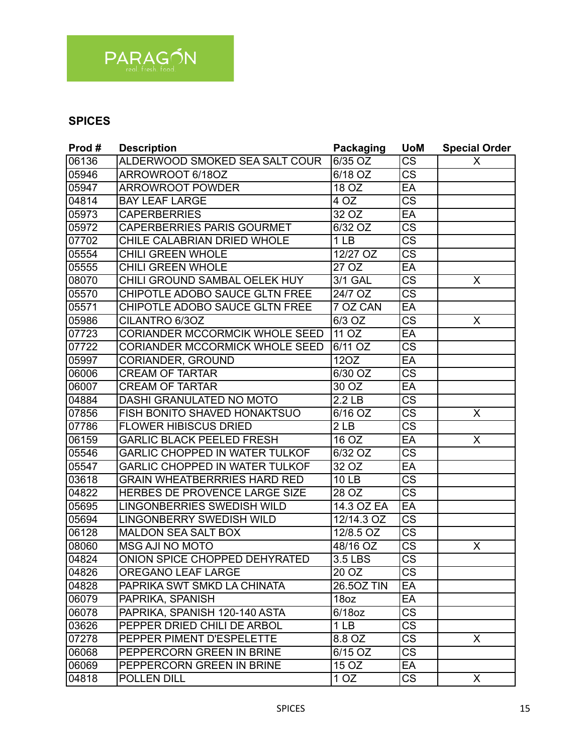PARAGON
real. fresh. food.

## SPICES

| Prod # | Description | Packaging | UoM | Special Order |
|---|---|---|---|---|
| 06136 | ALDERWOOD SMOKED SEA SALT COUR | 6/35 OZ | CS | X |
| 05946 | ARROWROOT 6/18OZ | 6/18 OZ | CS | |
| 05947 | ARROWROOT POWDER | 18 OZ | EA | |
| 04814 | BAY LEAF LARGE | 4 OZ | CS | |
| 05973 | CAPERBERRIES | 32 OZ | EA | |
| 05972 | CAPERBERRIES PARIS GOURMET | 6/32 OZ | CS | |
| 07702 | CHILE CALABRIAN DRIED WHOLE | 1 LB | CS | |
| 05554 | CHILI GREEN WHOLE | 12/27 OZ | CS | |
| 05555 | CHILI GREEN WHOLE | 27 OZ | EA | |
| 08070 | CHILI GROUND SAMBAL OELEK HUY | 3/1 GAL | CS | X |
| 05570 | CHIPOTLE ADOBO SAUCE GLTN FREE | 24/7 OZ | CS | |
| 05571 | CHIPOTLE ADOBO SAUCE GLTN FREE | 7 OZ CAN | EA | |
| 05986 | CILANTRO 6/3OZ | 6/3 OZ | CS | X |
| 07723 | CORIANDER MCCORMCIK WHOLE SEED | 11 OZ | EA | |
| 07722 | CORIANDER MCCORMICK WHOLE SEED | 6/11 OZ | CS | |
| 05997 | CORIANDER, GROUND | 12OZ | EA | |
| 06006 | CREAM OF TARTAR | 6/30 OZ | CS | |
| 06007 | CREAM OF TARTAR | 30 OZ | EA | |
| 04884 | DASHI GRANULATED NO MOTO | 2.2 LB | CS | |
| 07856 | FISH BONITO SHAVED HONAKTSUO | 6/16 OZ | CS | X |
| 07786 | FLOWER HIBISCUS DRIED | 2 LB | CS | |
| 06159 | GARLIC BLACK PEELED FRESH | 16 OZ | EA | X |
| 05546 | GARLIC CHOPPED IN WATER TULKOF | 6/32 OZ | CS | |
| 05547 | GARLIC CHOPPED IN WATER TULKOF | 32 OZ | EA | |
| 03618 | GRAIN WHEATBERRRIES HARD RED | 10 LB | CS | |
| 04822 | HERBES DE PROVENCE LARGE SIZE | 28 OZ | CS | |
| 05695 | LINGONBERRIES SWEDISH WILD | 14.3 OZ EA | EA | |
| 05694 | LINGONBERRY SWEDISH WILD | 12/14.3 OZ | CS | |
| 06128 | MALDON SEA SALT BOX | 12/8.5 OZ | CS | |
| 08060 | MSG AJI NO MOTO | 48/16 OZ | CS | X |
| 04824 | ONION SPICE CHOPPED DEHYRATED | 3.5 LBS | CS | |
| 04826 | OREGANO LEAF LARGE | 20 OZ | CS | |
| 04828 | PAPRIKA SWT SMKD LA CHINATA | 26.5OZ TIN | EA | |
| 06079 | PAPRIKA, SPANISH | 18oz | EA | |
| 06078 | PAPRIKA, SPANISH 120-140 ASTA | 6/18oz | CS | |
| 03626 | PEPPER DRIED CHILI DE ARBOL | 1 LB | CS | |
| 07278 | PEPPER PIMENT D'ESPELETTE | 8.8 OZ | CS | X |
| 06068 | PEPPERCORN GREEN IN BRINE | 6/15 OZ | CS | |
| 06069 | PEPPERCORN GREEN IN BRINE | 15 OZ | EA | |
| 04818 | POLLEN DILL | 1 OZ | CS | X |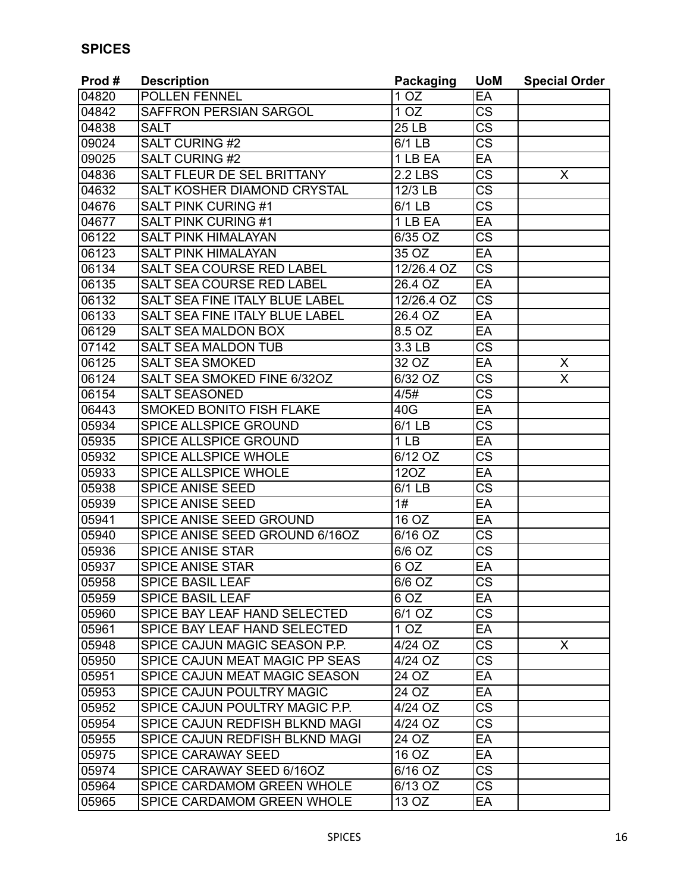## SPICES

| Prod # | Description | Packaging | UoM | Special Order |
|---|---|---|---|---|
| 04820 | POLLEN FENNEL | 1 OZ | EA | |
| 04842 | SAFFRON PERSIAN SARGOL | 1 OZ | CS | |
| 04838 | SALT | 25 LB | CS | |
| 09024 | SALT CURING #2 | 6/1 LB | CS | |
| 09025 | SALT CURING #2 | 1 LB EA | EA | |
| 04836 | SALT FLEUR DE SEL BRITTANY | 2.2 LBS | CS | X |
| 04632 | SALT KOSHER DIAMOND CRYSTAL | 12/3 LB | CS | |
| 04676 | SALT PINK CURING #1 | 6/1 LB | CS | |
| 04677 | SALT PINK CURING #1 | 1 LB EA | EA | |
| 06122 | SALT PINK HIMALAYAN | 6/35 OZ | CS | |
| 06123 | SALT PINK HIMALAYAN | 35 OZ | EA | |
| 06134 | SALT SEA COURSE RED LABEL | 12/26.4 OZ | CS | |
| 06135 | SALT SEA COURSE RED LABEL | 26.4 OZ | EA | |
| 06132 | SALT SEA FINE ITALY BLUE LABEL | 12/26.4 OZ | CS | |
| 06133 | SALT SEA FINE ITALY BLUE LABEL | 26.4 OZ | EA | |
| 06129 | SALT SEA MALDON BOX | 8.5 OZ | EA | |
| 07142 | SALT SEA MALDON TUB | 3.3 LB | CS | |
| 06125 | SALT SEA SMOKED | 32 OZ | EA | X |
| 06124 | SALT SEA SMOKED FINE 6/32OZ | 6/32 OZ | CS | X |
| 06154 | SALT SEASONED | 4/5# | CS | |
| 06443 | SMOKED BONITO FISH FLAKE | 40G | EA | |
| 05934 | SPICE ALLSPICE GROUND | 6/1 LB | CS | |
| 05935 | SPICE ALLSPICE GROUND | 1 LB | EA | |
| 05932 | SPICE ALLSPICE WHOLE | 6/12 OZ | CS | |
| 05933 | SPICE ALLSPICE WHOLE | 12OZ | EA | |
| 05938 | SPICE ANISE SEED | 6/1 LB | CS | |
| 05939 | SPICE ANISE SEED | 1# | EA | |
| 05941 | SPICE ANISE SEED GROUND | 16 OZ | EA | |
| 05940 | SPICE ANISE SEED GROUND 6/16OZ | 6/16 OZ | CS | |
| 05936 | SPICE ANISE STAR | 6/6 OZ | CS | |
| 05937 | SPICE ANISE STAR | 6 OZ | EA | |
| 05958 | SPICE BASIL LEAF | 6/6 OZ | CS | |
| 05959 | SPICE BASIL LEAF | 6 OZ | EA | |
| 05960 | SPICE BAY LEAF HAND SELECTED | 6/1 OZ | CS | |
| 05961 | SPICE BAY LEAF HAND SELECTED | 1 OZ | EA | |
| 05948 | SPICE CAJUN MAGIC SEASON P.P. | 4/24 OZ | CS | X |
| 05950 | SPICE CAJUN MEAT MAGIC PP SEAS | 4/24 OZ | CS | |
| 05951 | SPICE CAJUN MEAT MAGIC SEASON | 24 OZ | EA | |
| 05953 | SPICE CAJUN POULTRY MAGIC | 24 OZ | EA | |
| 05952 | SPICE CAJUN POULTRY MAGIC P.P. | 4/24 OZ | CS | |
| 05954 | SPICE CAJUN REDFISH BLKND MAGI | 4/24 OZ | CS | |
| 05955 | SPICE CAJUN REDFISH BLKND MAGI | 24 OZ | EA | |
| 05975 | SPICE CARAWAY SEED | 16 OZ | EA | |
| 05974 | SPICE CARAWAY SEED 6/16OZ | 6/16 OZ | CS | |
| 05964 | SPICE CARDAMOM GREEN WHOLE | 6/13 OZ | CS | |
| 05965 | SPICE CARDAMOM GREEN WHOLE | 13 OZ | EA | |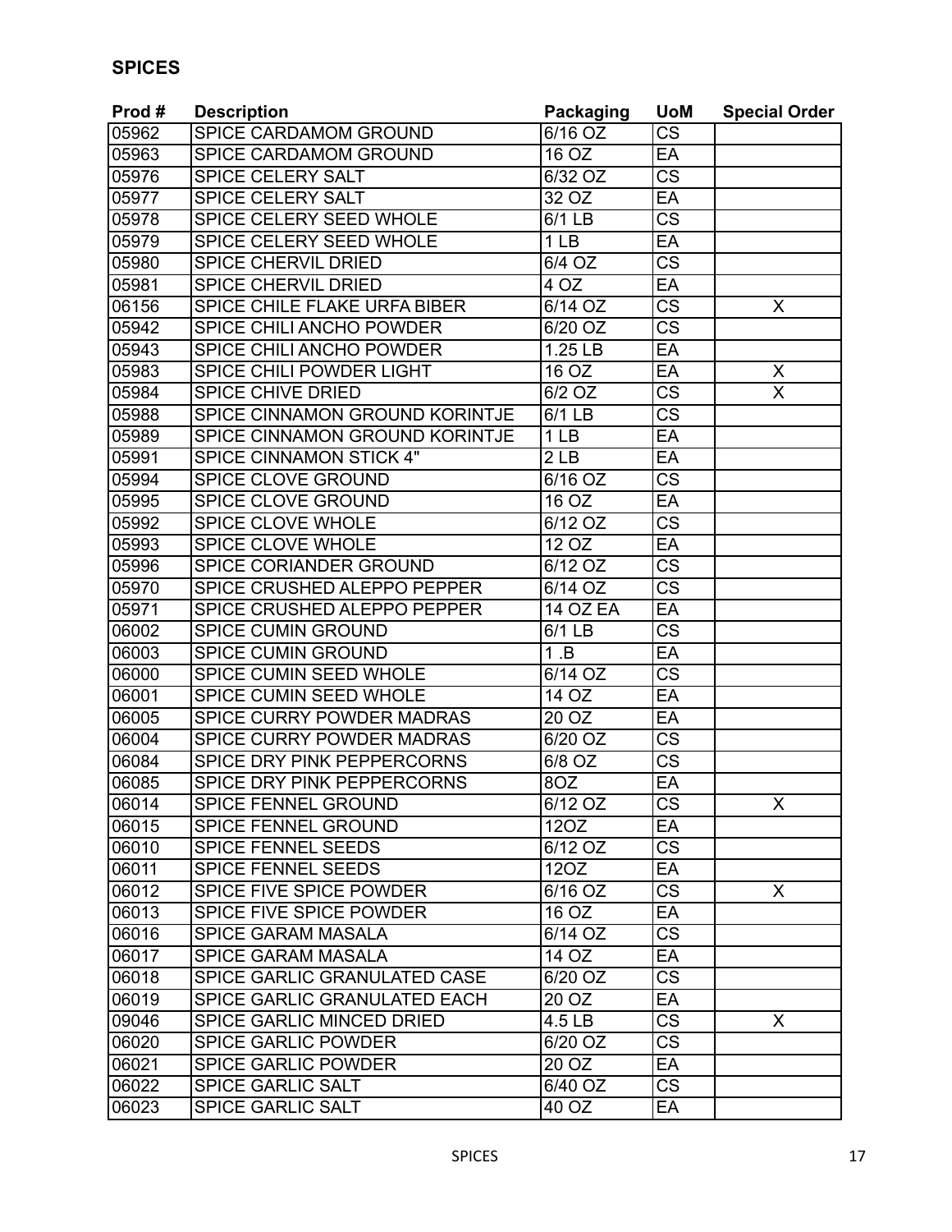## SPICES

| Prod # | Description | Packaging | UoM | Special Order |
|---|---|---|---|---|
| 05962 | SPICE CARDAMOM GROUND | 6/16 OZ | CS | |
| 05963 | SPICE CARDAMOM GROUND | 16 OZ | EA | |
| 05976 | SPICE CELERY SALT | 6/32 OZ | CS | |
| 05977 | SPICE CELERY SALT | 32 OZ | EA | |
| 05978 | SPICE CELERY SEED WHOLE | 6/1 LB | CS | |
| 05979 | SPICE CELERY SEED WHOLE | 1 LB | EA | |
| 05980 | SPICE CHERVIL DRIED | 6/4 OZ | CS | |
| 05981 | SPICE CHERVIL DRIED | 4 OZ | EA | |
| 06156 | SPICE CHILE FLAKE URFA BIBER | 6/14 OZ | CS | X |
| 05942 | SPICE CHILI ANCHO POWDER | 6/20 OZ | CS | |
| 05943 | SPICE CHILI ANCHO POWDER | 1.25 LB | EA | |
| 05983 | SPICE CHILI POWDER LIGHT | 16 OZ | EA | X |
| 05984 | SPICE CHIVE DRIED | 6/2 OZ | CS | X |
| 05988 | SPICE CINNAMON GROUND KORINTJE | 6/1 LB | CS | |
| 05989 | SPICE CINNAMON GROUND KORINTJE | 1 LB | EA | |
| 05991 | SPICE CINNAMON STICK 4" | 2 LB | EA | |
| 05994 | SPICE CLOVE GROUND | 6/16 OZ | CS | |
| 05995 | SPICE CLOVE GROUND | 16 OZ | EA | |
| 05992 | SPICE CLOVE WHOLE | 6/12 OZ | CS | |
| 05993 | SPICE CLOVE WHOLE | 12 OZ | EA | |
| 05996 | SPICE CORIANDER GROUND | 6/12 OZ | CS | |
| 05970 | SPICE CRUSHED ALEPPO PEPPER | 6/14 OZ | CS | |
| 05971 | SPICE CRUSHED ALEPPO PEPPER | 14 OZ EA | EA | |
| 06002 | SPICE CUMIN GROUND | 6/1 LB | CS | |
| 06003 | SPICE CUMIN GROUND | 1 .B | EA | |
| 06000 | SPICE CUMIN SEED WHOLE | 6/14 OZ | CS | |
| 06001 | SPICE CUMIN SEED WHOLE | 14 OZ | EA | |
| 06005 | SPICE CURRY POWDER MADRAS | 20 OZ | EA | |
| 06004 | SPICE CURRY POWDER MADRAS | 6/20 OZ | CS | |
| 06084 | SPICE DRY PINK PEPPERCORNS | 6/8 OZ | CS | |
| 06085 | SPICE DRY PINK PEPPERCORNS | 8OZ | EA | |
| 06014 | SPICE FENNEL GROUND | 6/12 OZ | CS | X |
| 06015 | SPICE FENNEL GROUND | 12OZ | EA | |
| 06010 | SPICE FENNEL SEEDS | 6/12 OZ | CS | |
| 06011 | SPICE FENNEL SEEDS | 12OZ | EA | |
| 06012 | SPICE FIVE SPICE POWDER | 6/16 OZ | CS | X |
| 06013 | SPICE FIVE SPICE POWDER | 16 OZ | EA | |
| 06016 | SPICE GARAM MASALA | 6/14 OZ | CS | |
| 06017 | SPICE GARAM MASALA | 14 OZ | EA | |
| 06018 | SPICE GARLIC GRANULATED CASE | 6/20 OZ | CS | |
| 06019 | SPICE GARLIC GRANULATED EACH | 20 OZ | EA | |
| 09046 | SPICE GARLIC MINCED DRIED | 4.5 LB | CS | X |
| 06020 | SPICE GARLIC POWDER | 6/20 OZ | CS | |
| 06021 | SPICE GARLIC POWDER | 20 OZ | EA | |
| 06022 | SPICE GARLIC SALT | 6/40 OZ | CS | |
| 06023 | SPICE GARLIC SALT | 40 OZ | EA | |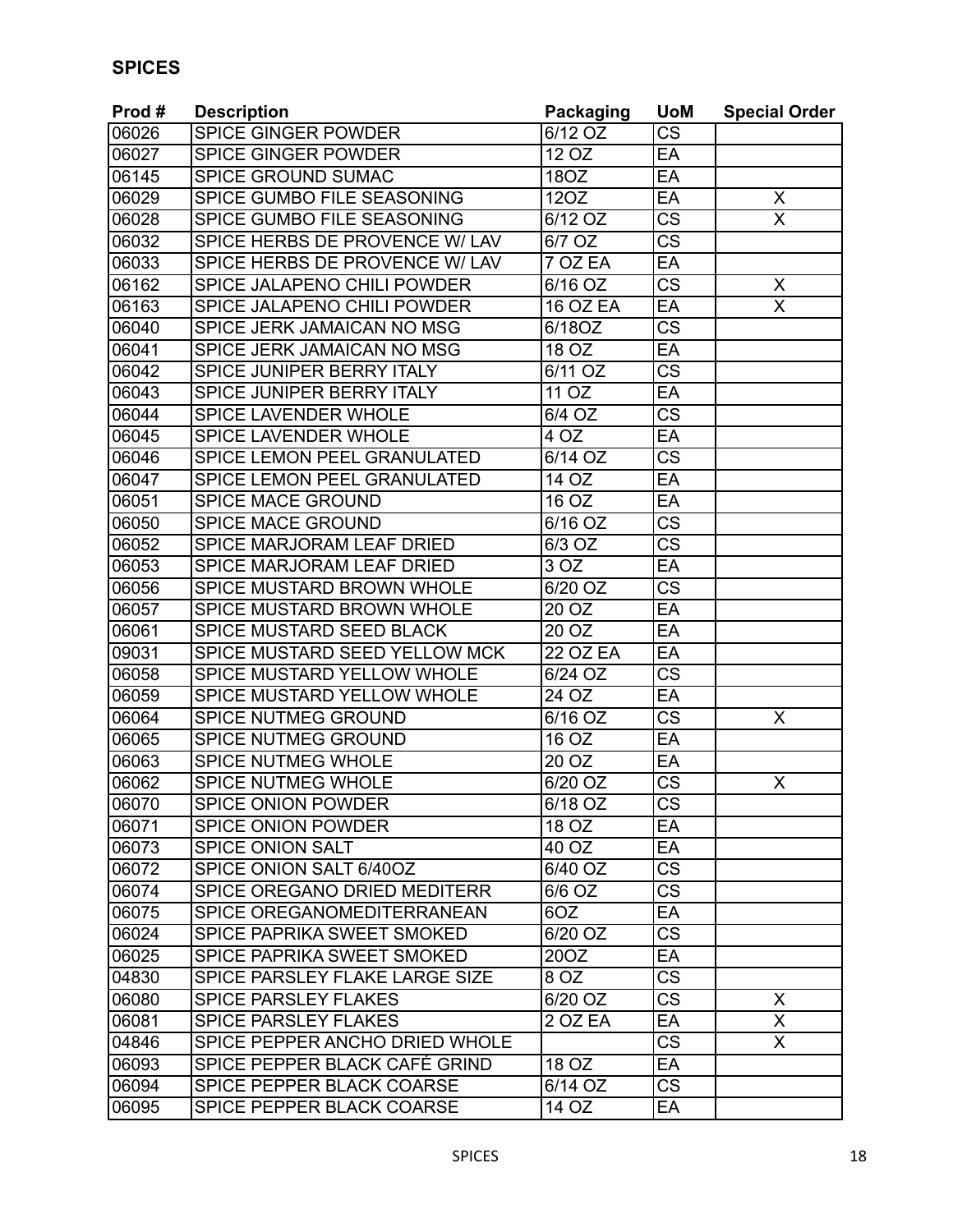## SPICES

| Prod # | Description | Packaging | UoM | Special Order |
|---|---|---|---|---|
| 06026 | SPICE GINGER POWDER | 6/12 OZ | CS | |
| 06027 | SPICE GINGER POWDER | 12 OZ | EA | |
| 06145 | SPICE GROUND SUMAC | 18OZ | EA | |
| 06029 | SPICE GUMBO FILE SEASONING | 12OZ | EA | X |
| 06028 | SPICE GUMBO FILE SEASONING | 6/12 OZ | CS | X |
| 06032 | SPICE HERBS DE PROVENCE W/ LAV | 6/7 OZ | CS | |
| 06033 | SPICE HERBS DE PROVENCE W/ LAV | 7 OZ EA | EA | |
| 06162 | SPICE JALAPENO CHILI POWDER | 6/16 OZ | CS | X |
| 06163 | SPICE JALAPENO CHILI POWDER | 16 OZ EA | EA | X |
| 06040 | SPICE JERK JAMAICAN NO MSG | 6/18OZ | CS | |
| 06041 | SPICE JERK JAMAICAN NO MSG | 18 OZ | EA | |
| 06042 | SPICE JUNIPER BERRY ITALY | 6/11 OZ | CS | |
| 06043 | SPICE JUNIPER BERRY ITALY | 11 OZ | EA | |
| 06044 | SPICE LAVENDER WHOLE | 6/4 OZ | CS | |
| 06045 | SPICE LAVENDER WHOLE | 4 OZ | EA | |
| 06046 | SPICE LEMON PEEL GRANULATED | 6/14 OZ | CS | |
| 06047 | SPICE LEMON PEEL GRANULATED | 14 OZ | EA | |
| 06051 | SPICE MACE GROUND | 16 OZ | EA | |
| 06050 | SPICE MACE GROUND | 6/16 OZ | CS | |
| 06052 | SPICE MARJORAM LEAF DRIED | 6/3 OZ | CS | |
| 06053 | SPICE MARJORAM LEAF DRIED | 3 OZ | EA | |
| 06056 | SPICE MUSTARD BROWN WHOLE | 6/20 OZ | CS | |
| 06057 | SPICE MUSTARD BROWN WHOLE | 20 OZ | EA | |
| 06061 | SPICE MUSTARD SEED BLACK | 20 OZ | EA | |
| 09031 | SPICE MUSTARD SEED YELLOW MCK | 22 OZ EA | EA | |
| 06058 | SPICE MUSTARD YELLOW WHOLE | 6/24 OZ | CS | |
| 06059 | SPICE MUSTARD YELLOW WHOLE | 24 OZ | EA | |
| 06064 | SPICE NUTMEG GROUND | 6/16 OZ | CS | X |
| 06065 | SPICE NUTMEG GROUND | 16 OZ | EA | |
| 06063 | SPICE NUTMEG WHOLE | 20 OZ | EA | |
| 06062 | SPICE NUTMEG WHOLE | 6/20 OZ | CS | X |
| 06070 | SPICE ONION POWDER | 6/18 OZ | CS | |
| 06071 | SPICE ONION POWDER | 18 OZ | EA | |
| 06073 | SPICE ONION SALT | 40 OZ | EA | |
| 06072 | SPICE ONION SALT 6/40OZ | 6/40 OZ | CS | |
| 06074 | SPICE OREGANO DRIED MEDITERR | 6/6 OZ | CS | |
| 06075 | SPICE OREGANOMEDITERRANEAN | 6OZ | EA | |
| 06024 | SPICE PAPRIKA SWEET SMOKED | 6/20 OZ | CS | |
| 06025 | SPICE PAPRIKA SWEET SMOKED | 20OZ | EA | |
| 04830 | SPICE PARSLEY FLAKE LARGE SIZE | 8 OZ | CS | |
| 06080 | SPICE PARSLEY FLAKES | 6/20 OZ | CS | X |
| 06081 | SPICE PARSLEY FLAKES | 2 OZ EA | EA | X |
| 04846 | SPICE PEPPER ANCHO DRIED WHOLE | | CS | X |
| 06093 | SPICE PEPPER BLACK CAFÉ GRIND | 18 OZ | EA | |
| 06094 | SPICE PEPPER BLACK COARSE | 6/14 OZ | CS | |
| 06095 | SPICE PEPPER BLACK COARSE | 14 OZ | EA | |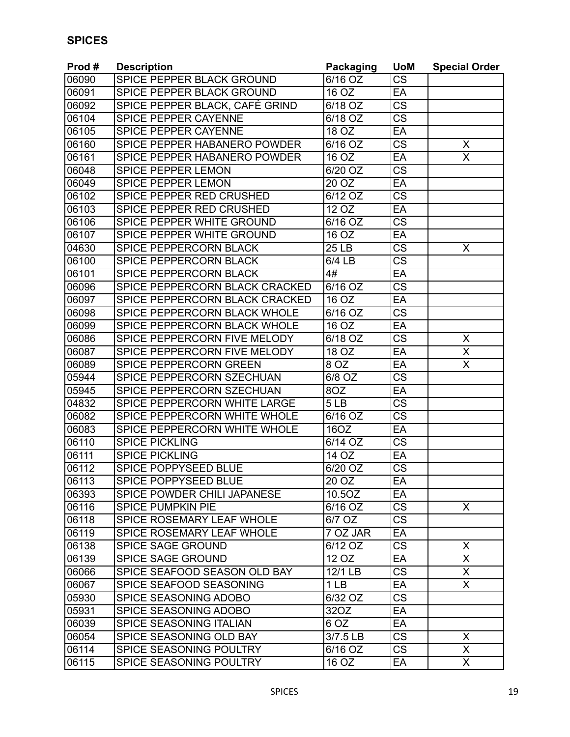## SPICES

| Prod # | Description | Packaging | UoM | Special Order |
|---|---|---|---|---|
| 06090 | SPICE PEPPER BLACK GROUND | 6/16 OZ | CS | |
| 06091 | SPICE PEPPER BLACK GROUND | 16 OZ | EA | |
| 06092 | SPICE PEPPER BLACK, CAFÉ GRIND | 6/18 OZ | CS | |
| 06104 | SPICE PEPPER CAYENNE | 6/18 OZ | CS | |
| 06105 | SPICE PEPPER CAYENNE | 18 OZ | EA | |
| 06160 | SPICE PEPPER HABANERO POWDER | 6/16 OZ | CS | X |
| 06161 | SPICE PEPPER HABANERO POWDER | 16 OZ | EA | X |
| 06048 | SPICE PEPPER LEMON | 6/20 OZ | CS | |
| 06049 | SPICE PEPPER LEMON | 20 OZ | EA | |
| 06102 | SPICE PEPPER RED CRUSHED | 6/12 OZ | CS | |
| 06103 | SPICE PEPPER RED CRUSHED | 12 OZ | EA | |
| 06106 | SPICE PEPPER WHITE GROUND | 6/16 OZ | CS | |
| 06107 | SPICE PEPPER WHITE GROUND | 16 OZ | EA | |
| 04630 | SPICE PEPPERCORN BLACK | 25 LB | CS | X |
| 06100 | SPICE PEPPERCORN BLACK | 6/4 LB | CS | |
| 06101 | SPICE PEPPERCORN BLACK | 4# | EA | |
| 06096 | SPICE PEPPERCORN BLACK CRACKED | 6/16 OZ | CS | |
| 06097 | SPICE PEPPERCORN BLACK CRACKED | 16 OZ | EA | |
| 06098 | SPICE PEPPERCORN BLACK WHOLE | 6/16 OZ | CS | |
| 06099 | SPICE PEPPERCORN BLACK WHOLE | 16 OZ | EA | |
| 06086 | SPICE PEPPERCORN FIVE MELODY | 6/18 OZ | CS | X |
| 06087 | SPICE PEPPERCORN FIVE MELODY | 18 OZ | EA | X |
| 06089 | SPICE PEPPERCORN GREEN | 8 OZ | EA | X |
| 05944 | SPICE PEPPERCORN SZECHUAN | 6/8 OZ | CS | |
| 05945 | SPICE PEPPERCORN SZECHUAN | 8OZ | EA | |
| 04832 | SPICE PEPPERCORN WHITE LARGE | 5 LB | CS | |
| 06082 | SPICE PEPPERCORN WHITE WHOLE | 6/16 OZ | CS | |
| 06083 | SPICE PEPPERCORN WHITE WHOLE | 16OZ | EA | |
| 06110 | SPICE PICKLING | 6/14 OZ | CS | |
| 06111 | SPICE PICKLING | 14 OZ | EA | |
| 06112 | SPICE POPPYSEED BLUE | 6/20 OZ | CS | |
| 06113 | SPICE POPPYSEED BLUE | 20 OZ | EA | |
| 06393 | SPICE POWDER CHILI JAPANESE | 10.5OZ | EA | |
| 06116 | SPICE PUMPKIN PIE | 6/16 OZ | CS | X |
| 06118 | SPICE ROSEMARY LEAF WHOLE | 6/7 OZ | CS | |
| 06119 | SPICE ROSEMARY LEAF WHOLE | 7 OZ JAR | EA | |
| 06138 | SPICE SAGE GROUND | 6/12 OZ | CS | X |
| 06139 | SPICE SAGE GROUND | 12 OZ | EA | X |
| 06066 | SPICE SEAFOOD SEASON OLD BAY | 12/1 LB | CS | X |
| 06067 | SPICE SEAFOOD SEASONING | 1 LB | EA | X |
| 05930 | SPICE SEASONING ADOBO | 6/32 OZ | CS | |
| 05931 | SPICE SEASONING ADOBO | 32OZ | EA | |
| 06039 | SPICE SEASONING ITALIAN | 6 OZ | EA | |
| 06054 | SPICE SEASONING OLD BAY | 3/7.5 LB | CS | X |
| 06114 | SPICE SEASONING POULTRY | 6/16 OZ | CS | X |
| 06115 | SPICE SEASONING POULTRY | 16 OZ | EA | X |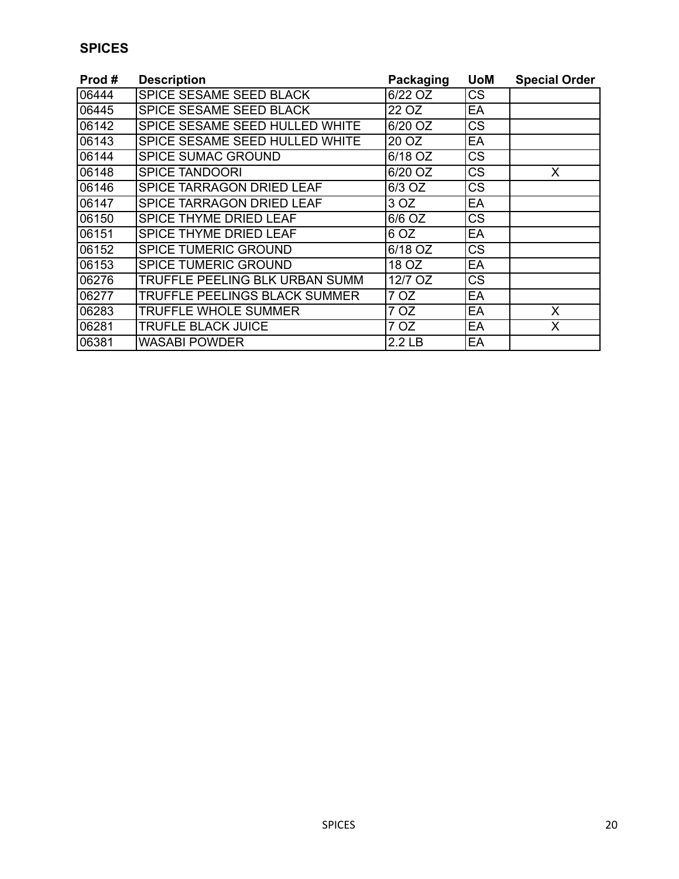## SPICES

| Prod # | Description | Packaging | UoM | Special Order |
|---|---|---|---|---|
| 06444 | SPICE SESAME SEED BLACK | 6/22 OZ | CS | |
| 06445 | SPICE SESAME SEED BLACK | 22 OZ | EA | |
| 06142 | SPICE SESAME SEED HULLED WHITE | 6/20 OZ | CS | |
| 06143 | SPICE SESAME SEED HULLED WHITE | 20 OZ | EA | |
| 06144 | SPICE SUMAC GROUND | 6/18 OZ | CS | |
| 06148 | SPICE TANDOORI | 6/20 OZ | CS | X |
| 06146 | SPICE TARRAGON DRIED LEAF | 6/3 OZ | CS | |
| 06147 | SPICE TARRAGON DRIED LEAF | 3 OZ | EA | |
| 06150 | SPICE THYME DRIED LEAF | 6/6 OZ | CS | |
| 06151 | SPICE THYME DRIED LEAF | 6 OZ | EA | |
| 06152 | SPICE TUMERIC GROUND | 6/18 OZ | CS | |
| 06153 | SPICE TUMERIC GROUND | 18 OZ | EA | |
| 06276 | TRUFFLE PEELING BLK URBAN SUMM | 12/7 OZ | CS | |
| 06277 | TRUFFLE PEELINGS BLACK SUMMER | 7 OZ | EA | |
| 06283 | TRUFFLE WHOLE SUMMER | 7 OZ | EA | X |
| 06281 | TRUFLE BLACK JUICE | 7 OZ | EA | X |
| 06381 | WASABI POWDER | 2.2 LB | EA | |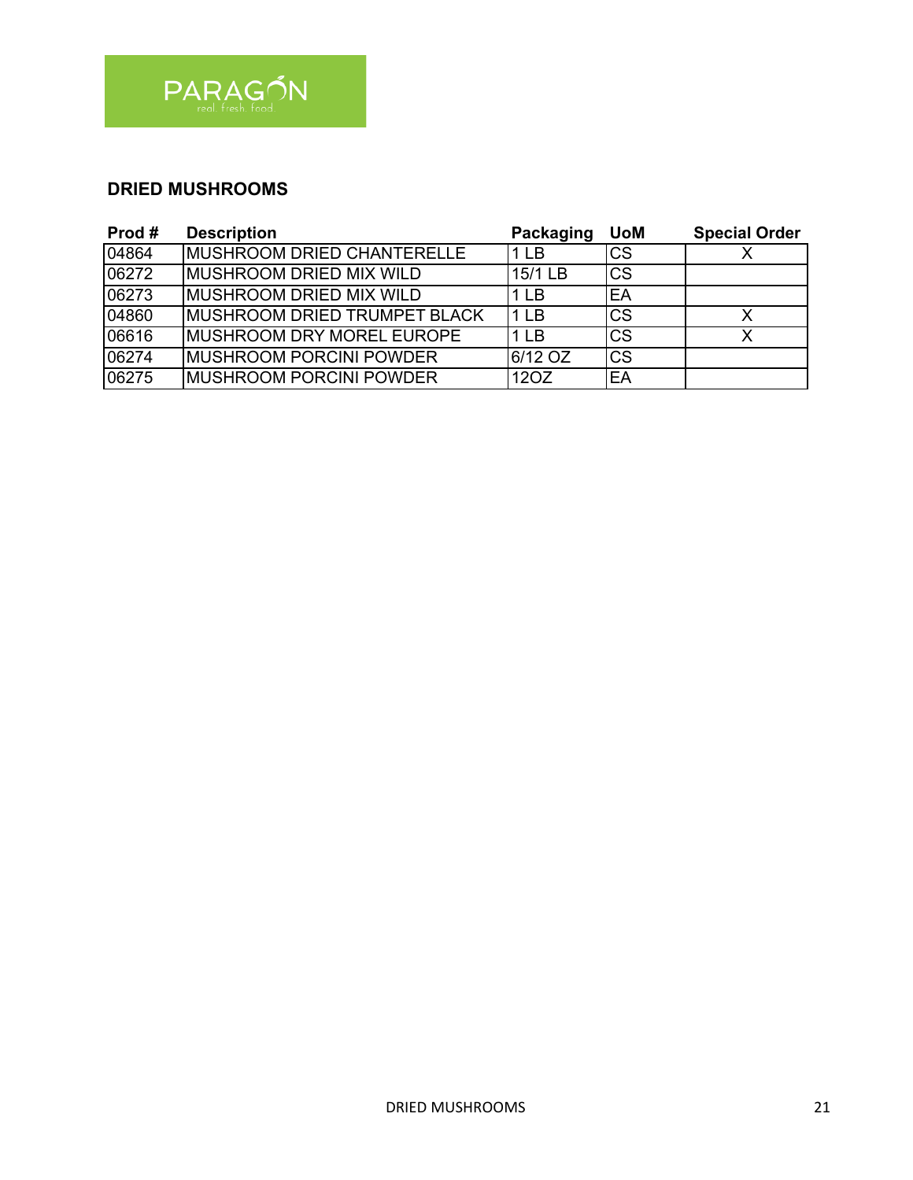PARAGON
real. fresh. food.

## DRIED MUSHROOMS

| Prod # | Description | Packaging | UoM | Special Order |
|---|---|---|---|---|
| 04864 | MUSHROOM DRIED CHANTERELLE | 1 LB | CS | X |
| 06272 | MUSHROOM DRIED MIX WILD | 15/1 LB | CS | |
| 06273 | MUSHROOM DRIED MIX WILD | 1 LB | EA | |
| 04860 | MUSHROOM DRIED TRUMPET BLACK | 1 LB | CS | X |
| 06616 | MUSHROOM DRY MOREL EUROPE | 1 LB | CS | X |
| 06274 | MUSHROOM PORCINI POWDER | 6/12 OZ | CS | |
| 06275 | MUSHROOM PORCINI POWDER | 12OZ | EA | |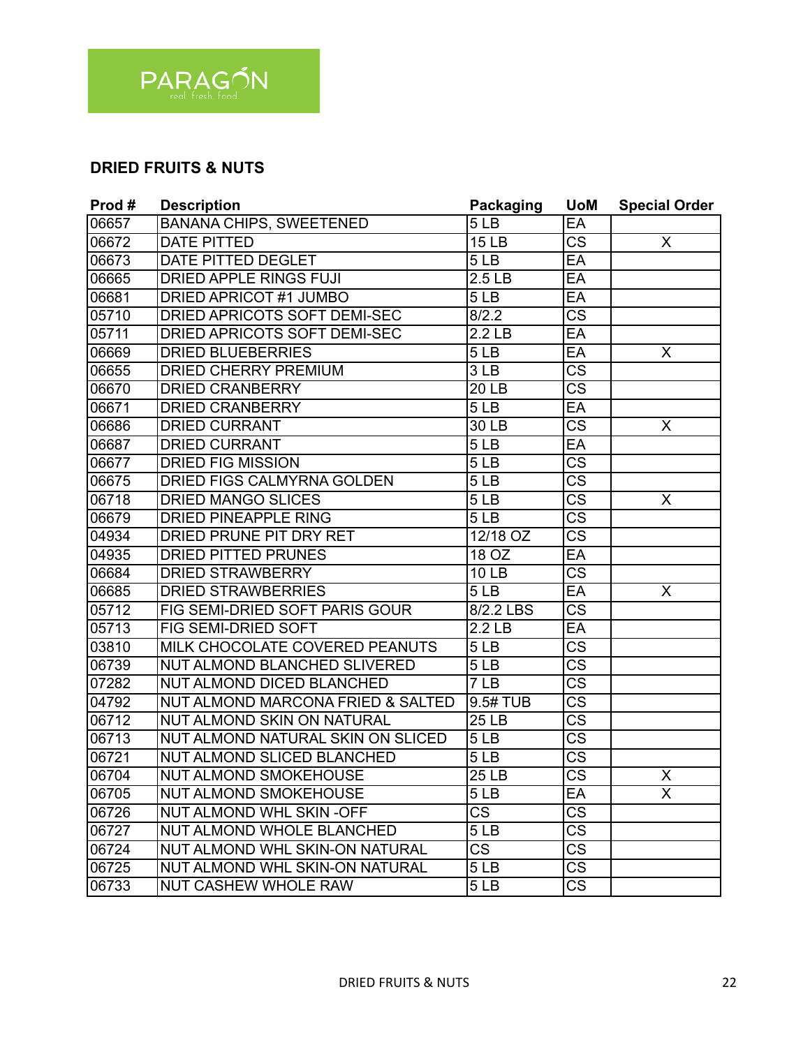PARAGON
real fresh food.

## DRIED FRUITS & NUTS

| Prod # | Description | Packaging | UoM | Special Order |
|---|---|---|---|---|
| 06657 | BANANA CHIPS, SWEETENED | 5 LB | EA | |
| 06672 | DATE PITTED | 15 LB | CS | X |
| 06673 | DATE PITTED DEGLET | 5 LB | EA | |
| 06665 | DRIED APPLE RINGS FUJI | 2.5 LB | EA | |
| 06681 | DRIED APRICOT #1 JUMBO | 5 LB | EA | |
| 05710 | DRIED APRICOTS SOFT DEMI-SEC | 8/2.2 | CS | |
| 05711 | DRIED APRICOTS SOFT DEMI-SEC | 2.2 LB | EA | |
| 06669 | DRIED BLUEBERRIES | 5 LB | EA | X |
| 06655 | DRIED CHERRY PREMIUM | 3 LB | CS | |
| 06670 | DRIED CRANBERRY | 20 LB | CS | |
| 06671 | DRIED CRANBERRY | 5 LB | EA | |
| 06686 | DRIED CURRANT | 30 LB | CS | X |
| 06687 | DRIED CURRANT | 5 LB | EA | |
| 06677 | DRIED FIG MISSION | 5 LB | CS | |
| 06675 | DRIED FIGS CALMYRNA GOLDEN | 5 LB | CS | |
| 06718 | DRIED MANGO SLICES | 5 LB | CS | X |
| 06679 | DRIED PINEAPPLE RING | 5 LB | CS | |
| 04934 | DRIED PRUNE PIT DRY RET | 12/18 OZ | CS | |
| 04935 | DRIED PITTED PRUNES | 18 OZ | EA | |
| 06684 | DRIED STRAWBERRY | 10 LB | CS | |
| 06685 | DRIED STRAWBERRIES | 5 LB | EA | X |
| 05712 | FIG SEMI-DRIED SOFT PARIS GOUR | 8/2.2 LBS | CS | |
| 05713 | FIG SEMI-DRIED SOFT | 2.2 LB | EA | |
| 03810 | MILK CHOCOLATE COVERED PEANUTS | 5 LB | CS | |
| 06739 | NUT ALMOND BLANCHED SLIVERED | 5 LB | CS | |
| 07282 | NUT ALMOND DICED BLANCHED | 7 LB | CS | |
| 04792 | NUT ALMOND MARCONA FRIED & SALTED | 9.5# TUB | CS | |
| 06712 | NUT ALMOND SKIN ON NATURAL | 25 LB | CS | |
| 06713 | NUT ALMOND NATURAL SKIN ON SLICED | 5 LB | CS | |
| 06721 | NUT ALMOND SLICED BLANCHED | 5 LB | CS | |
| 06704 | NUT ALMOND SMOKEHOUSE | 25 LB | CS | X |
| 06705 | NUT ALMOND SMOKEHOUSE | 5 LB | EA | X |
| 06726 | NUT ALMOND WHL SKIN -OFF | CS | CS | |
| 06727 | NUT ALMOND WHOLE BLANCHED | 5 LB | CS | |
| 06724 | NUT ALMOND WHL SKIN-ON NATURAL | CS | CS | |
| 06725 | NUT ALMOND WHL SKIN-ON NATURAL | 5 LB | CS | |
| 06733 | NUT CASHEW WHOLE RAW | 5 LB | CS | |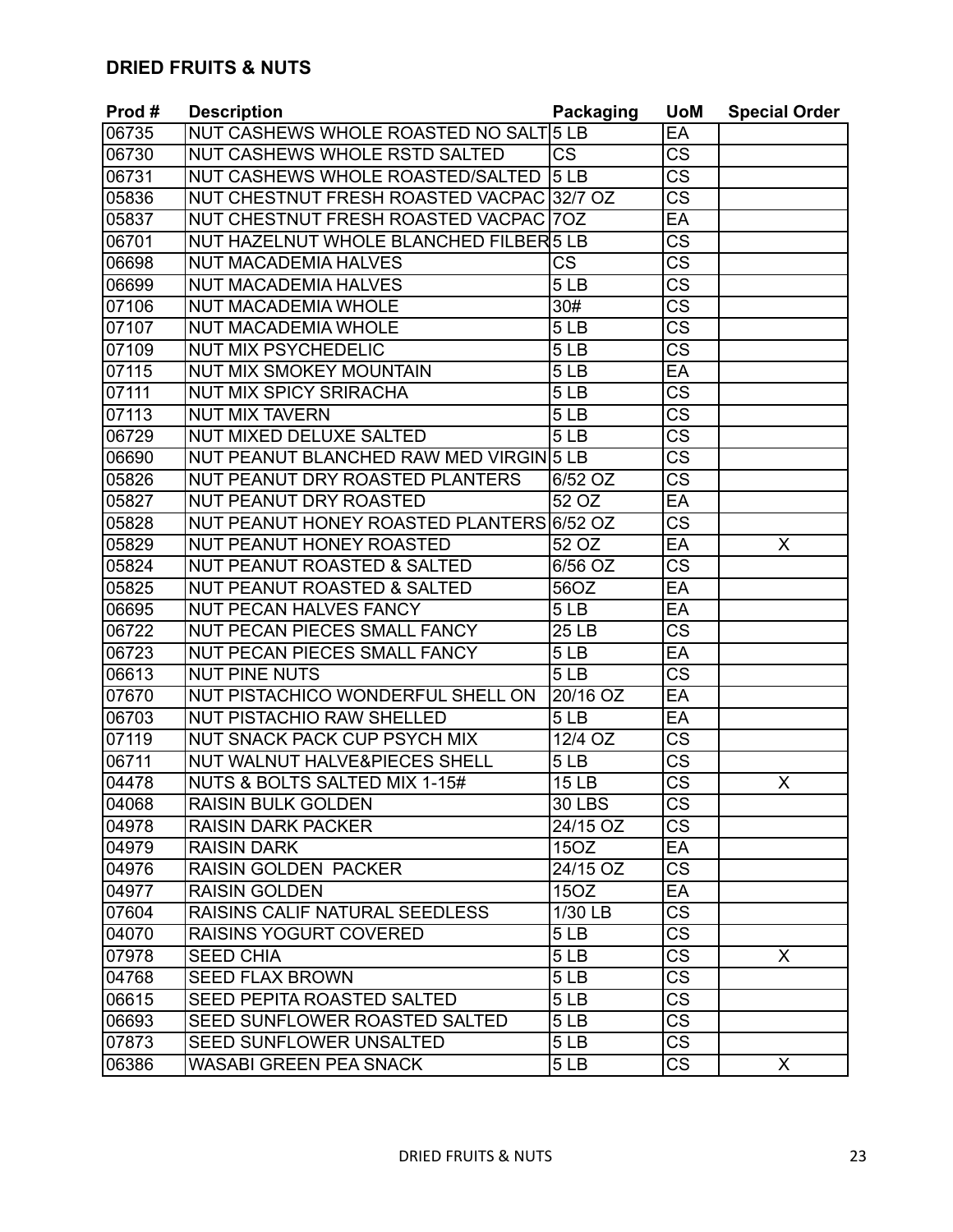## DRIED FRUITS & NUTS

| Prod # | Description | Packaging | UoM | Special Order |
|---|---|---|---|---|
| 06735 | NUT CASHEWS WHOLE ROASTED NO SALT | 5 LB | EA | |
| 06730 | NUT CASHEWS WHOLE RSTD SALTED | CS | CS | |
| 06731 | NUT CASHEWS WHOLE ROASTED/SALTED | 5 LB | CS | |
| 05836 | NUT CHESTNUT FRESH ROASTED VACPAC | 32/7 OZ | CS | |
| 05837 | NUT CHESTNUT FRESH ROASTED VACPAC | 7OZ | EA | |
| 06701 | NUT HAZELNUT WHOLE BLANCHED FILBER | 5 LB | CS | |
| 06698 | NUT MACADEMIA HALVES | CS | CS | |
| 06699 | NUT MACADEMIA HALVES | 5 LB | CS | |
| 07106 | NUT MACADEMIA WHOLE | 30# | CS | |
| 07107 | NUT MACADEMIA WHOLE | 5 LB | CS | |
| 07109 | NUT MIX PSYCHEDELIC | 5 LB | CS | |
| 07115 | NUT MIX SMOKEY MOUNTAIN | 5 LB | EA | |
| 07111 | NUT MIX SPICY SRIRACHA | 5 LB | CS | |
| 07113 | NUT MIX TAVERN | 5 LB | CS | |
| 06729 | NUT MIXED DELUXE SALTED | 5 LB | CS | |
| 06690 | NUT PEANUT BLANCHED RAW MED VIRGIN | 5 LB | CS | |
| 05826 | NUT PEANUT DRY ROASTED PLANTERS | 6/52 OZ | CS | |
| 05827 | NUT PEANUT DRY ROASTED | 52 OZ | EA | |
| 05828 | NUT PEANUT HONEY ROASTED PLANTERS | 6/52 OZ | CS | |
| 05829 | NUT PEANUT HONEY ROASTED | 52 OZ | EA | X |
| 05824 | NUT PEANUT ROASTED & SALTED | 6/56 OZ | CS | |
| 05825 | NUT PEANUT ROASTED & SALTED | 56OZ | EA | |
| 06695 | NUT PECAN HALVES FANCY | 5 LB | EA | |
| 06722 | NUT PECAN PIECES SMALL FANCY | 25 LB | CS | |
| 06723 | NUT PECAN PIECES SMALL FANCY | 5 LB | EA | |
| 06613 | NUT PINE NUTS | 5 LB | CS | |
| 07670 | NUT PISTACHICO WONDERFUL SHELL ON | 20/16 OZ | EA | |
| 06703 | NUT PISTACHIO RAW SHELLED | 5 LB | EA | |
| 07119 | NUT SNACK PACK CUP PSYCH MIX | 12/4 OZ | CS | |
| 06711 | NUT WALNUT HALVE&PIECES SHELL | 5 LB | CS | |
| 04478 | NUTS & BOLTS SALTED MIX 1-15# | 15 LB | CS | X |
| 04068 | RAISIN BULK GOLDEN | 30 LBS | CS | |
| 04978 | RAISIN DARK PACKER | 24/15 OZ | CS | |
| 04979 | RAISIN DARK | 15OZ | EA | |
| 04976 | RAISIN GOLDEN PACKER | 24/15 OZ | CS | |
| 04977 | RAISIN GOLDEN | 15OZ | EA | |
| 07604 | RAISINS CALIF NATURAL SEEDLESS | 1/30 LB | CS | |
| 04070 | RAISINS YOGURT COVERED | 5 LB | CS | |
| 07978 | SEED CHIA | 5 LB | CS | X |
| 04768 | SEED FLAX BROWN | 5 LB | CS | |
| 06615 | SEED PEPITA ROASTED SALTED | 5 LB | CS | |
| 06693 | SEED SUNFLOWER ROASTED SALTED | 5 LB | CS | |
| 07873 | SEED SUNFLOWER UNSALTED | 5 LB | CS | |
| 06386 | WASABI GREEN PEA SNACK | 5 LB | CS | X |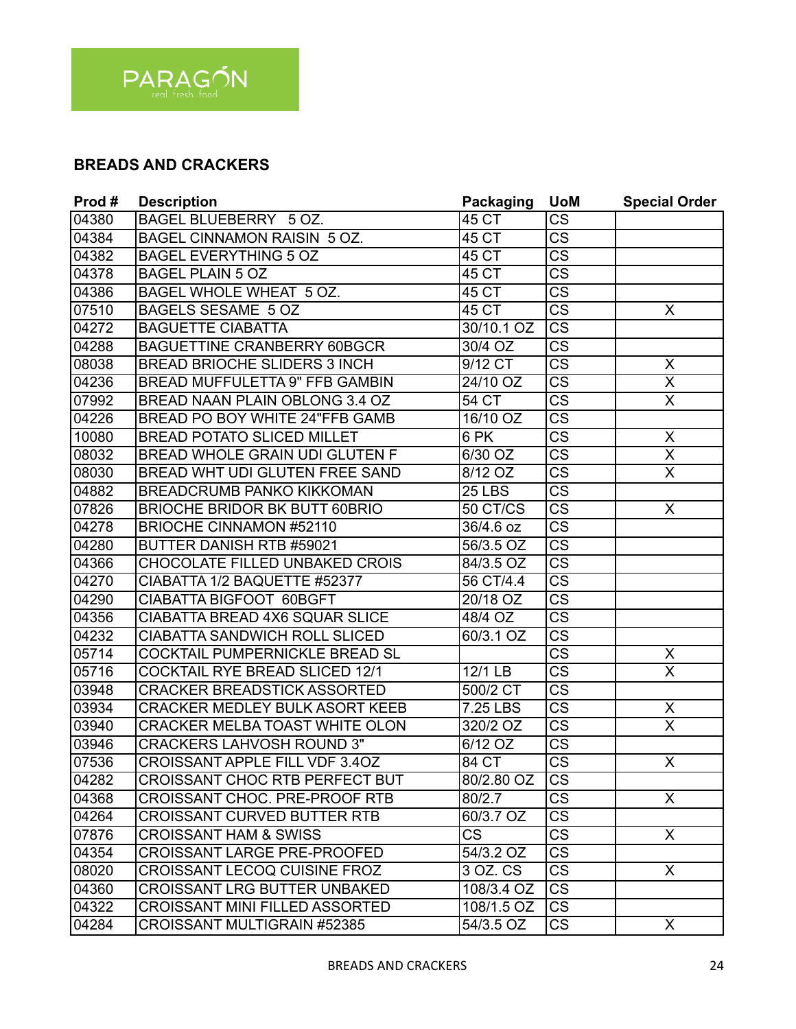PARAGON
real. fresh. food.

## BREADS AND CRACKERS

| Prod # | Description | Packaging | UoM | Special Order |
|---|---|---|---|---|
| 04380 | BAGEL BLUEBERRY 5 OZ. | 45 CT | CS | |
| 04384 | BAGEL CINNAMON RAISIN 5 OZ. | 45 CT | CS | |
| 04382 | BAGEL EVERYTHING 5 OZ | 45 CT | CS | |
| 04378 | BAGEL PLAIN 5 OZ | 45 CT | CS | |
| 04386 | BAGEL WHOLE WHEAT 5 OZ. | 45 CT | CS | |
| 07510 | BAGELS SESAME 5 OZ | 45 CT | CS | X |
| 04272 | BAGUETTE CIABATTA | 30/10.1 OZ | CS | |
| 04288 | BAGUETTINE CRANBERRY 60BGCR | 30/4 OZ | CS | |
| 08038 | BREAD BRIOCHE SLIDERS 3 INCH | 9/12 CT | CS | X |
| 04236 | BREAD MUFFULETTA 9" FFB GAMBIN | 24/10 OZ | CS | X |
| 07992 | BREAD NAAN PLAIN OBLONG 3.4 OZ | 54 CT | CS | X |
| 04226 | BREAD PO BOY WHITE 24"FFB GAMB | 16/10 OZ | CS | |
| 10080 | BREAD POTATO SLICED MILLET | 6 PK | CS | X |
| 08032 | BREAD WHOLE GRAIN UDI GLUTEN F | 6/30 OZ | CS | X |
| 08030 | BREAD WHT UDI GLUTEN FREE SAND | 8/12 OZ | CS | X |
| 04882 | BREADCRUMB PANKO KIKKOMAN | 25 LBS | CS | |
| 07826 | BRIOCHE BRIDOR BK BUTT 60BRIO | 50 CT/CS | CS | X |
| 04278 | BRIOCHE CINNAMON #52110 | 36/4.6 oz | CS | |
| 04280 | BUTTER DANISH RTB #59021 | 56/3.5 OZ | CS | |
| 04366 | CHOCOLATE FILLED UNBAKED CROIS | 84/3.5 OZ | CS | |
| 04270 | CIABATTA 1/2 BAQUETTE #52377 | 56 CT/4.4 | CS | |
| 04290 | CIABATTA BIGFOOT 60BGFT | 20/18 OZ | CS | |
| 04356 | CIABATTA BREAD 4X6 SQUAR SLICE | 48/4 OZ | CS | |
| 04232 | CIABATTA SANDWICH ROLL SLICED | 60/3.1 OZ | CS | |
| 05714 | COCKTAIL PUMPERNICKLE BREAD SL | | CS | X |
| 05716 | COCKTAIL RYE BREAD SLICED 12/1 | 12/1 LB | CS | X |
| 03948 | CRACKER BREADSTICK ASSORTED | 500/2 CT | CS | |
| 03934 | CRACKER MEDLEY BULK ASORT KEEB | 7.25 LBS | CS | X |
| 03940 | CRACKER MELBA TOAST WHITE OLON | 320/2 OZ | CS | X |
| 03946 | CRACKERS LAHVOSH ROUND 3" | 6/12 OZ | CS | |
| 07536 | CROISSANT APPLE FILL VDF 3.4OZ | 84 CT | CS | X |
| 04282 | CROISSANT CHOC RTB PERFECT BUT | 80/2.80 OZ | CS | |
| 04368 | CROISSANT CHOC. PRE-PROOF RTB | 80/2.7 | CS | X |
| 04264 | CROISSANT CURVED BUTTER RTB | 60/3.7 OZ | CS | |
| 07876 | CROISSANT HAM & SWISS | CS | CS | X |
| 04354 | CROISSANT LARGE PRE-PROOFED | 54/3.2 OZ | CS | |
| 08020 | CROISSANT LECOQ CUISINE FROZ | 3 OZ. CS | CS | X |
| 04360 | CROISSANT LRG BUTTER UNBAKED | 108/3.4 OZ | CS | |
| 04322 | CROISSANT MINI FILLED ASSORTED | 108/1.5 OZ | CS | |
| 04284 | CROISSANT MULTIGRAIN #52385 | 54/3.5 OZ | CS | X |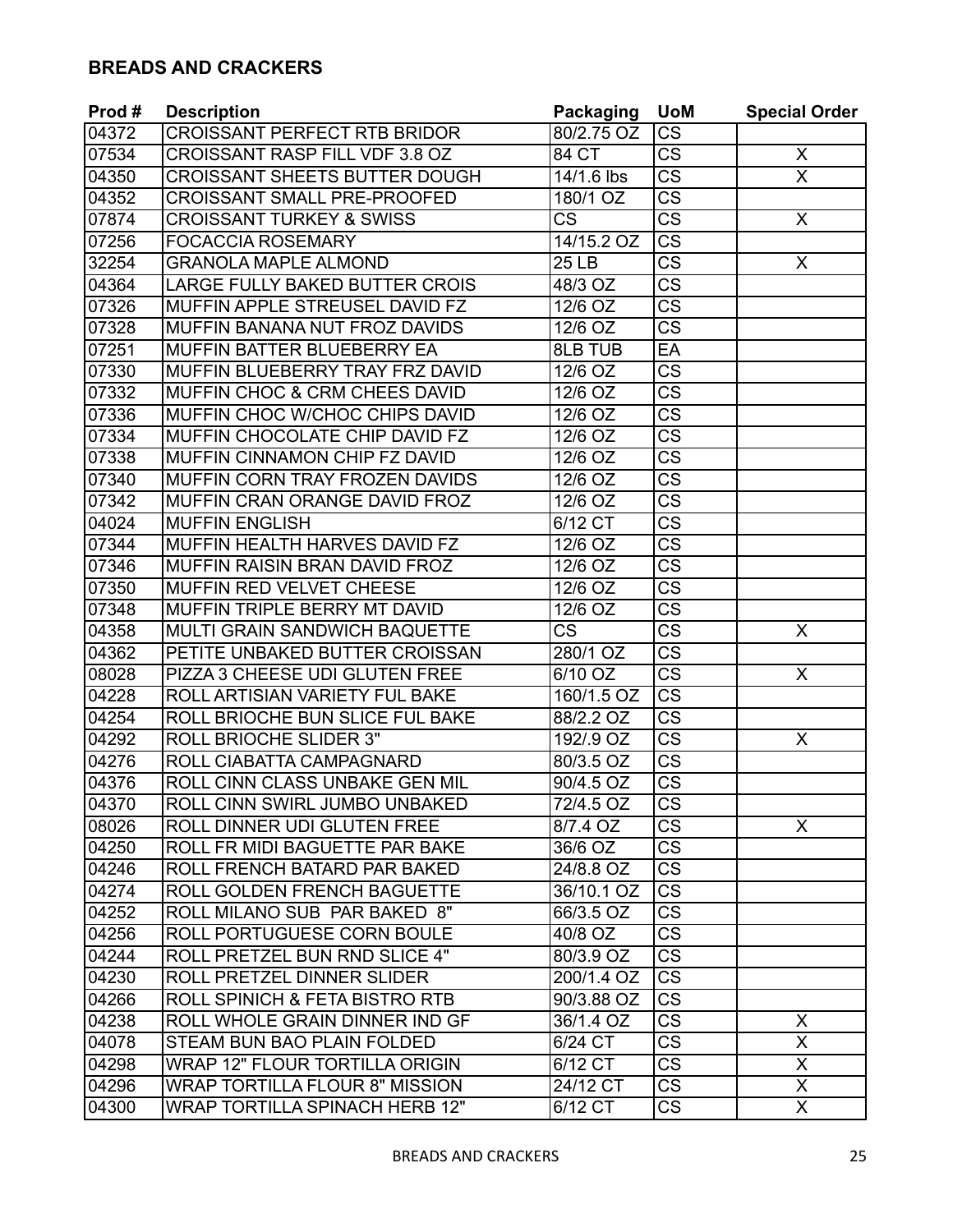## BREADS AND CRACKERS

| Prod # | Description | Packaging | UoM | Special Order |
|---|---|---|---|---|
| 04372 | CROISSANT PERFECT RTB BRIDOR | 80/2.75 OZ | CS | |
| 07534 | CROISSANT RASP FILL VDF 3.8 OZ | 84 CT | CS | X |
| 04350 | CROISSANT SHEETS BUTTER DOUGH | 14/1.6 lbs | CS | X |
| 04352 | CROISSANT SMALL PRE-PROOFED | 180/1 OZ | CS | |
| 07874 | CROISSANT TURKEY & SWISS | CS | CS | X |
| 07256 | FOCACCIA ROSEMARY | 14/15.2 OZ | CS | |
| 32254 | GRANOLA MAPLE ALMOND | 25 LB | CS | X |
| 04364 | LARGE FULLY BAKED BUTTER CROIS | 48/3 OZ | CS | |
| 07326 | MUFFIN APPLE STREUSEL DAVID FZ | 12/6 OZ | CS | |
| 07328 | MUFFIN BANANA NUT FROZ DAVIDS | 12/6 OZ | CS | |
| 07251 | MUFFIN BATTER BLUEBERRY EA | 8LB TUB | EA | |
| 07330 | MUFFIN BLUEBERRY TRAY FRZ DAVID | 12/6 OZ | CS | |
| 07332 | MUFFIN CHOC & CRM CHEES DAVID | 12/6 OZ | CS | |
| 07336 | MUFFIN CHOC W/CHOC CHIPS DAVID | 12/6 OZ | CS | |
| 07334 | MUFFIN CHOCOLATE CHIP DAVID FZ | 12/6 OZ | CS | |
| 07338 | MUFFIN CINNAMON CHIP FZ DAVID | 12/6 OZ | CS | |
| 07340 | MUFFIN CORN TRAY FROZEN DAVIDS | 12/6 OZ | CS | |
| 07342 | MUFFIN CRAN ORANGE DAVID FROZ | 12/6 OZ | CS | |
| 04024 | MUFFIN ENGLISH | 6/12 CT | CS | |
| 07344 | MUFFIN HEALTH HARVES DAVID FZ | 12/6 OZ | CS | |
| 07346 | MUFFIN RAISIN BRAN DAVID FROZ | 12/6 OZ | CS | |
| 07350 | MUFFIN RED VELVET CHEESE | 12/6 OZ | CS | |
| 07348 | MUFFIN TRIPLE BERRY MT DAVID | 12/6 OZ | CS | |
| 04358 | MULTI GRAIN SANDWICH BAQUETTE | CS | CS | X |
| 04362 | PETITE UNBAKED BUTTER CROISSAN | 280/1 OZ | CS | |
| 08028 | PIZZA 3 CHEESE UDI GLUTEN FREE | 6/10 OZ | CS | X |
| 04228 | ROLL ARTISIAN VARIETY FUL BAKE | 160/1.5 OZ | CS | |
| 04254 | ROLL BRIOCHE BUN SLICE FUL BAKE | 88/2.2 OZ | CS | |
| 04292 | ROLL BRIOCHE SLIDER 3" | 192/.9 OZ | CS | X |
| 04276 | ROLL CIABATTA CAMPAGNARD | 80/3.5 OZ | CS | |
| 04376 | ROLL CINN CLASS UNBAKE GEN MIL | 90/4.5 OZ | CS | |
| 04370 | ROLL CINN SWIRL JUMBO UNBAKED | 72/4.5 OZ | CS | |
| 08026 | ROLL DINNER UDI GLUTEN FREE | 8/7.4 OZ | CS | X |
| 04250 | ROLL FR MIDI BAGUETTE PAR BAKE | 36/6 OZ | CS | |
| 04246 | ROLL FRENCH BATARD PAR BAKED | 24/8.8 OZ | CS | |
| 04274 | ROLL GOLDEN FRENCH BAGUETTE | 36/10.1 OZ | CS | |
| 04252 | ROLL MILANO SUB PAR BAKED 8" | 66/3.5 OZ | CS | |
| 04256 | ROLL PORTUGUESE CORN BOULE | 40/8 OZ | CS | |
| 04244 | ROLL PRETZEL BUN RND SLICE 4" | 80/3.9 OZ | CS | |
| 04230 | ROLL PRETZEL DINNER SLIDER | 200/1.4 OZ | CS | |
| 04266 | ROLL SPINICH & FETA BISTRO RTB | 90/3.88 OZ | CS | |
| 04238 | ROLL WHOLE GRAIN DINNER IND GF | 36/1.4 OZ | CS | X |
| 04078 | STEAM BUN BAO PLAIN FOLDED | 6/24 CT | CS | X |
| 04298 | WRAP 12" FLOUR TORTILLA ORIGIN | 6/12 CT | CS | X |
| 04296 | WRAP TORTILLA FLOUR 8" MISSION | 24/12 CT | CS | X |
| 04300 | WRAP TORTILLA SPINACH HERB 12" | 6/12 CT | CS | X |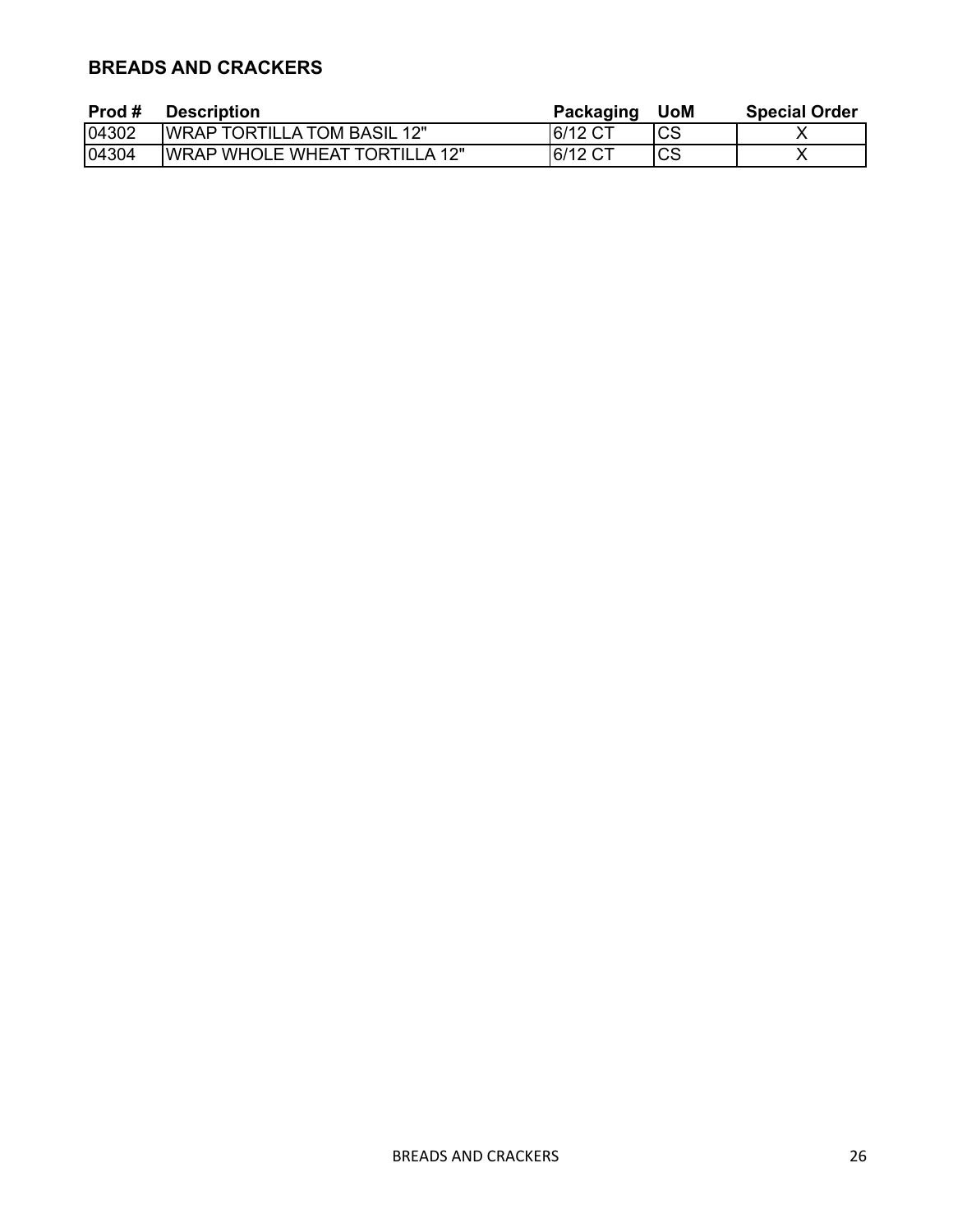## BREADS AND CRACKERS

| Prod # | Description | Packaging | UoM | Special Order |
|---|---|---|---|---|
| 04302 | WRAP TORTILLA TOM BASIL 12" | 6/12 CT | CS | X |
| 04304 | WRAP WHOLE WHEAT TORTILLA 12" | 6/12 CT | CS | X |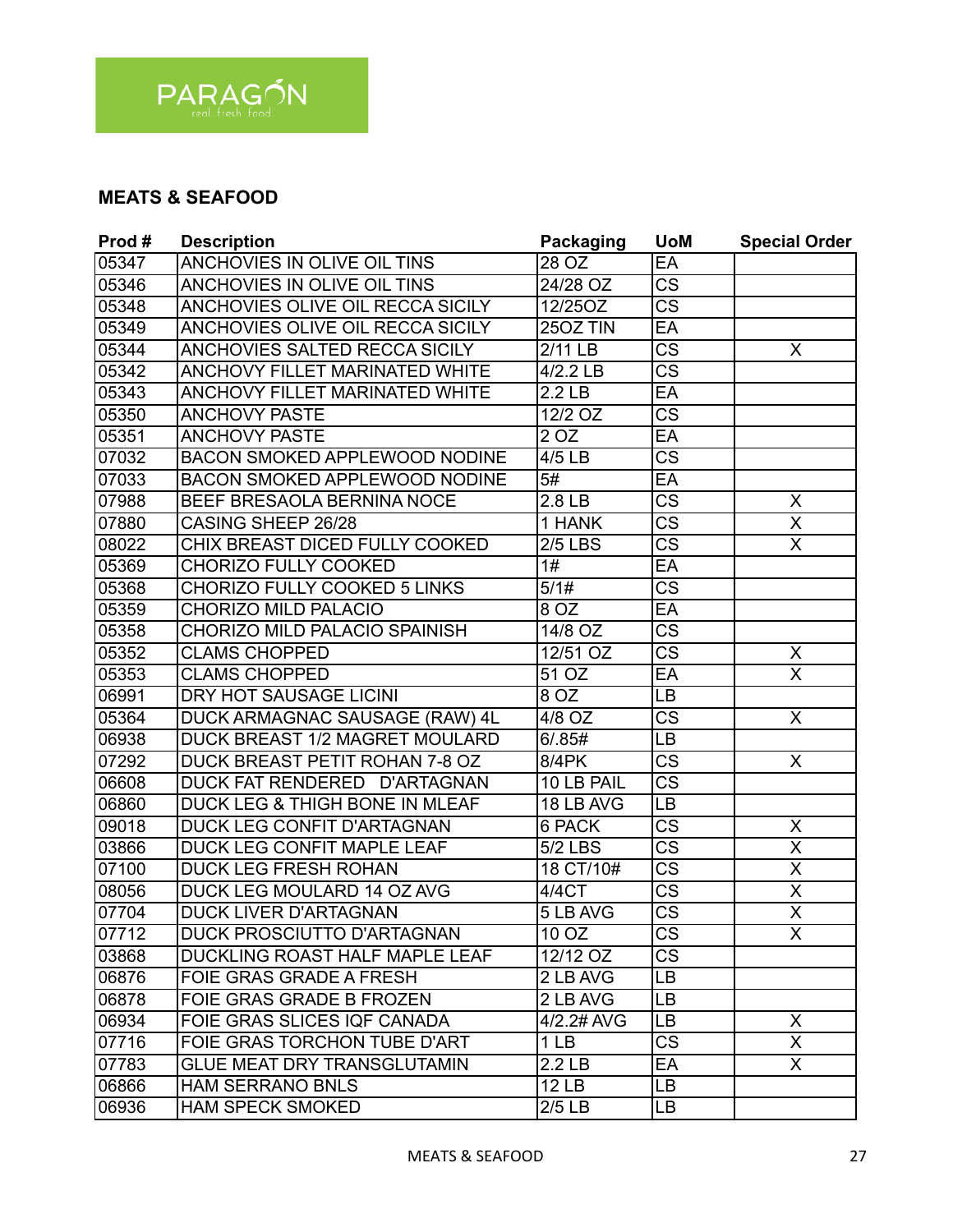PARAGON
real. fresh. food.

## MEATS & SEAFOOD

| Prod # | Description | Packaging | UoM | Special Order |
|---|---|---|---|---|
| 05347 | ANCHOVIES IN OLIVE OIL TINS | 28 OZ | EA | |
| 05346 | ANCHOVIES IN OLIVE OIL TINS | 24/28 OZ | CS | |
| 05348 | ANCHOVIES OLIVE OIL RECCA SICILY | 12/25OZ | CS | |
| 05349 | ANCHOVIES OLIVE OIL RECCA SICILY | 25OZ TIN | EA | |
| 05344 | ANCHOVIES SALTED RECCA SICILY | 2/11 LB | CS | X |
| 05342 | ANCHOVY FILLET MARINATED WHITE | 4/2.2 LB | CS | |
| 05343 | ANCHOVY FILLET MARINATED WHITE | 2.2 LB | EA | |
| 05350 | ANCHOVY PASTE | 12/2 OZ | CS | |
| 05351 | ANCHOVY PASTE | 2 OZ | EA | |
| 07032 | BACON SMOKED APPLEWOOD NODINE | 4/5 LB | CS | |
| 07033 | BACON SMOKED APPLEWOOD NODINE | 5# | EA | |
| 07988 | BEEF BRESAOLA BERNINA NOCE | 2.8 LB | CS | X |
| 07880 | CASING SHEEP 26/28 | 1 HANK | CS | X |
| 08022 | CHIX BREAST DICED FULLY COOKED | 2/5 LBS | CS | X |
| 05369 | CHORIZO FULLY COOKED | 1# | EA | |
| 05368 | CHORIZO FULLY COOKED 5 LINKS | 5/1# | CS | |
| 05359 | CHORIZO MILD PALACIO | 8 OZ | EA | |
| 05358 | CHORIZO MILD PALACIO SPAINISH | 14/8 OZ | CS | |
| 05352 | CLAMS CHOPPED | 12/51 OZ | CS | X |
| 05353 | CLAMS CHOPPED | 51 OZ | EA | X |
| 06991 | DRY HOT SAUSAGE LICINI | 8 OZ | LB | |
| 05364 | DUCK ARMAGNAC SAUSAGE (RAW) 4L | 4/8 OZ | CS | X |
| 06938 | DUCK BREAST 1/2 MAGRET MOULARD | 6/.85# | LB | |
| 07292 | DUCK BREAST PETIT ROHAN 7-8 OZ | 8/4PK | CS | X |
| 06608 | DUCK FAT RENDERED D'ARTAGNAN | 10 LB PAIL | CS | |
| 06860 | DUCK LEG & THIGH BONE IN MLEAF | 18 LB AVG | LB | |
| 09018 | DUCK LEG CONFIT D'ARTAGNAN | 6 PACK | CS | X |
| 03866 | DUCK LEG CONFIT MAPLE LEAF | 5/2 LBS | CS | X |
| 07100 | DUCK LEG FRESH ROHAN | 18 CT/10# | CS | X |
| 08056 | DUCK LEG MOULARD 14 OZ AVG | 4/4CT | CS | X |
| 07704 | DUCK LIVER D'ARTAGNAN | 5 LB AVG | CS | X |
| 07712 | DUCK PROSCIUTTO D'ARTAGNAN | 10 OZ | CS | X |
| 03868 | DUCKLING ROAST HALF MAPLE LEAF | 12/12 OZ | CS | |
| 06876 | FOIE GRAS GRADE A FRESH | 2 LB AVG | LB | |
| 06878 | FOIE GRAS GRADE B FROZEN | 2 LB AVG | LB | |
| 06934 | FOIE GRAS SLICES IQF CANADA | 4/2.2# AVG | LB | X |
| 07716 | FOIE GRAS TORCHON TUBE D'ART | 1 LB | CS | X |
| 07783 | GLUE MEAT DRY TRANSGLUTAMIN | 2.2 LB | EA | X |
| 06866 | HAM SERRANO BNLS | 12 LB | LB | |
| 06936 | HAM SPECK SMOKED | 2/5 LB | LB | |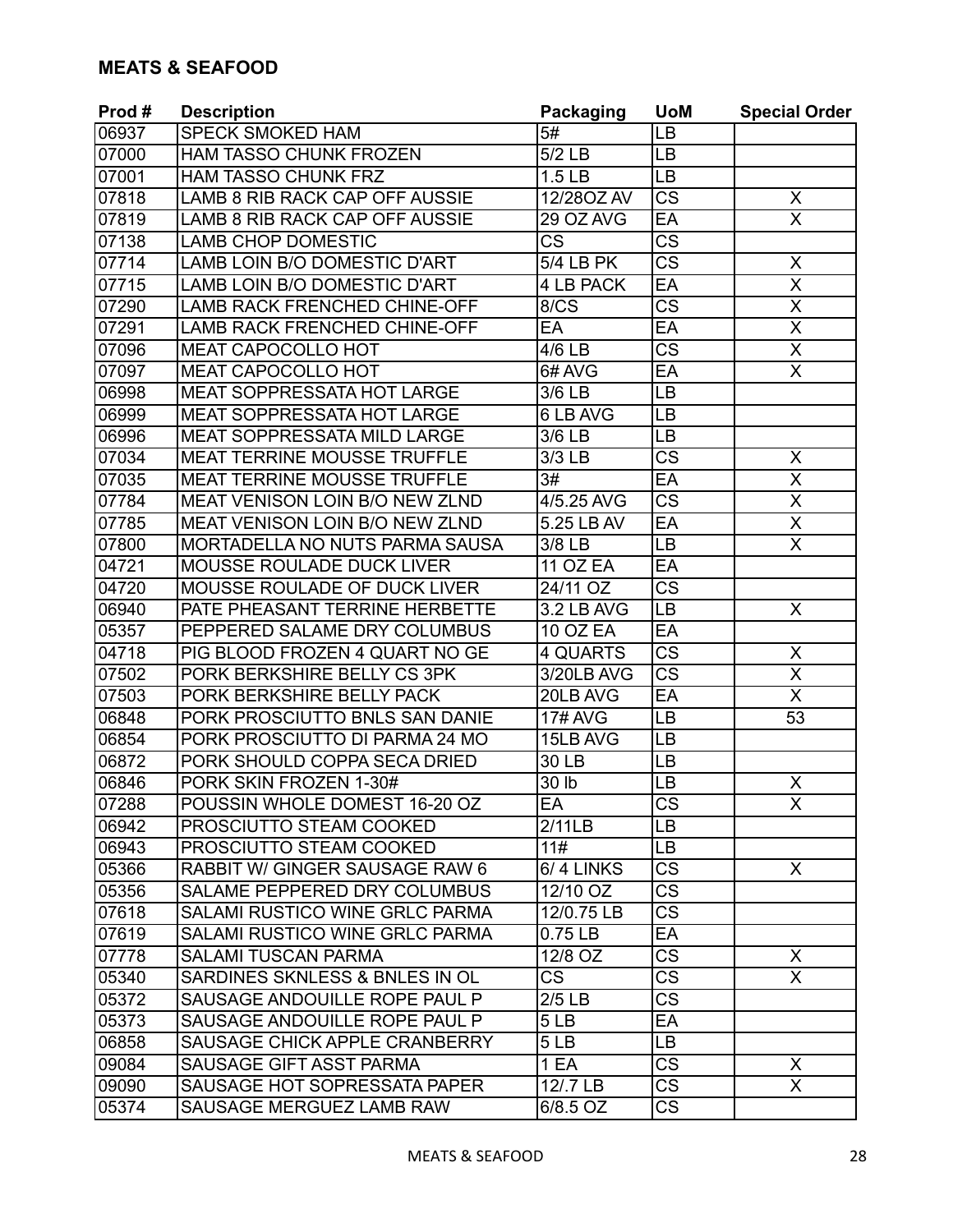## MEATS & SEAFOOD

| Prod # | Description | Packaging | UoM | Special Order |
|---|---|---|---|---|
| 06937 | SPECK SMOKED HAM | 5# | LB | |
| 07000 | HAM TASSO CHUNK FROZEN | 5/2 LB | LB | |
| 07001 | HAM TASSO CHUNK FRZ | 1.5 LB | LB | |
| 07818 | LAMB 8 RIB RACK CAP OFF AUSSIE | 12/28OZ AV | CS | X |
| 07819 | LAMB 8 RIB RACK CAP OFF AUSSIE | 29 OZ AVG | EA | X |
| 07138 | LAMB CHOP DOMESTIC | CS | CS | |
| 07714 | LAMB LOIN B/O DOMESTIC D'ART | 5/4 LB PK | CS | X |
| 07715 | LAMB LOIN B/O DOMESTIC D'ART | 4 LB PACK | EA | X |
| 07290 | LAMB RACK FRENCHED CHINE-OFF | 8/CS | CS | X |
| 07291 | LAMB RACK FRENCHED CHINE-OFF | EA | EA | X |
| 07096 | MEAT CAPOCOLLO HOT | 4/6 LB | CS | X |
| 07097 | MEAT CAPOCOLLO HOT | 6# AVG | EA | X |
| 06998 | MEAT SOPPRESSATA HOT LARGE | 3/6 LB | LB | |
| 06999 | MEAT SOPPRESSATA HOT LARGE | 6 LB AVG | LB | |
| 06996 | MEAT SOPPRESSATA MILD LARGE | 3/6 LB | LB | |
| 07034 | MEAT TERRINE MOUSSE TRUFFLE | 3/3 LB | CS | X |
| 07035 | MEAT TERRINE MOUSSE TRUFFLE | 3# | EA | X |
| 07784 | MEAT VENISON LOIN B/O NEW ZLND | 4/5.25 AVG | CS | X |
| 07785 | MEAT VENISON LOIN B/O NEW ZLND | 5.25 LB AV | EA | X |
| 07800 | MORTADELLA NO NUTS PARMA SAUSA | 3/8 LB | LB | X |
| 04721 | MOUSSE ROULADE DUCK LIVER | 11 OZ EA | EA | |
| 04720 | MOUSSE ROULADE OF DUCK LIVER | 24/11 OZ | CS | |
| 06940 | PATE PHEASANT TERRINE HERBETTE | 3.2 LB AVG | LB | X |
| 05357 | PEPPERED SALAME DRY COLUMBUS | 10 OZ EA | EA | |
| 04718 | PIG BLOOD FROZEN 4 QUART NO GE | 4 QUARTS | CS | X |
| 07502 | PORK BERKSHIRE BELLY CS 3PK | 3/20LB AVG | CS | X |
| 07503 | PORK BERKSHIRE BELLY PACK | 20LB AVG | EA | X |
| 06848 | PORK PROSCIUTTO BNLS SAN DANIE | 17# AVG | LB | 53 |
| 06854 | PORK PROSCIUTTO DI PARMA 24 MO | 15LB AVG | LB | |
| 06872 | PORK SHOULD COPPA SECA DRIED | 30 LB | LB | |
| 06846 | PORK SKIN FROZEN 1-30# | 30 lb | LB | X |
| 07288 | POUSSIN WHOLE DOMEST 16-20 OZ | EA | CS | X |
| 06942 | PROSCIUTTO STEAM COOKED | 2/11LB | LB | |
| 06943 | PROSCIUTTO STEAM COOKED | 11# | LB | |
| 05366 | RABBIT W/ GINGER SAUSAGE RAW 6 | 6/ 4 LINKS | CS | X |
| 05356 | SALAME PEPPERED DRY COLUMBUS | 12/10 OZ | CS | |
| 07618 | SALAMI RUSTICO WINE GRLC PARMA | 12/0.75 LB | CS | |
| 07619 | SALAMI RUSTICO WINE GRLC PARMA | 0.75 LB | EA | |
| 07778 | SALAMI TUSCAN PARMA | 12/8 OZ | CS | X |
| 05340 | SARDINES SKNLESS & BNLES IN OL | CS | CS | X |
| 05372 | SAUSAGE ANDOUILLE ROPE PAUL P | 2/5 LB | CS | |
| 05373 | SAUSAGE ANDOUILLE ROPE PAUL P | 5 LB | EA | |
| 06858 | SAUSAGE CHICK APPLE CRANBERRY | 5 LB | LB | |
| 09084 | SAUSAGE GIFT ASST PARMA | 1 EA | CS | X |
| 09090 | SAUSAGE HOT SOPRESSATA PAPER | 12/.7 LB | CS | X |
| 05374 | SAUSAGE MERGUEZ LAMB RAW | 6/8.5 OZ | CS | |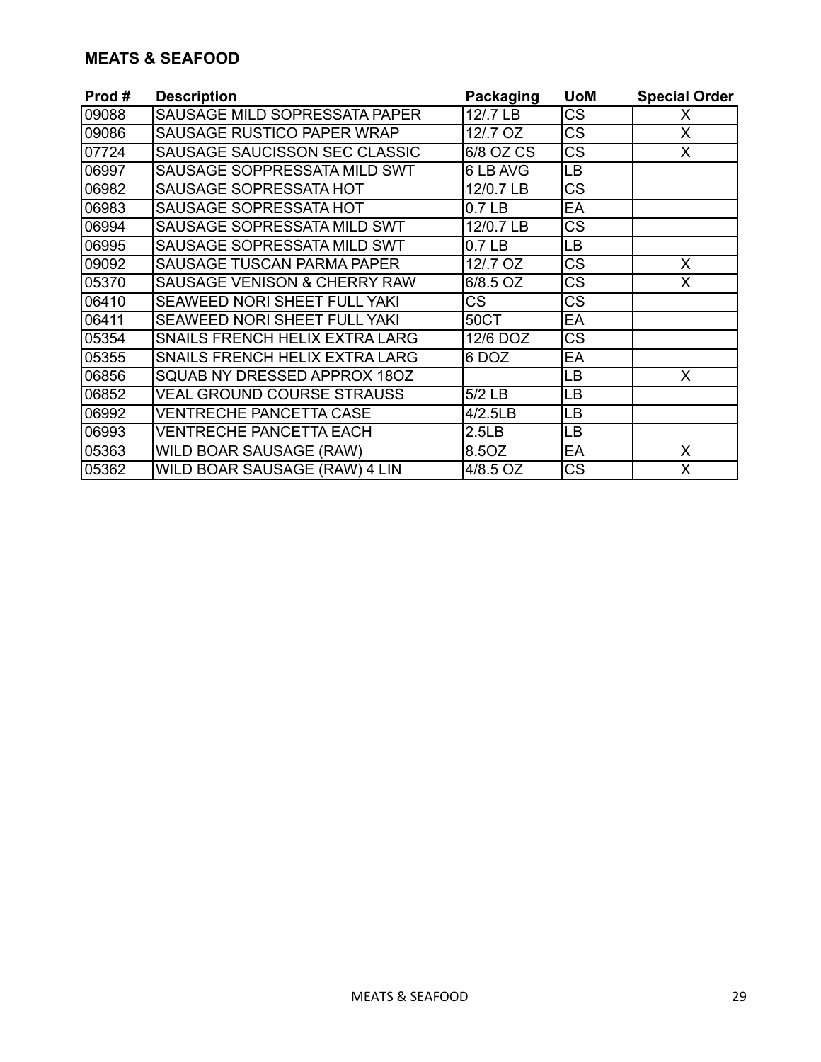## MEATS & SEAFOOD

| Prod # | Description | Packaging | UoM | Special Order |
|---|---|---|---|---|
| 09088 | SAUSAGE MILD SOPRESSATA PAPER | 12/.7 LB | CS | X |
| 09086 | SAUSAGE RUSTICO PAPER WRAP | 12/.7 OZ | CS | X |
| 07724 | SAUSAGE SAUCISSON SEC CLASSIC | 6/8 OZ CS | CS | X |
| 06997 | SAUSAGE SOPPRESSATA MILD SWT | 6 LB AVG | LB | |
| 06982 | SAUSAGE SOPRESSATA HOT | 12/0.7 LB | CS | |
| 06983 | SAUSAGE SOPRESSATA HOT | 0.7 LB | EA | |
| 06994 | SAUSAGE SOPRESSATA MILD SWT | 12/0.7 LB | CS | |
| 06995 | SAUSAGE SOPRESSATA MILD SWT | 0.7 LB | LB | |
| 09092 | SAUSAGE TUSCAN PARMA PAPER | 12/.7 OZ | CS | X |
| 05370 | SAUSAGE VENISON & CHERRY RAW | 6/8.5 OZ | CS | X |
| 06410 | SEAWEED NORI SHEET FULL YAKI | CS | CS | |
| 06411 | SEAWEED NORI SHEET FULL YAKI | 50CT | EA | |
| 05354 | SNAILS FRENCH HELIX EXTRA LARG | 12/6 DOZ | CS | |
| 05355 | SNAILS FRENCH HELIX EXTRA LARG | 6 DOZ | EA | |
| 06856 | SQUAB NY DRESSED APPROX 18OZ | | LB | X |
| 06852 | VEAL GROUND COURSE STRAUSS | 5/2 LB | LB | |
| 06992 | VENTRECHE PANCETTA CASE | 4/2.5LB | LB | |
| 06993 | VENTRECHE PANCETTA EACH | 2.5LB | LB | |
| 05363 | WILD BOAR SAUSAGE (RAW) | 8.5OZ | EA | X |
| 05362 | WILD BOAR SAUSAGE (RAW) 4 LIN | 4/8.5 OZ | CS | X |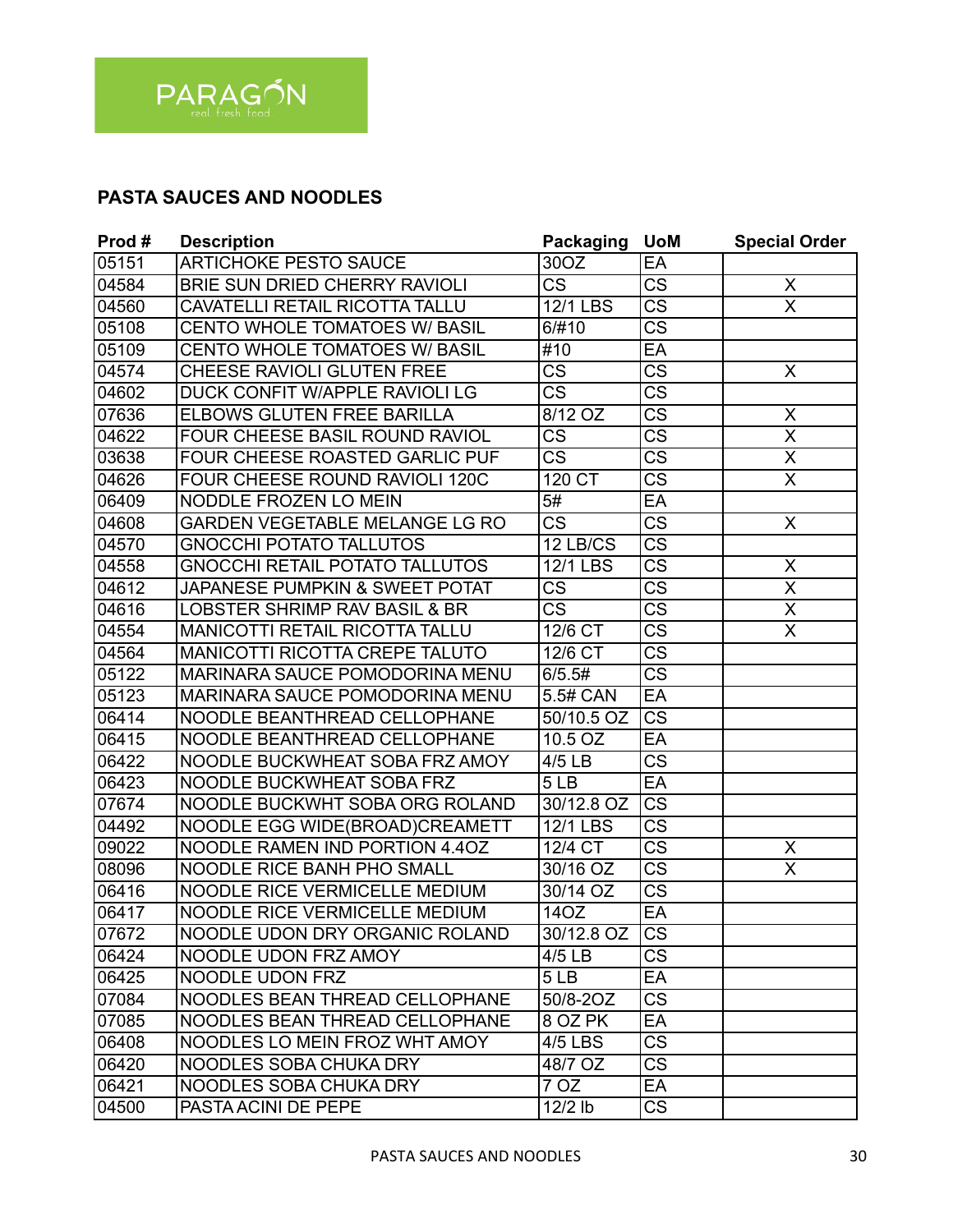PARAGON
real. fresh. food.

## PASTA SAUCES AND NOODLES

| Prod # | Description | Packaging | UoM | Special Order |
|---|---|---|---|---|
| 05151 | ARTICHOKE PESTO SAUCE | 30OZ | EA | |
| 04584 | BRIE SUN DRIED CHERRY RAVIOLI | CS | CS | X |
| 04560 | CAVATELLI RETAIL RICOTTA TALLU | 12/1 LBS | CS | X |
| 05108 | CENTO WHOLE TOMATOES W/ BASIL | 6/#10 | CS | |
| 05109 | CENTO WHOLE TOMATOES W/ BASIL | #10 | EA | |
| 04574 | CHEESE RAVIOLI GLUTEN FREE | CS | CS | X |
| 04602 | DUCK CONFIT W/APPLE RAVIOLI LG | CS | CS | |
| 07636 | ELBOWS GLUTEN FREE BARILLA | 8/12 OZ | CS | X |
| 04622 | FOUR CHEESE BASIL ROUND RAVIOL | CS | CS | X |
| 03638 | FOUR CHEESE ROASTED GARLIC PUF | CS | CS | X |
| 04626 | FOUR CHEESE ROUND RAVIOLI 120C | 120 CT | CS | X |
| 06409 | NODDLE FROZEN LO MEIN | 5# | EA | |
| 04608 | GARDEN VEGETABLE MELANGE LG RO | CS | CS | X |
| 04570 | GNOCCHI POTATO TALLUTOS | 12 LB/CS | CS | |
| 04558 | GNOCCHI RETAIL POTATO TALLUTOS | 12/1 LBS | CS | X |
| 04612 | JAPANESE PUMPKIN & SWEET POTAT | CS | CS | X |
| 04616 | LOBSTER SHRIMP RAV BASIL & BR | CS | CS | X |
| 04554 | MANICOTTI RETAIL RICOTTA TALLU | 12/6 CT | CS | X |
| 04564 | MANICOTTI RICOTTA CREPE TALUTO | 12/6 CT | CS | |
| 05122 | MARINARA SAUCE POMODORINA MENU | 6/5.5# | CS | |
| 05123 | MARINARA SAUCE POMODORINA MENU | 5.5# CAN | EA | |
| 06414 | NOODLE BEANTHREAD CELLOPHANE | 50/10.5 OZ | CS | |
| 06415 | NOODLE BEANTHREAD CELLOPHANE | 10.5 OZ | EA | |
| 06422 | NOODLE BUCKWHEAT SOBA FRZ AMOY | 4/5 LB | CS | |
| 06423 | NOODLE BUCKWHEAT SOBA FRZ | 5 LB | EA | |
| 07674 | NOODLE BUCKWHT SOBA ORG ROLAND | 30/12.8 OZ | CS | |
| 04492 | NOODLE EGG WIDE(BROAD)CREAMETT | 12/1 LBS | CS | |
| 09022 | NOODLE RAMEN IND PORTION 4.4OZ | 12/4 CT | CS | X |
| 08096 | NOODLE RICE BANH PHO SMALL | 30/16 OZ | CS | X |
| 06416 | NOODLE RICE VERMICELLE MEDIUM | 30/14 OZ | CS | |
| 06417 | NOODLE RICE VERMICELLE MEDIUM | 14OZ | EA | |
| 07672 | NOODLE UDON DRY ORGANIC ROLAND | 30/12.8 OZ | CS | |
| 06424 | NOODLE UDON FRZ AMOY | 4/5 LB | CS | |
| 06425 | NOODLE UDON FRZ | 5 LB | EA | |
| 07084 | NOODLES BEAN THREAD CELLOPHANE | 50/8-2OZ | CS | |
| 07085 | NOODLES BEAN THREAD CELLOPHANE | 8 OZ PK | EA | |
| 06408 | NOODLES LO MEIN FROZ WHT AMOY | 4/5 LBS | CS | |
| 06420 | NOODLES SOBA CHUKA DRY | 48/7 OZ | CS | |
| 06421 | NOODLES SOBA CHUKA DRY | 7 OZ | EA | |
| 04500 | PASTA ACINI DE PEPE | 12/2 lb | CS | |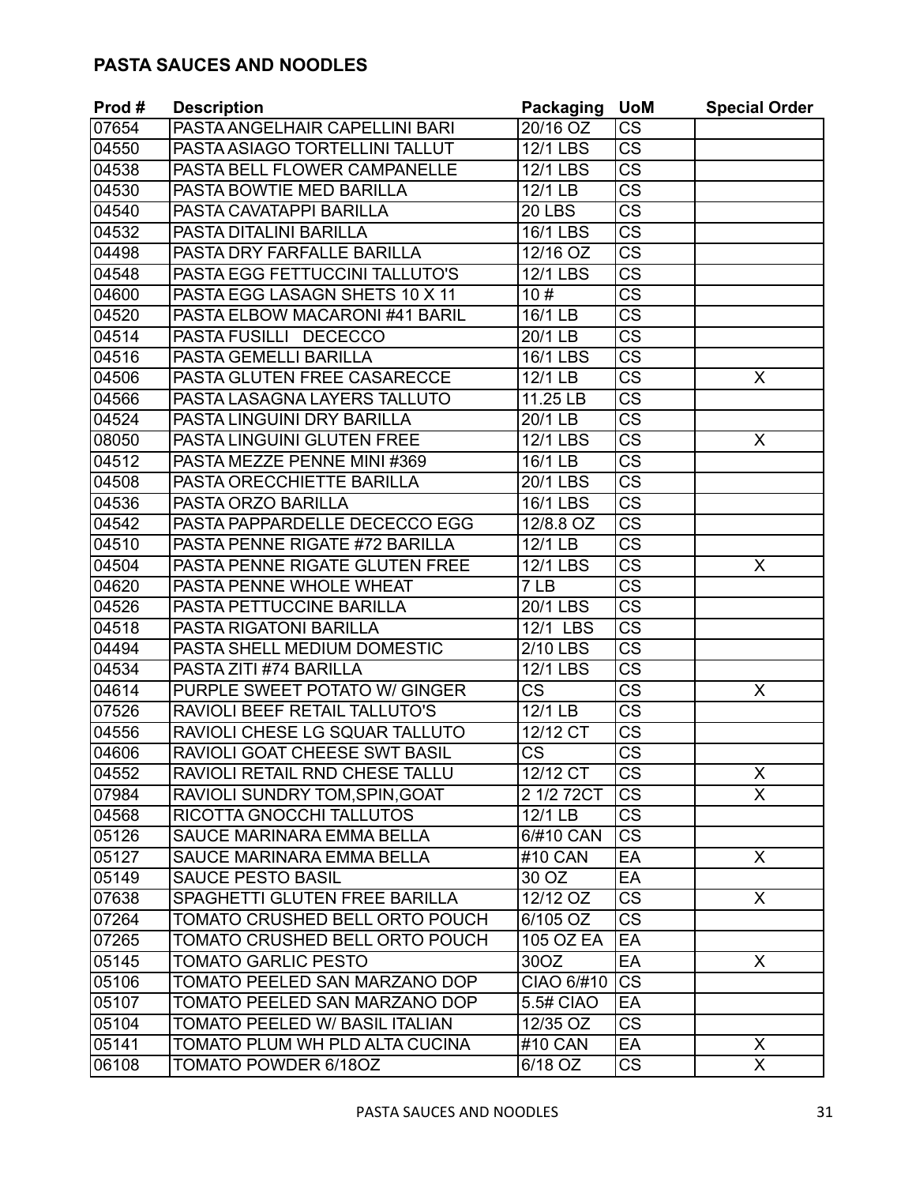## PASTA SAUCES AND NOODLES

| Prod # | Description | Packaging | UoM | Special Order |
|---|---|---|---|---|
| 07654 | PASTA ANGELHAIR CAPELLINI BARI | 20/16 OZ | CS | |
| 04550 | PASTA ASIAGO TORTELLINI TALLUT | 12/1 LBS | CS | |
| 04538 | PASTA BELL FLOWER CAMPANELLE | 12/1 LBS | CS | |
| 04530 | PASTA BOWTIE MED BARILLA | 12/1 LB | CS | |
| 04540 | PASTA CAVATAPPI BARILLA | 20 LBS | CS | |
| 04532 | PASTA DITALINI BARILLA | 16/1 LBS | CS | |
| 04498 | PASTA DRY FARFALLE BARILLA | 12/16 OZ | CS | |
| 04548 | PASTA EGG FETTUCCINI TALLUTO'S | 12/1 LBS | CS | |
| 04600 | PASTA EGG LASAGN SHETS 10 X 11 | 10 # | CS | |
| 04520 | PASTA ELBOW MACARONI #41 BARIL | 16/1 LB | CS | |
| 04514 | PASTA FUSILLI DECECCO | 20/1 LB | CS | |
| 04516 | PASTA GEMELLI BARILLA | 16/1 LBS | CS | |
| 04506 | PASTA GLUTEN FREE CASARECCE | 12/1 LB | CS | X |
| 04566 | PASTA LASAGNA LAYERS TALLUTO | 11.25 LB | CS | |
| 04524 | PASTA LINGUINI DRY BARILLA | 20/1 LB | CS | |
| 08050 | PASTA LINGUINI GLUTEN FREE | 12/1 LBS | CS | X |
| 04512 | PASTA MEZZE PENNE MINI #369 | 16/1 LB | CS | |
| 04508 | PASTA ORECCHIETTE BARILLA | 20/1 LBS | CS | |
| 04536 | PASTA ORZO BARILLA | 16/1 LBS | CS | |
| 04542 | PASTA PAPPARDELLE DECECCO EGG | 12/8.8 OZ | CS | |
| 04510 | PASTA PENNE RIGATE #72 BARILLA | 12/1 LB | CS | |
| 04504 | PASTA PENNE RIGATE GLUTEN FREE | 12/1 LBS | CS | X |
| 04620 | PASTA PENNE WHOLE WHEAT | 7 LB | CS | |
| 04526 | PASTA PETTUCCINE BARILLA | 20/1 LBS | CS | |
| 04518 | PASTA RIGATONI BARILLA | 12/1 LBS | CS | |
| 04494 | PASTA SHELL MEDIUM DOMESTIC | 2/10 LBS | CS | |
| 04534 | PASTA ZITI #74 BARILLA | 12/1 LBS | CS | |
| 04614 | PURPLE SWEET POTATO W/ GINGER | CS | CS | X |
| 07526 | RAVIOLI BEEF RETAIL TALLUTO'S | 12/1 LB | CS | |
| 04556 | RAVIOLI CHESE LG SQUAR TALLUTO | 12/12 CT | CS | |
| 04606 | RAVIOLI GOAT CHEESE SWT BASIL | CS | CS | |
| 04552 | RAVIOLI RETAIL RND CHESE TALLU | 12/12 CT | CS | X |
| 07984 | RAVIOLI SUNDRY TOM,SPIN,GOAT | 2 1/2 72CT | CS | X |
| 04568 | RICOTTA GNOCCHI TALLUTOS | 12/1 LB | CS | |
| 05126 | SAUCE MARINARA EMMA BELLA | 6/#10 CAN | CS | |
| 05127 | SAUCE MARINARA EMMA BELLA | #10 CAN | EA | X |
| 05149 | SAUCE PESTO BASIL | 30 OZ | EA | |
| 07638 | SPAGHETTI GLUTEN FREE BARILLA | 12/12 OZ | CS | X |
| 07264 | TOMATO CRUSHED BELL ORTO POUCH | 6/105 OZ | CS | |
| 07265 | TOMATO CRUSHED BELL ORTO POUCH | 105 OZ EA | EA | |
| 05145 | TOMATO GARLIC PESTO | 30OZ | EA | X |
| 05106 | TOMATO PEELED SAN MARZANO DOP | CIAO 6/#10 | CS | |
| 05107 | TOMATO PEELED SAN MARZANO DOP | 5.5# CIAO | EA | |
| 05104 | TOMATO PEELED W/ BASIL ITALIAN | 12/35 OZ | CS | |
| 05141 | TOMATO PLUM WH PLD ALTA CUCINA | #10 CAN | EA | X |
| 06108 | TOMATO POWDER 6/18OZ | 6/18 OZ | CS | X |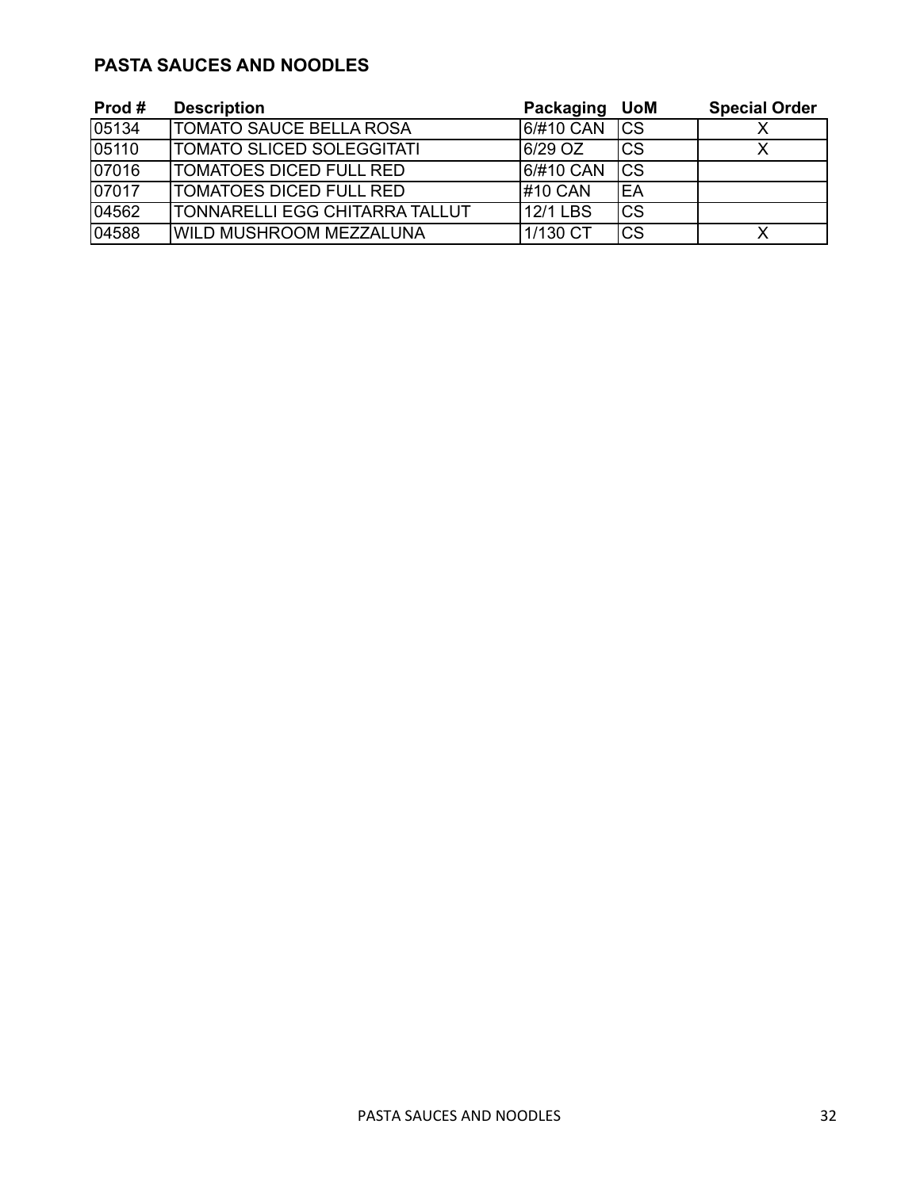## PASTA SAUCES AND NOODLES

| Prod # | Description | Packaging | UoM | Special Order |
|---|---|---|---|---|
| 05134 | TOMATO SAUCE BELLA ROSA | 6/#10 CAN | CS | X |
| 05110 | TOMATO SLICED SOLEGGITATI | 6/29 OZ | CS | X |
| 07016 | TOMATOES DICED FULL RED | 6/#10 CAN | CS | |
| 07017 | TOMATOES DICED FULL RED | #10 CAN | EA | |
| 04562 | TONNARELLI EGG CHITARRA TALLUT | 12/1 LBS | CS | |
| 04588 | WILD MUSHROOM MEZZALUNA | 1/130 CT | CS | X |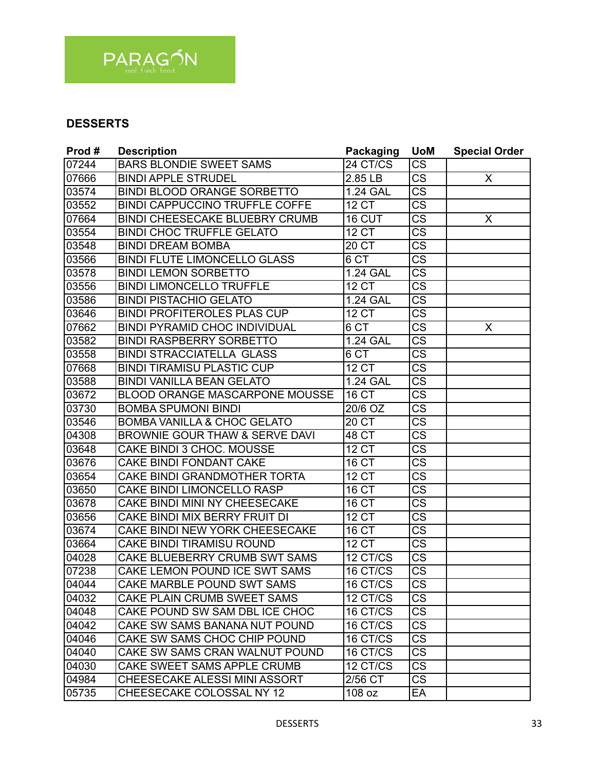PARAGÓN
real fresh food.

## DESSERTS

| Prod # | Description | Packaging | UoM | Special Order |
|---|---|---|---|---|
| 07244 | BARS BLONDIE SWEET SAMS | 24 CT/CS | CS | |
| 07666 | BINDI APPLE STRUDEL | 2.85 LB | CS | X |
| 03574 | BINDI BLOOD ORANGE SORBETTO | 1.24 GAL | CS | |
| 03552 | BINDI CAPPUCCINO TRUFFLE COFFE | 12 CT | CS | |
| 07664 | BINDI CHEESECAKE BLUEBRY CRUMB | 16 CUT | CS | X |
| 03554 | BINDI CHOC TRUFFLE GELATO | 12 CT | CS | |
| 03548 | BINDI DREAM BOMBA | 20 CT | CS | |
| 03566 | BINDI FLUTE LIMONCELLO GLASS | 6 CT | CS | |
| 03578 | BINDI LEMON SORBETTO | 1.24 GAL | CS | |
| 03556 | BINDI LIMONCELLO TRUFFLE | 12 CT | CS | |
| 03586 | BINDI PISTACHIO GELATO | 1.24 GAL | CS | |
| 03646 | BINDI PROFITEROLES PLAS CUP | 12 CT | CS | |
| 07662 | BINDI PYRAMID CHOC INDIVIDUAL | 6 CT | CS | X |
| 03582 | BINDI RASPBERRY SORBETTO | 1.24 GAL | CS | |
| 03558 | BINDI STRACCIATELLA GLASS | 6 CT | CS | |
| 07668 | BINDI TIRAMISU PLASTIC CUP | 12 CT | CS | |
| 03588 | BINDI VANILLA BEAN GELATO | 1.24 GAL | CS | |
| 03672 | BLOOD ORANGE MASCARPONE MOUSSE | 16 CT | CS | |
| 03730 | BOMBA SPUMONI BINDI | 20/6 OZ | CS | |
| 03546 | BOMBA VANILLA & CHOC GELATO | 20 CT | CS | |
| 04308 | BROWNIE GOUR THAW & SERVE DAVI | 48 CT | CS | |
| 03648 | CAKE BINDI 3 CHOC. MOUSSE | 12 CT | CS | |
| 03676 | CAKE BINDI FONDANT CAKE | 16 CT | CS | |
| 03654 | CAKE BINDI GRANDMOTHER TORTA | 12 CT | CS | |
| 03650 | CAKE BINDI LIMONCELLO RASP | 16 CT | CS | |
| 03678 | CAKE BINDI MINI NY CHEESECAKE | 16 CT | CS | |
| 03656 | CAKE BINDI MIX BERRY FRUIT DI | 12 CT | CS | |
| 03674 | CAKE BINDI NEW YORK CHEESECAKE | 16 CT | CS | |
| 03664 | CAKE BINDI TIRAMISU ROUND | 12 CT | CS | |
| 04028 | CAKE BLUEBERRY CRUMB SWT SAMS | 12 CT/CS | CS | |
| 07238 | CAKE LEMON POUND ICE SWT SAMS | 16 CT/CS | CS | |
| 04044 | CAKE MARBLE POUND SWT SAMS | 16 CT/CS | CS | |
| 04032 | CAKE PLAIN CRUMB SWEET SAMS | 12 CT/CS | CS | |
| 04048 | CAKE POUND SW SAM DBL ICE CHOC | 16 CT/CS | CS | |
| 04042 | CAKE SW SAMS BANANA NUT POUND | 16 CT/CS | CS | |
| 04046 | CAKE SW SAMS CHOC CHIP POUND | 16 CT/CS | CS | |
| 04040 | CAKE SW SAMS CRAN WALNUT POUND | 16 CT/CS | CS | |
| 04030 | CAKE SWEET SAMS APPLE CRUMB | 12 CT/CS | CS | |
| 04984 | CHEESECAKE ALESSI MINI ASSORT | 2/56 CT | CS | |
| 05735 | CHEESECAKE COLOSSAL NY 12 | 108 oz | EA | |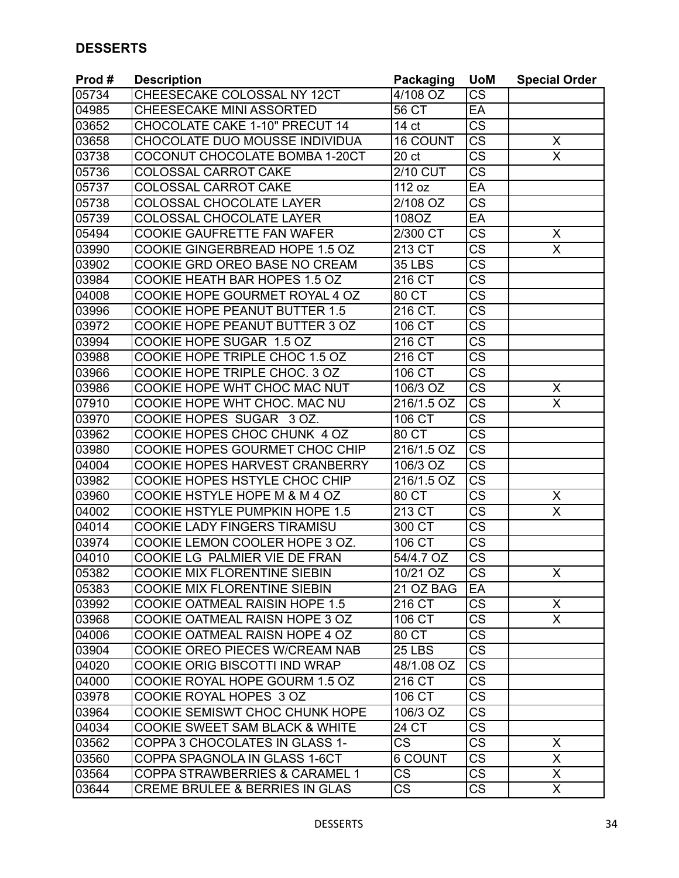## DESSERTS

| Prod # | Description | Packaging | UoM | Special Order |
|---|---|---|---|---|
| 05734 | CHEESECAKE COLOSSAL NY 12CT | 4/108 OZ | CS | |
| 04985 | CHEESECAKE MINI ASSORTED | 56 CT | EA | |
| 03652 | CHOCOLATE CAKE 1-10" PRECUT 14 | 14 ct | CS | |
| 03658 | CHOCOLATE DUO MOUSSE INDIVIDUA | 16 COUNT | CS | X |
| 03738 | COCONUT CHOCOLATE BOMBA 1-20CT | 20 ct | CS | X |
| 05736 | COLOSSAL CARROT CAKE | 2/10 CUT | CS | |
| 05737 | COLOSSAL CARROT CAKE | 112 oz | EA | |
| 05738 | COLOSSAL CHOCOLATE LAYER | 2/108 OZ | CS | |
| 05739 | COLOSSAL CHOCOLATE LAYER | 108OZ | EA | |
| 05494 | COOKIE GAUFRETTE FAN WAFER | 2/300 CT | CS | X |
| 03990 | COOKIE GINGERBREAD HOPE 1.5 OZ | 213 CT | CS | X |
| 03902 | COOKIE GRD OREO BASE NO CREAM | 35 LBS | CS | |
| 03984 | COOKIE HEATH BAR HOPES 1.5 OZ | 216 CT | CS | |
| 04008 | COOKIE HOPE GOURMET ROYAL 4 OZ | 80 CT | CS | |
| 03996 | COOKIE HOPE PEANUT BUTTER 1.5 | 216 CT. | CS | |
| 03972 | COOKIE HOPE PEANUT BUTTER 3 OZ | 106 CT | CS | |
| 03994 | COOKIE HOPE SUGAR 1.5 OZ | 216 CT | CS | |
| 03988 | COOKIE HOPE TRIPLE CHOC 1.5 OZ | 216 CT | CS | |
| 03966 | COOKIE HOPE TRIPLE CHOC. 3 OZ | 106 CT | CS | |
| 03986 | COOKIE HOPE WHT CHOC MAC NUT | 106/3 OZ | CS | X |
| 07910 | COOKIE HOPE WHT CHOC. MAC NU | 216/1.5 OZ | CS | X |
| 03970 | COOKIE HOPES SUGAR 3 OZ. | 106 CT | CS | |
| 03962 | COOKIE HOPES CHOC CHUNK 4 OZ | 80 CT | CS | |
| 03980 | COOKIE HOPES GOURMET CHOC CHIP | 216/1.5 OZ | CS | |
| 04004 | COOKIE HOPES HARVEST CRANBERRY | 106/3 OZ | CS | |
| 03982 | COOKIE HOPES HSTYLE CHOC CHIP | 216/1.5 OZ | CS | |
| 03960 | COOKIE HSTYLE HOPE M & M 4 OZ | 80 CT | CS | X |
| 04002 | COOKIE HSTYLE PUMPKIN HOPE 1.5 | 213 CT | CS | X |
| 04014 | COOKIE LADY FINGERS TIRAMISU | 300 CT | CS | |
| 03974 | COOKIE LEMON COOLER HOPE 3 OZ. | 106 CT | CS | |
| 04010 | COOKIE LG PALMIER VIE DE FRAN | 54/4.7 OZ | CS | |
| 05382 | COOKIE MIX FLORENTINE SIEBIN | 10/21 OZ | CS | X |
| 05383 | COOKIE MIX FLORENTINE SIEBIN | 21 OZ BAG | EA | |
| 03992 | COOKIE OATMEAL RAISIN HOPE 1.5 | 216 CT | CS | X |
| 03968 | COOKIE OATMEAL RAISN HOPE 3 OZ | 106 CT | CS | X |
| 04006 | COOKIE OATMEAL RAISN HOPE 4 OZ | 80 CT | CS | |
| 03904 | COOKIE OREO PIECES W/CREAM NAB | 25 LBS | CS | |
| 04020 | COOKIE ORIG BISCOTTI IND WRAP | 48/1.08 OZ | CS | |
| 04000 | COOKIE ROYAL HOPE GOURM 1.5 OZ | 216 CT | CS | |
| 03978 | COOKIE ROYAL HOPES 3 OZ | 106 CT | CS | |
| 03964 | COOKIE SEMISWT CHOC CHUNK HOPE | 106/3 OZ | CS | |
| 04034 | COOKIE SWEET SAM BLACK & WHITE | 24 CT | CS | |
| 03562 | COPPA 3 CHOCOLATES IN GLASS 1- | CS | CS | X |
| 03560 | COPPA SPAGNOLA IN GLASS 1-6CT | 6 COUNT | CS | X |
| 03564 | COPPA STRAWBERRIES & CARAMEL 1 | CS | CS | X |
| 03644 | CREME BRULEE & BERRIES IN GLAS | CS | CS | X |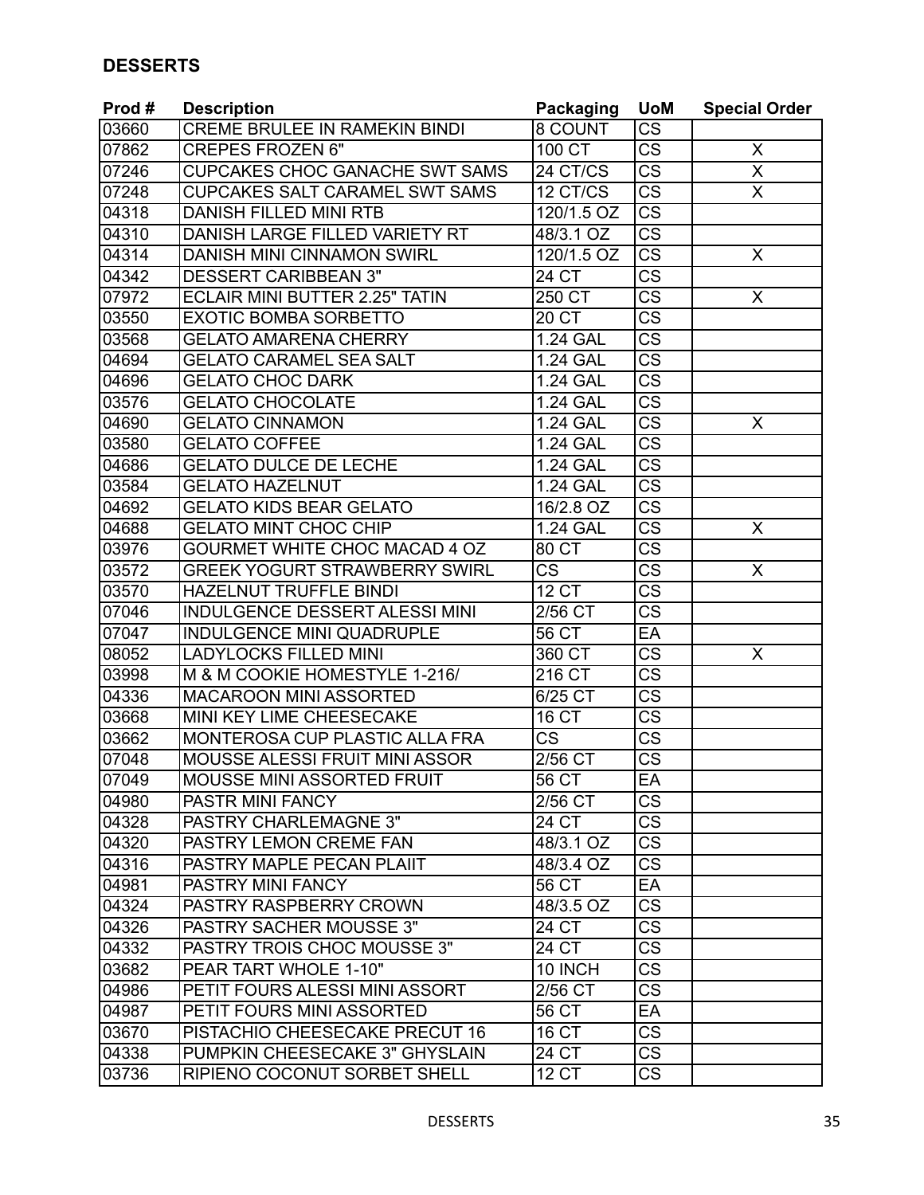## DESSERTS

| Prod # | Description | Packaging | UoM | Special Order |
|---|---|---|---|---|
| 03660 | CREME BRULEE IN RAMEKIN BINDI | 8 COUNT | CS | |
| 07862 | CREPES FROZEN 6" | 100 CT | CS | X |
| 07246 | CUPCAKES CHOC GANACHE SWT SAMS | 24 CT/CS | CS | X |
| 07248 | CUPCAKES SALT CARAMEL SWT SAMS | 12 CT/CS | CS | X |
| 04318 | DANISH FILLED MINI RTB | 120/1.5 OZ | CS | |
| 04310 | DANISH LARGE FILLED VARIETY RT | 48/3.1 OZ | CS | |
| 04314 | DANISH MINI CINNAMON SWIRL | 120/1.5 OZ | CS | X |
| 04342 | DESSERT CARIBBEAN 3" | 24 CT | CS | |
| 07972 | ECLAIR MINI BUTTER 2.25" TATIN | 250 CT | CS | X |
| 03550 | EXOTIC BOMBA SORBETTO | 20 CT | CS | |
| 03568 | GELATO AMARENA CHERRY | 1.24 GAL | CS | |
| 04694 | GELATO CARAMEL SEA SALT | 1.24 GAL | CS | |
| 04696 | GELATO CHOC DARK | 1.24 GAL | CS | |
| 03576 | GELATO CHOCOLATE | 1.24 GAL | CS | |
| 04690 | GELATO CINNAMON | 1.24 GAL | CS | X |
| 03580 | GELATO COFFEE | 1.24 GAL | CS | |
| 04686 | GELATO DULCE DE LECHE | 1.24 GAL | CS | |
| 03584 | GELATO HAZELNUT | 1.24 GAL | CS | |
| 04692 | GELATO KIDS BEAR GELATO | 16/2.8 OZ | CS | |
| 04688 | GELATO MINT CHOC CHIP | 1.24 GAL | CS | X |
| 03976 | GOURMET WHITE CHOC MACAD 4 OZ | 80 CT | CS | |
| 03572 | GREEK YOGURT STRAWBERRY SWIRL | CS | CS | X |
| 03570 | HAZELNUT TRUFFLE BINDI | 12 CT | CS | |
| 07046 | INDULGENCE DESSERT ALESSI MINI | 2/56 CT | CS | |
| 07047 | INDULGENCE MINI QUADRUPLE | 56 CT | EA | |
| 08052 | LADYLOCKS FILLED MINI | 360 CT | CS | X |
| 03998 | M & M COOKIE HOMESTYLE 1-216/ | 216 CT | CS | |
| 04336 | MACAROON MINI ASSORTED | 6/25 CT | CS | |
| 03668 | MINI KEY LIME CHEESECAKE | 16 CT | CS | |
| 03662 | MONTEROSA CUP PLASTIC ALLA FRA | CS | CS | |
| 07048 | MOUSSE ALESSI FRUIT MINI ASSOR | 2/56 CT | CS | |
| 07049 | MOUSSE MINI ASSORTED FRUIT | 56 CT | EA | |
| 04980 | PASTR MINI FANCY | 2/56 CT | CS | |
| 04328 | PASTRY CHARLEMAGNE 3" | 24 CT | CS | |
| 04320 | PASTRY LEMON CREME FAN | 48/3.1 OZ | CS | |
| 04316 | PASTRY MAPLE PECAN PLAIIT | 48/3.4 OZ | CS | |
| 04981 | PASTRY MINI FANCY | 56 CT | EA | |
| 04324 | PASTRY RASPBERRY CROWN | 48/3.5 OZ | CS | |
| 04326 | PASTRY SACHER MOUSSE 3" | 24 CT | CS | |
| 04332 | PASTRY TROIS CHOC MOUSSE 3" | 24 CT | CS | |
| 03682 | PEAR TART WHOLE 1-10" | 10 INCH | CS | |
| 04986 | PETIT FOURS ALESSI MINI ASSORT | 2/56 CT | CS | |
| 04987 | PETIT FOURS MINI ASSORTED | 56 CT | EA | |
| 03670 | PISTACHIO CHEESECAKE PRECUT 16 | 16 CT | CS | |
| 04338 | PUMPKIN CHEESECAKE 3" GHYSLAIN | 24 CT | CS | |
| 03736 | RIPIENO COCONUT SORBET SHELL | 12 CT | CS | |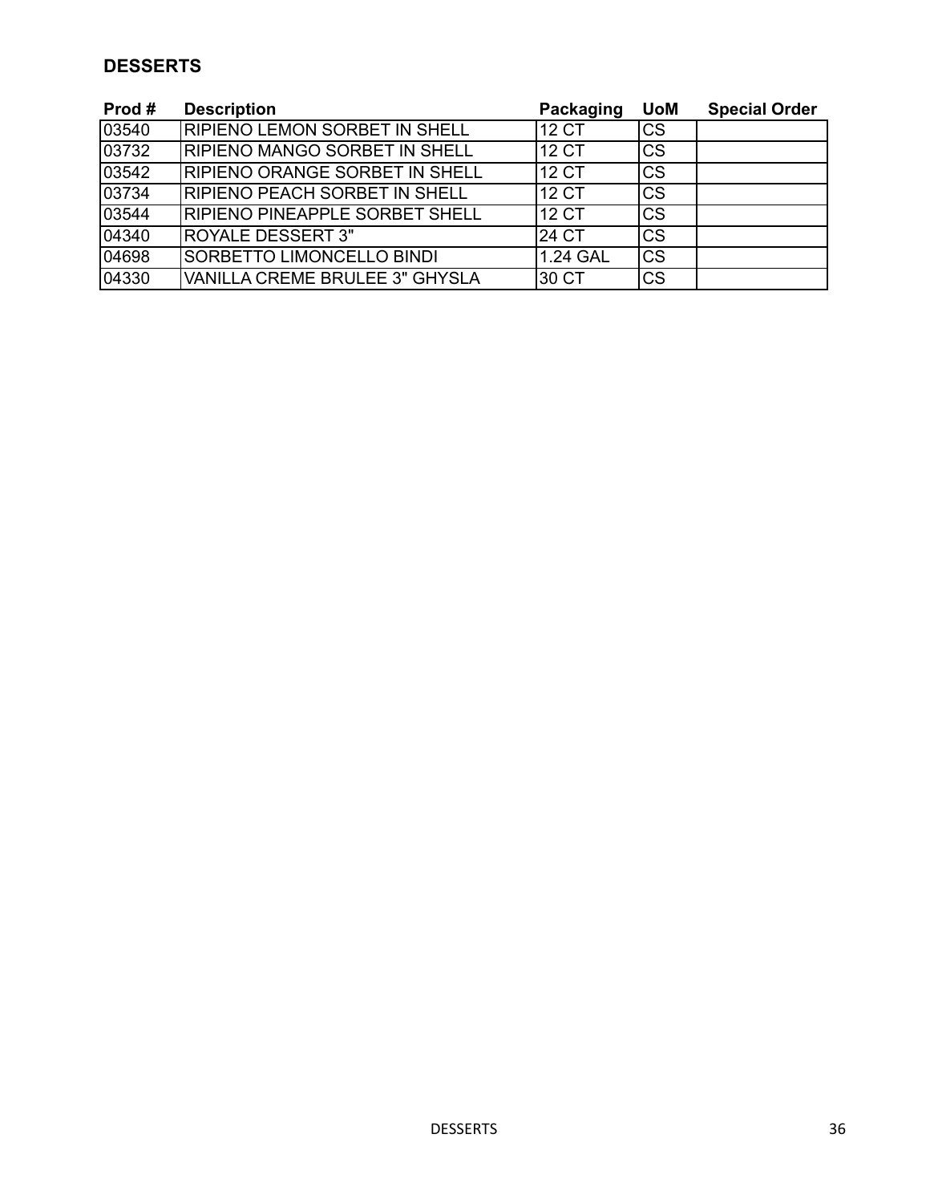## DESSERTS

| Prod # | Description | Packaging | UoM | Special Order |
|---|---|---|---|---|
| 03540 | RIPIENO LEMON SORBET IN SHELL | 12 CT | CS | |
| 03732 | RIPIENO MANGO SORBET IN SHELL | 12 CT | CS | |
| 03542 | RIPIENO ORANGE SORBET IN SHELL | 12 CT | CS | |
| 03734 | RIPIENO PEACH SORBET IN SHELL | 12 CT | CS | |
| 03544 | RIPIENO PINEAPPLE SORBET SHELL | 12 CT | CS | |
| 04340 | ROYALE DESSERT 3" | 24 CT | CS | |
| 04698 | SORBETTO LIMONCELLO BINDI | 1.24 GAL | CS | |
| 04330 | VANILLA CREME BRULEE 3" GHYSLA | 30 CT | CS | |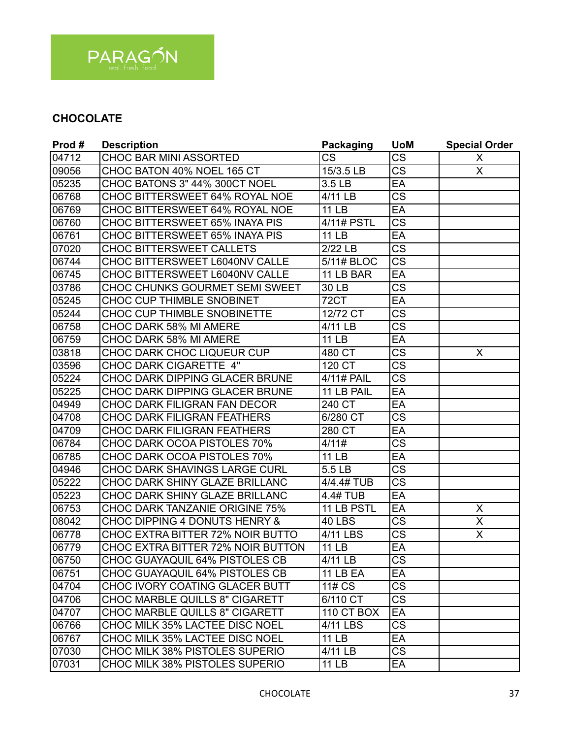PARAGON
real fresh food

## CHOCOLATE

| Prod # | Description | Packaging | UoM | Special Order |
|---|---|---|---|---|
| 04712 | CHOC BAR MINI ASSORTED | CS | CS | X |
| 09056 | CHOC BATON 40% NOEL 165 CT | 15/3.5 LB | CS | X |
| 05235 | CHOC BATONS 3" 44% 300CT NOEL | 3.5 LB | EA | |
| 06768 | CHOC BITTERSWEET 64% ROYAL NOE | 4/11 LB | CS | |
| 06769 | CHOC BITTERSWEET 64% ROYAL NOE | 11 LB | EA | |
| 06760 | CHOC BITTERSWEET 65% INAYA PIS | 4/11# PSTL | CS | |
| 06761 | CHOC BITTERSWEET 65% INAYA PIS | 11 LB | EA | |
| 07020 | CHOC BITTERSWEET CALLETS | 2/22 LB | CS | |
| 06744 | CHOC BITTERSWEET L6040NV CALLE | 5/11# BLOC | CS | |
| 06745 | CHOC BITTERSWEET L6040NV CALLE | 11 LB BAR | EA | |
| 03786 | CHOC CHUNKS GOURMET SEMI SWEET | 30 LB | CS | |
| 05245 | CHOC CUP THIMBLE SNOBINET | 72CT | EA | |
| 05244 | CHOC CUP THIMBLE SNOBINETTE | 12/72 CT | CS | |
| 06758 | CHOC DARK 58% MI AMERE | 4/11 LB | CS | |
| 06759 | CHOC DARK 58% MI AMERE | 11 LB | EA | |
| 03818 | CHOC DARK CHOC LIQUEUR CUP | 480 CT | CS | X |
| 03596 | CHOC DARK CIGARETTE 4" | 120 CT | CS | |
| 05224 | CHOC DARK DIPPING GLACER BRUNE | 4/11# PAIL | CS | |
| 05225 | CHOC DARK DIPPING GLACER BRUNE | 11 LB PAIL | EA | |
| 04949 | CHOC DARK FILIGRAN FAN DECOR | 240 CT | EA | |
| 04708 | CHOC DARK FILIGRAN FEATHERS | 6/280 CT | CS | |
| 04709 | CHOC DARK FILIGRAN FEATHERS | 280 CT | EA | |
| 06784 | CHOC DARK OCOA PISTOLES 70% | 4/11# | CS | |
| 06785 | CHOC DARK OCOA PISTOLES 70% | 11 LB | EA | |
| 04946 | CHOC DARK SHAVINGS LARGE CURL | 5.5 LB | CS | |
| 05222 | CHOC DARK SHINY GLAZE BRILLANC | 4/4.4# TUB | CS | |
| 05223 | CHOC DARK SHINY GLAZE BRILLANC | 4.4# TUB | EA | |
| 06753 | CHOC DARK TANZANIE ORIGINE 75% | 11 LB PSTL | EA | X |
| 08042 | CHOC DIPPING 4 DONUTS HENRY & | 40 LBS | CS | X |
| 06778 | CHOC EXTRA BITTER 72% NOIR BUTTO | 4/11 LBS | CS | X |
| 06779 | CHOC EXTRA BITTER 72% NOIR BUTTON | 11 LB | EA | |
| 06750 | CHOC GUAYAQUIL 64% PISTOLES CB | 4/11 LB | CS | |
| 06751 | CHOC GUAYAQUIL 64% PISTOLES CB | 11 LB EA | EA | |
| 04704 | CHOC IVORY COATING GLACER BUTT | 11# CS | CS | |
| 04706 | CHOC MARBLE QUILLS 8" CIGARETT | 6/110 CT | CS | |
| 04707 | CHOC MARBLE QUILLS 8" CIGARETT | 110 CT BOX | EA | |
| 06766 | CHOC MILK 35% LACTEE DISC NOEL | 4/11 LBS | CS | |
| 06767 | CHOC MILK 35% LACTEE DISC NOEL | 11 LB | EA | |
| 07030 | CHOC MILK 38% PISTOLES SUPERIO | 4/11 LB | CS | |
| 07031 | CHOC MILK 38% PISTOLES SUPERIO | 11 LB | EA | |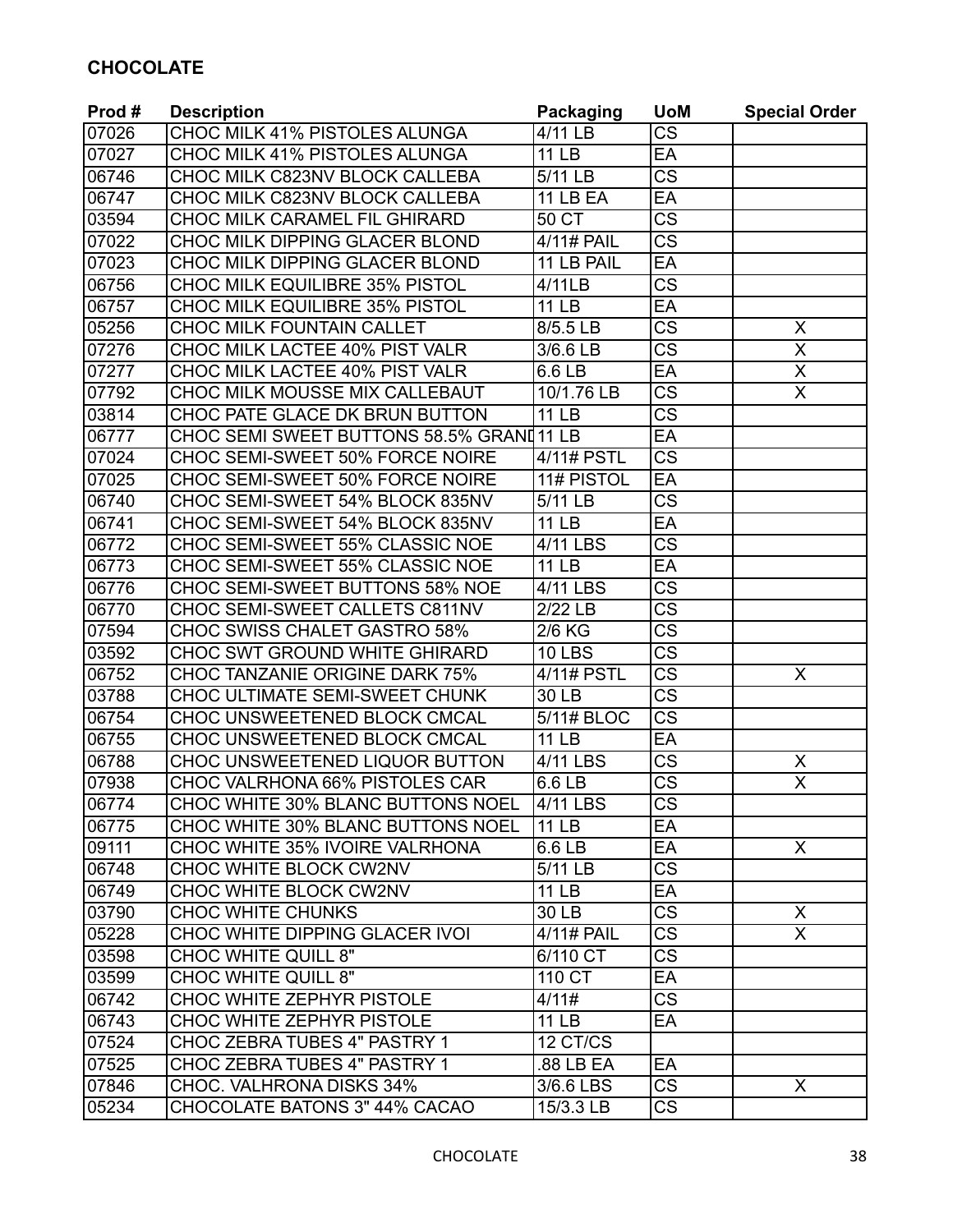## CHOCOLATE

| Prod # | Description | Packaging | UoM | Special Order |
|---|---|---|---|---|
| 07026 | CHOC MILK 41% PISTOLES ALUNGA | 4/11 LB | CS | |
| 07027 | CHOC MILK 41% PISTOLES ALUNGA | 11 LB | EA | |
| 06746 | CHOC MILK C823NV BLOCK CALLEBA | 5/11 LB | CS | |
| 06747 | CHOC MILK C823NV BLOCK CALLEBA | 11 LB EA | EA | |
| 03594 | CHOC MILK CARAMEL FIL GHIRARD | 50 CT | CS | |
| 07022 | CHOC MILK DIPPING GLACER BLOND | 4/11# PAIL | CS | |
| 07023 | CHOC MILK DIPPING GLACER BLOND | 11 LB PAIL | EA | |
| 06756 | CHOC MILK EQUILIBRE 35% PISTOL | 4/11LB | CS | |
| 06757 | CHOC MILK EQUILIBRE 35% PISTOL | 11 LB | EA | |
| 05256 | CHOC MILK FOUNTAIN CALLET | 8/5.5 LB | CS | X |
| 07276 | CHOC MILK LACTEE 40% PIST VALR | 3/6.6 LB | CS | X |
| 07277 | CHOC MILK LACTEE 40% PIST VALR | 6.6 LB | EA | X |
| 07792 | CHOC MILK MOUSSE MIX CALLEBAUT | 10/1.76 LB | CS | X |
| 03814 | CHOC PATE GLACE DK BRUN BUTTON | 11 LB | CS | |
| 06777 | CHOC SEMI SWEET BUTTONS 58.5% GRANI | 11 LB | EA | |
| 07024 | CHOC SEMI-SWEET 50% FORCE NOIRE | 4/11# PSTL | CS | |
| 07025 | CHOC SEMI-SWEET 50% FORCE NOIRE | 11# PISTOL | EA | |
| 06740 | CHOC SEMI-SWEET 54% BLOCK 835NV | 5/11 LB | CS | |
| 06741 | CHOC SEMI-SWEET 54% BLOCK 835NV | 11 LB | EA | |
| 06772 | CHOC SEMI-SWEET 55% CLASSIC NOE | 4/11 LBS | CS | |
| 06773 | CHOC SEMI-SWEET 55% CLASSIC NOE | 11 LB | EA | |
| 06776 | CHOC SEMI-SWEET BUTTONS 58% NOE | 4/11 LBS | CS | |
| 06770 | CHOC SEMI-SWEET CALLETS C811NV | 2/22 LB | CS | |
| 07594 | CHOC SWISS CHALET GASTRO 58% | 2/6 KG | CS | |
| 03592 | CHOC SWT GROUND WHITE GHIRARD | 10 LBS | CS | |
| 06752 | CHOC TANZANIE ORIGINE DARK 75% | 4/11# PSTL | CS | X |
| 03788 | CHOC ULTIMATE SEMI-SWEET CHUNK | 30 LB | CS | |
| 06754 | CHOC UNSWEETENED BLOCK CMCAL | 5/11# BLOC | CS | |
| 06755 | CHOC UNSWEETENED BLOCK CMCAL | 11 LB | EA | |
| 06788 | CHOC UNSWEETENED LIQUOR BUTTON | 4/11 LBS | CS | X |
| 07938 | CHOC VALRHONA 66% PISTOLES CAR | 6.6 LB | CS | X |
| 06774 | CHOC WHITE 30% BLANC BUTTONS NOEL | 4/11 LBS | CS | |
| 06775 | CHOC WHITE 30% BLANC BUTTONS NOEL | 11 LB | EA | |
| 09111 | CHOC WHITE 35% IVOIRE VALRHONA | 6.6 LB | EA | X |
| 06748 | CHOC WHITE BLOCK CW2NV | 5/11 LB | CS | |
| 06749 | CHOC WHITE BLOCK CW2NV | 11 LB | EA | |
| 03790 | CHOC WHITE CHUNKS | 30 LB | CS | X |
| 05228 | CHOC WHITE DIPPING GLACER IVOI | 4/11# PAIL | CS | X |
| 03598 | CHOC WHITE QUILL 8" | 6/110 CT | CS | |
| 03599 | CHOC WHITE QUILL 8" | 110 CT | EA | |
| 06742 | CHOC WHITE ZEPHYR PISTOLE | 4/11# | CS | |
| 06743 | CHOC WHITE ZEPHYR PISTOLE | 11 LB | EA | |
| 07524 | CHOC ZEBRA TUBES 4" PASTRY 1 | 12 CT/CS | | |
| 07525 | CHOC ZEBRA TUBES 4" PASTRY 1 | .88 LB EA | EA | |
| 07846 | CHOC. VALRHONA DISKS 34% | 3/6.6 LBS | CS | X |
| 05234 | CHOCOLATE BATONS 3" 44% CACAO | 15/3.3 LB | CS | |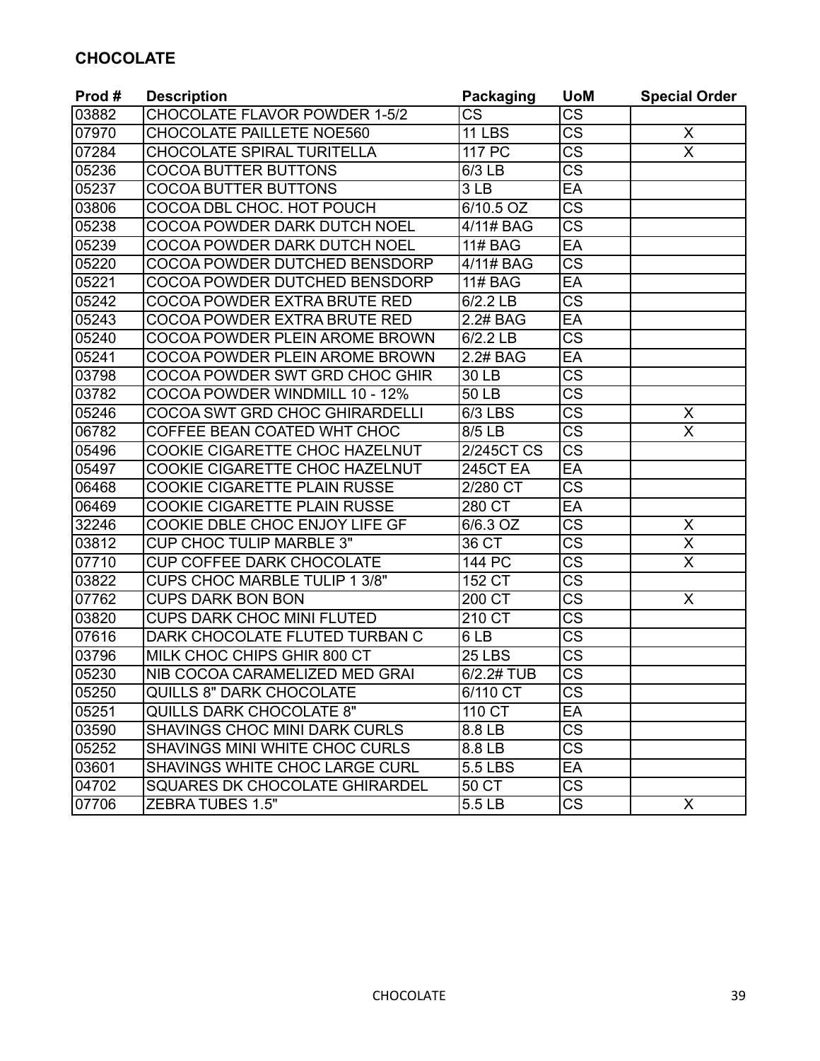## CHOCOLATE

| Prod # | Description | Packaging | UoM | Special Order |
|---|---|---|---|---|
| 03882 | CHOCOLATE FLAVOR POWDER 1-5/2 | CS | CS | |
| 07970 | CHOCOLATE PAILLETE NOE560 | 11 LBS | CS | X |
| 07284 | CHOCOLATE SPIRAL TURITELLA | 117 PC | CS | X |
| 05236 | COCOA BUTTER BUTTONS | 6/3 LB | CS | |
| 05237 | COCOA BUTTER BUTTONS | 3 LB | EA | |
| 03806 | COCOA DBL CHOC. HOT POUCH | 6/10.5 OZ | CS | |
| 05238 | COCOA POWDER DARK DUTCH NOEL | 4/11# BAG | CS | |
| 05239 | COCOA POWDER DARK DUTCH NOEL | 11# BAG | EA | |
| 05220 | COCOA POWDER DUTCHED BENSDORP | 4/11# BAG | CS | |
| 05221 | COCOA POWDER DUTCHED BENSDORP | 11# BAG | EA | |
| 05242 | COCOA POWDER EXTRA BRUTE RED | 6/2.2 LB | CS | |
| 05243 | COCOA POWDER EXTRA BRUTE RED | 2.2# BAG | EA | |
| 05240 | COCOA POWDER PLEIN AROME BROWN | 6/2.2 LB | CS | |
| 05241 | COCOA POWDER PLEIN AROME BROWN | 2.2# BAG | EA | |
| 03798 | COCOA POWDER SWT GRD CHOC GHIR | 30 LB | CS | |
| 03782 | COCOA POWDER WINDMILL 10 - 12% | 50 LB | CS | |
| 05246 | COCOA SWT GRD CHOC GHIRARDELLI | 6/3 LBS | CS | X |
| 06782 | COFFEE BEAN COATED WHT CHOC | 8/5 LB | CS | X |
| 05496 | COOKIE CIGARETTE CHOC HAZELNUT | 2/245CT CS | CS | |
| 05497 | COOKIE CIGARETTE CHOC HAZELNUT | 245CT EA | EA | |
| 06468 | COOKIE CIGARETTE PLAIN RUSSE | 2/280 CT | CS | |
| 06469 | COOKIE CIGARETTE PLAIN RUSSE | 280 CT | EA | |
| 32246 | COOKIE DBLE CHOC ENJOY LIFE GF | 6/6.3 OZ | CS | X |
| 03812 | CUP CHOC TULIP MARBLE 3" | 36 CT | CS | X |
| 07710 | CUP COFFEE DARK CHOCOLATE | 144 PC | CS | X |
| 03822 | CUPS CHOC MARBLE TULIP 1 3/8" | 152 CT | CS | |
| 07762 | CUPS DARK BON BON | 200 CT | CS | X |
| 03820 | CUPS DARK CHOC MINI FLUTED | 210 CT | CS | |
| 07616 | DARK CHOCOLATE FLUTED TURBAN C | 6 LB | CS | |
| 03796 | MILK CHOC CHIPS GHIR 800 CT | 25 LBS | CS | |
| 05230 | NIB COCOA CARAMELIZED MED GRAI | 6/2.2# TUB | CS | |
| 05250 | QUILLS 8" DARK CHOCOLATE | 6/110 CT | CS | |
| 05251 | QUILLS DARK CHOCOLATE 8" | 110 CT | EA | |
| 03590 | SHAVINGS CHOC MINI DARK CURLS | 8.8 LB | CS | |
| 05252 | SHAVINGS MINI WHITE CHOC CURLS | 8.8 LB | CS | |
| 03601 | SHAVINGS WHITE CHOC LARGE CURL | 5.5 LBS | EA | |
| 04702 | SQUARES DK CHOCOLATE GHIRARDEL | 50 CT | CS | |
| 07706 | ZEBRA TUBES 1.5" | 5.5 LB | CS | X |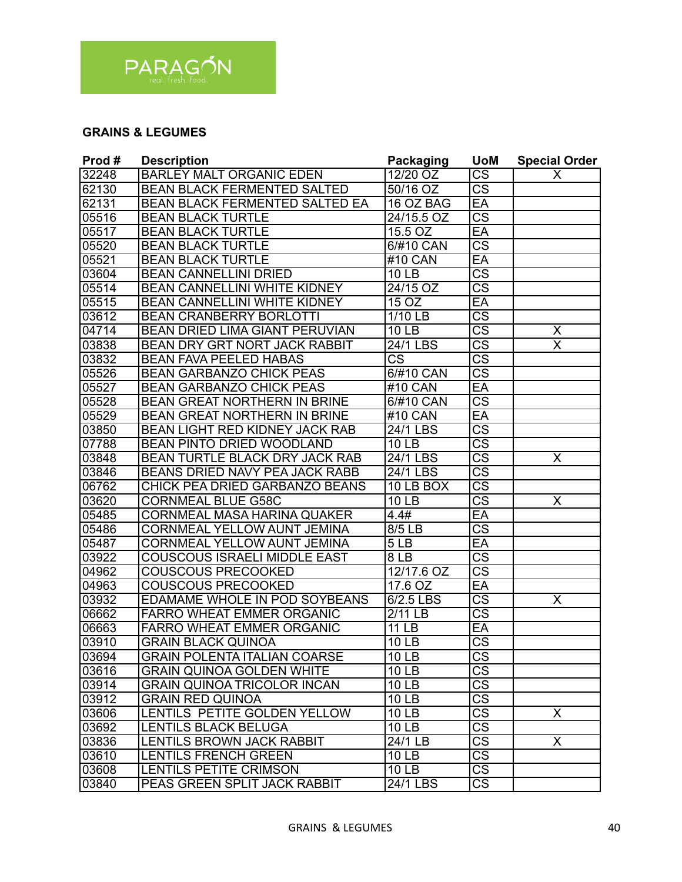PARAGON
real. fresh. food.

## GRAINS & LEGUMES

| Prod # | Description | Packaging | UoM | Special Order |
|---|---|---|---|---|
| 32248 | BARLEY MALT ORGANIC EDEN | 12/20 OZ | CS | X |
| 62130 | BEAN BLACK FERMENTED SALTED | 50/16 OZ | CS | |
| 62131 | BEAN BLACK FERMENTED SALTED EA | 16 OZ BAG | EA | |
| 05516 | BEAN BLACK TURTLE | 24/15.5 OZ | CS | |
| 05517 | BEAN BLACK TURTLE | 15.5 OZ | EA | |
| 05520 | BEAN BLACK TURTLE | 6/#10 CAN | CS | |
| 05521 | BEAN BLACK TURTLE | #10 CAN | EA | |
| 03604 | BEAN CANNELLINI DRIED | 10 LB | CS | |
| 05514 | BEAN CANNELLINI WHITE KIDNEY | 24/15 OZ | CS | |
| 05515 | BEAN CANNELLINI WHITE KIDNEY | 15 OZ | EA | |
| 03612 | BEAN CRANBERRY BORLOTTI | 1/10 LB | CS | |
| 04714 | BEAN DRIED LIMA GIANT PERUVIAN | 10 LB | CS | X |
| 03838 | BEAN DRY GRT NORT JACK RABBIT | 24/1 LBS | CS | X |
| 03832 | BEAN FAVA PEELED HABAS | CS | CS | |
| 05526 | BEAN GARBANZO CHICK PEAS | 6/#10 CAN | CS | |
| 05527 | BEAN GARBANZO CHICK PEAS | #10 CAN | EA | |
| 05528 | BEAN GREAT NORTHERN IN BRINE | 6/#10 CAN | CS | |
| 05529 | BEAN GREAT NORTHERN IN BRINE | #10 CAN | EA | |
| 03850 | BEAN LIGHT RED KIDNEY JACK RAB | 24/1 LBS | CS | |
| 07788 | BEAN PINTO DRIED WOODLAND | 10 LB | CS | |
| 03848 | BEAN TURTLE BLACK DRY JACK RAB | 24/1 LBS | CS | X |
| 03846 | BEANS DRIED NAVY PEA JACK RABB | 24/1 LBS | CS | |
| 06762 | CHICK PEA DRIED GARBANZO BEANS | 10 LB BOX | CS | |
| 03620 | CORNMEAL BLUE G58C | 10 LB | CS | X |
| 05485 | CORNMEAL MASA HARINA QUAKER | 4.4# | EA | |
| 05486 | CORNMEAL YELLOW AUNT JEMINA | 8/5 LB | CS | |
| 05487 | CORNMEAL YELLOW AUNT JEMINA | 5 LB | EA | |
| 03922 | COUSCOUS ISRAELI MIDDLE EAST | 8 LB | CS | |
| 04962 | COUSCOUS PRECOOKED | 12/17.6 OZ | CS | |
| 04963 | COUSCOUS PRECOOKED | 17.6 OZ | EA | |
| 03932 | EDAMAME WHOLE IN POD SOYBEANS | 6/2.5 LBS | CS | X |
| 06662 | FARRO WHEAT EMMER ORGANIC | 2/11 LB | CS | |
| 06663 | FARRO WHEAT EMMER ORGANIC | 11 LB | EA | |
| 03910 | GRAIN BLACK QUINOA | 10 LB | CS | |
| 03694 | GRAIN POLENTA ITALIAN COARSE | 10 LB | CS | |
| 03616 | GRAIN QUINOA GOLDEN WHITE | 10 LB | CS | |
| 03914 | GRAIN QUINOA TRICOLOR INCAN | 10 LB | CS | |
| 03912 | GRAIN RED QUINOA | 10 LB | CS | |
| 03606 | LENTILS PETITE GOLDEN YELLOW | 10 LB | CS | X |
| 03692 | LENTILS BLACK BELUGA | 10 LB | CS | |
| 03836 | LENTILS BROWN JACK RABBIT | 24/1 LB | CS | X |
| 03610 | LENTILS FRENCH GREEN | 10 LB | CS | |
| 03608 | LENTILS PETITE CRIMSON | 10 LB | CS | |
| 03840 | PEAS GREEN SPLIT JACK RABBIT | 24/1 LBS | CS | |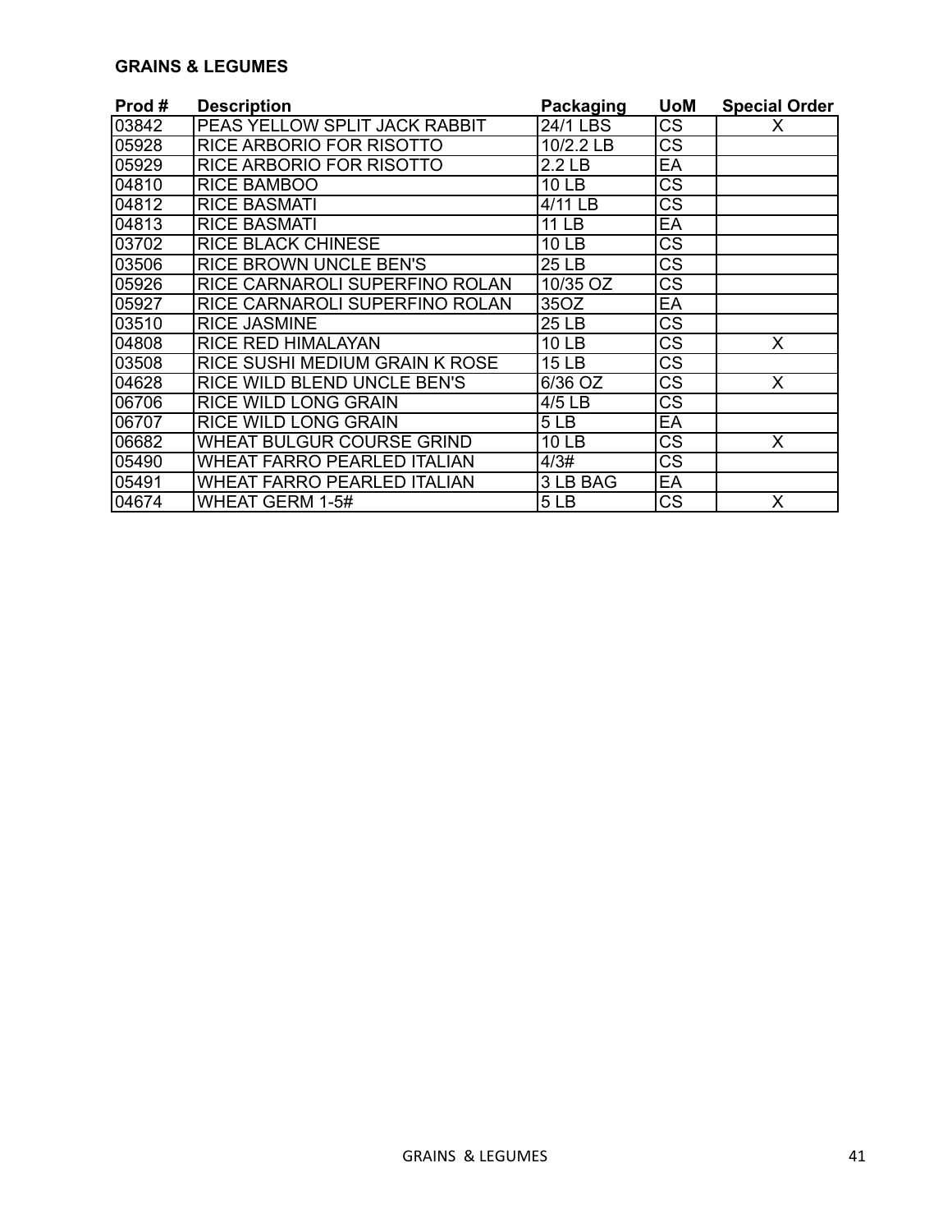**GRAINS & LEGUMES**

| Prod # | Description | Packaging | UoM | Special Order |
|---|---|---|---|---|
| 03842 | PEAS YELLOW SPLIT JACK RABBIT | 24/1 LBS | CS | X |
| 05928 | RICE ARBORIO FOR RISOTTO | 10/2.2 LB | CS | |
| 05929 | RICE ARBORIO FOR RISOTTO | 2.2 LB | EA | |
| 04810 | RICE BAMBOO | 10 LB | CS | |
| 04812 | RICE BASMATI | 4/11 LB | CS | |
| 04813 | RICE BASMATI | 11 LB | EA | |
| 03702 | RICE BLACK CHINESE | 10 LB | CS | |
| 03506 | RICE BROWN UNCLE BEN'S | 25 LB | CS | |
| 05926 | RICE CARNAROLI SUPERFINO ROLAN | 10/35 OZ | CS | |
| 05927 | RICE CARNAROLI SUPERFINO ROLAN | 35OZ | EA | |
| 03510 | RICE JASMINE | 25 LB | CS | |
| 04808 | RICE RED HIMALAYAN | 10 LB | CS | X |
| 03508 | RICE SUSHI MEDIUM GRAIN K ROSE | 15 LB | CS | |
| 04628 | RICE WILD BLEND UNCLE BEN'S | 6/36 OZ | CS | X |
| 06706 | RICE WILD LONG GRAIN | 4/5 LB | CS | |
| 06707 | RICE WILD LONG GRAIN | 5 LB | EA | |
| 06682 | WHEAT BULGUR COURSE GRIND | 10 LB | CS | X |
| 05490 | WHEAT FARRO PEARLED ITALIAN | 4/3# | CS | |
| 05491 | WHEAT FARRO PEARLED ITALIAN | 3 LB BAG | EA | |
| 04674 | WHEAT GERM 1-5# | 5 LB | CS | X |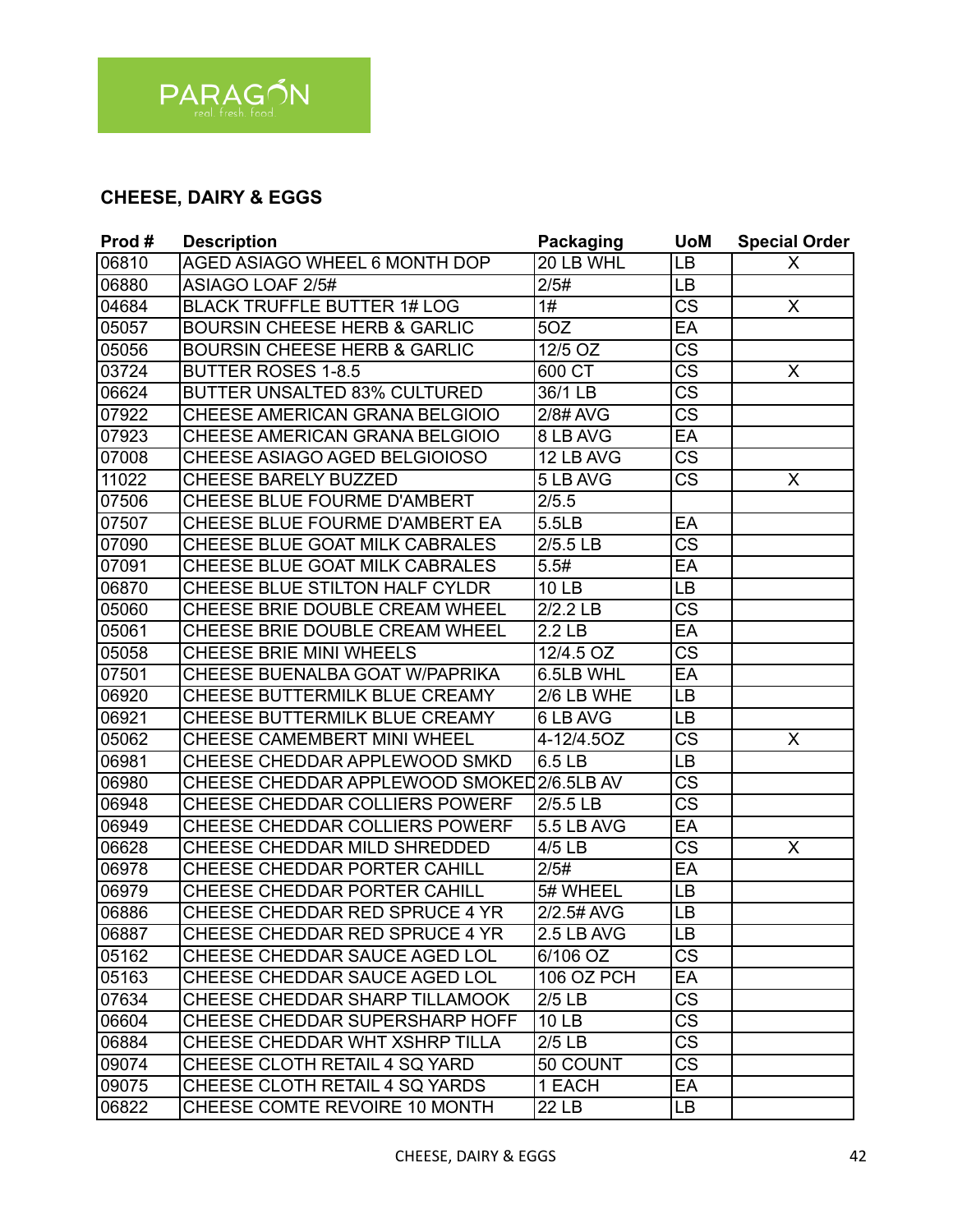PARAGON
real fresh food

## CHEESE, DAIRY & EGGS

| Prod # | Description | Packaging | UoM | Special Order |
|---|---|---|---|---|
| 06810 | AGED ASIAGO WHEEL 6 MONTH DOP | 20 LB WHL | LB | X |
| 06880 | ASIAGO LOAF 2/5# | 2/5# | LB | |
| 04684 | BLACK TRUFFLE BUTTER 1# LOG | 1# | CS | X |
| 05057 | BOURSIN CHEESE HERB & GARLIC | 5OZ | EA | |
| 05056 | BOURSIN CHEESE HERB & GARLIC | 12/5 OZ | CS | |
| 03724 | BUTTER ROSES 1-8.5 | 600 CT | CS | X |
| 06624 | BUTTER UNSALTED 83% CULTURED | 36/1 LB | CS | |
| 07922 | CHEESE AMERICAN GRANA BELGIOIO | 2/8# AVG | CS | |
| 07923 | CHEESE AMERICAN GRANA BELGIOIO | 8 LB AVG | EA | |
| 07008 | CHEESE ASIAGO AGED BELGIOIOSO | 12 LB AVG | CS | |
| 11022 | CHEESE BARELY BUZZED | 5 LB AVG | CS | X |
| 07506 | CHEESE BLUE FOURME D'AMBERT | 2/5.5 | | |
| 07507 | CHEESE BLUE FOURME D'AMBERT EA | 5.5LB | EA | |
| 07090 | CHEESE BLUE GOAT MILK CABRALES | 2/5.5 LB | CS | |
| 07091 | CHEESE BLUE GOAT MILK CABRALES | 5.5# | EA | |
| 06870 | CHEESE BLUE STILTON HALF CYLDR | 10 LB | LB | |
| 05060 | CHEESE BRIE DOUBLE CREAM WHEEL | 2/2.2 LB | CS | |
| 05061 | CHEESE BRIE DOUBLE CREAM WHEEL | 2.2 LB | EA | |
| 05058 | CHEESE BRIE MINI WHEELS | 12/4.5 OZ | CS | |
| 07501 | CHEESE BUENALBA GOAT W/PAPRIKA | 6.5LB WHL | EA | |
| 06920 | CHEESE BUTTERMILK BLUE CREAMY | 2/6 LB WHE | LB | |
| 06921 | CHEESE BUTTERMILK BLUE CREAMY | 6 LB AVG | LB | |
| 05062 | CHEESE CAMEMBERT MINI WHEEL | 4-12/4.5OZ | CS | X |
| 06981 | CHEESE CHEDDAR APPLEWOOD SMKD | 6.5 LB | LB | |
| 06980 | CHEESE CHEDDAR APPLEWOOD SMOKED | 2/6.5LB AV | CS | |
| 06948 | CHEESE CHEDDAR COLLIERS POWERF | 2/5.5 LB | CS | |
| 06949 | CHEESE CHEDDAR COLLIERS POWERF | 5.5 LB AVG | EA | |
| 06628 | CHEESE CHEDDAR MILD SHREDDED | 4/5 LB | CS | X |
| 06978 | CHEESE CHEDDAR PORTER CAHILL | 2/5# | EA | |
| 06979 | CHEESE CHEDDAR PORTER CAHILL | 5# WHEEL | LB | |
| 06886 | CHEESE CHEDDAR RED SPRUCE 4 YR | 2/2.5# AVG | LB | |
| 06887 | CHEESE CHEDDAR RED SPRUCE 4 YR | 2.5 LB AVG | LB | |
| 05162 | CHEESE CHEDDAR SAUCE AGED LOL | 6/106 OZ | CS | |
| 05163 | CHEESE CHEDDAR SAUCE AGED LOL | 106 OZ PCH | EA | |
| 07634 | CHEESE CHEDDAR SHARP TILLAMOOK | 2/5 LB | CS | |
| 06604 | CHEESE CHEDDAR SUPERSHARP HOFF | 10 LB | CS | |
| 06884 | CHEESE CHEDDAR WHT XSHRP TILLA | 2/5 LB | CS | |
| 09074 | CHEESE CLOTH RETAIL 4 SQ YARD | 50 COUNT | CS | |
| 09075 | CHEESE CLOTH RETAIL 4 SQ YARDS | 1 EACH | EA | |
| 06822 | CHEESE COMTE REVOIRE 10 MONTH | 22 LB | LB | |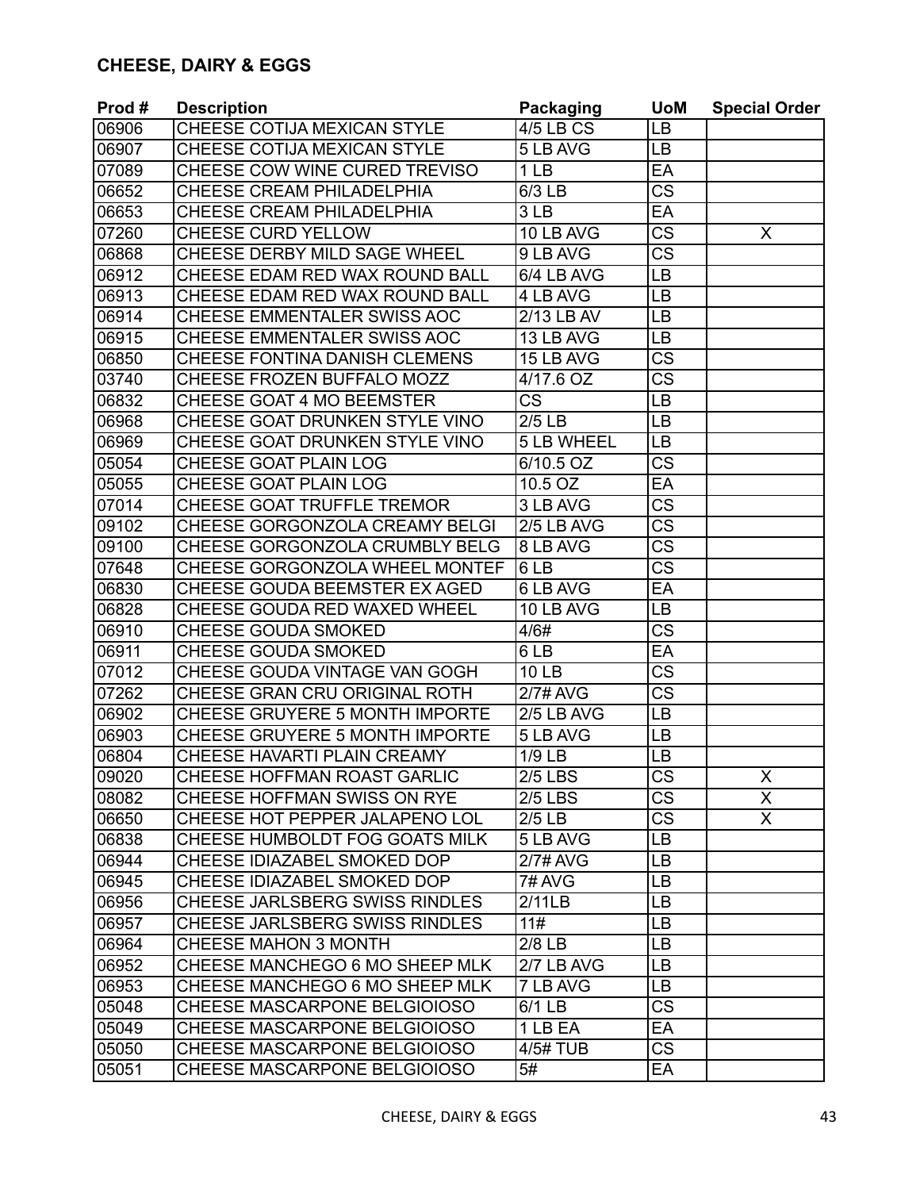## CHEESE, DAIRY & EGGS

| Prod # | Description | Packaging | UoM | Special Order |
|---|---|---|---|---|
| 06906 | CHEESE COTIJA MEXICAN STYLE | 4/5 LB CS | LB | |
| 06907 | CHEESE COTIJA MEXICAN STYLE | 5 LB AVG | LB | |
| 07089 | CHEESE COW WINE CURED TREVISO | 1 LB | EA | |
| 06652 | CHEESE CREAM PHILADELPHIA | 6/3 LB | CS | |
| 06653 | CHEESE CREAM PHILADELPHIA | 3 LB | EA | |
| 07260 | CHEESE CURD YELLOW | 10 LB AVG | CS | X |
| 06868 | CHEESE DERBY MILD SAGE WHEEL | 9 LB AVG | CS | |
| 06912 | CHEESE EDAM RED WAX ROUND BALL | 6/4 LB AVG | LB | |
| 06913 | CHEESE EDAM RED WAX ROUND BALL | 4 LB AVG | LB | |
| 06914 | CHEESE EMMENTALER SWISS AOC | 2/13 LB AV | LB | |
| 06915 | CHEESE EMMENTALER SWISS AOC | 13 LB AVG | LB | |
| 06850 | CHEESE FONTINA DANISH CLEMENS | 15 LB AVG | CS | |
| 03740 | CHEESE FROZEN BUFFALO MOZZ | 4/17.6 OZ | CS | |
| 06832 | CHEESE GOAT 4 MO BEEMSTER | CS | LB | |
| 06968 | CHEESE GOAT DRUNKEN STYLE VINO | 2/5 LB | LB | |
| 06969 | CHEESE GOAT DRUNKEN STYLE VINO | 5 LB WHEEL | LB | |
| 05054 | CHEESE GOAT PLAIN LOG | 6/10.5 OZ | CS | |
| 05055 | CHEESE GOAT PLAIN LOG | 10.5 OZ | EA | |
| 07014 | CHEESE GOAT TRUFFLE TREMOR | 3 LB AVG | CS | |
| 09102 | CHEESE GORGONZOLA CREAMY BELGI | 2/5 LB AVG | CS | |
| 09100 | CHEESE GORGONZOLA CRUMBLY BELG | 8 LB AVG | CS | |
| 07648 | CHEESE GORGONZOLA WHEEL MONTEF | 6 LB | CS | |
| 06830 | CHEESE GOUDA BEEMSTER EX AGED | 6 LB AVG | EA | |
| 06828 | CHEESE GOUDA RED WAXED WHEEL | 10 LB AVG | LB | |
| 06910 | CHEESE GOUDA SMOKED | 4/6# | CS | |
| 06911 | CHEESE GOUDA SMOKED | 6 LB | EA | |
| 07012 | CHEESE GOUDA VINTAGE VAN GOGH | 10 LB | CS | |
| 07262 | CHEESE GRAN CRU ORIGINAL ROTH | 2/7# AVG | CS | |
| 06902 | CHEESE GRUYERE 5 MONTH IMPORTE | 2/5 LB AVG | LB | |
| 06903 | CHEESE GRUYERE 5 MONTH IMPORTE | 5 LB AVG | LB | |
| 06804 | CHEESE HAVARTI PLAIN CREAMY | 1/9 LB | LB | |
| 09020 | CHEESE HOFFMAN ROAST GARLIC | 2/5 LBS | CS | X |
| 08082 | CHEESE HOFFMAN SWISS ON RYE | 2/5 LBS | CS | X |
| 06650 | CHEESE HOT PEPPER JALAPENO LOL | 2/5 LB | CS | X |
| 06838 | CHEESE HUMBOLDT FOG GOATS MILK | 5 LB AVG | LB | |
| 06944 | CHEESE IDIAZABEL SMOKED DOP | 2/7# AVG | LB | |
| 06945 | CHEESE IDIAZABEL SMOKED DOP | 7# AVG | LB | |
| 06956 | CHEESE JARLSBERG SWISS RINDLES | 2/11LB | LB | |
| 06957 | CHEESE JARLSBERG SWISS RINDLES | 11# | LB | |
| 06964 | CHEESE MAHON 3 MONTH | 2/8 LB | LB | |
| 06952 | CHEESE MANCHEGO 6 MO SHEEP MLK | 2/7 LB AVG | LB | |
| 06953 | CHEESE MANCHEGO 6 MO SHEEP MLK | 7 LB AVG | LB | |
| 05048 | CHEESE MASCARPONE BELGIOIOSO | 6/1 LB | CS | |
| 05049 | CHEESE MASCARPONE BELGIOIOSO | 1 LB EA | EA | |
| 05050 | CHEESE MASCARPONE BELGIOIOSO | 4/5# TUB | CS | |
| 05051 | CHEESE MASCARPONE BELGIOIOSO | 5# | EA | |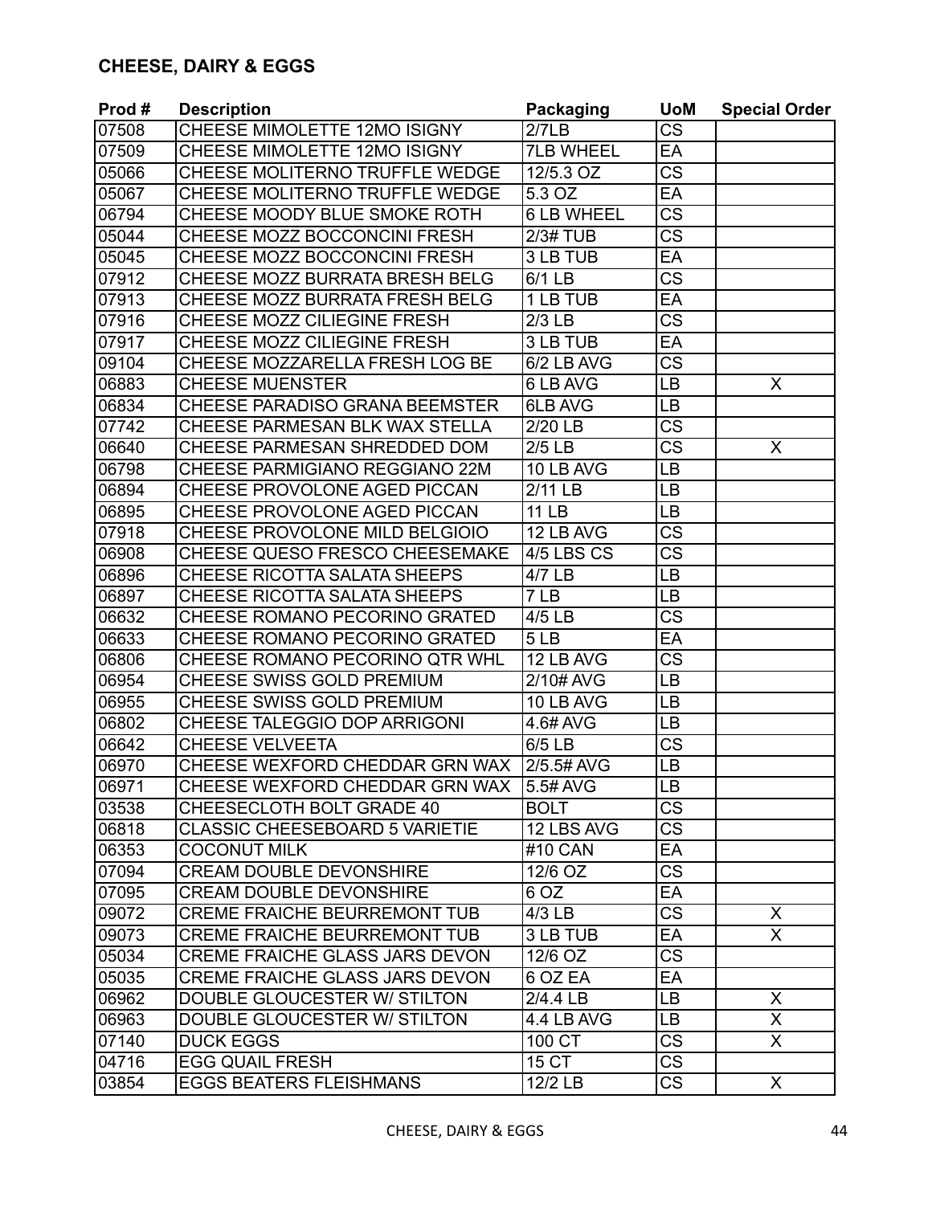## CHEESE, DAIRY & EGGS

| Prod # | Description | Packaging | UoM | Special Order |
|---|---|---|---|---|
| 07508 | CHEESE MIMOLETTE 12MO ISIGNY | 2/7LB | CS | |
| 07509 | CHEESE MIMOLETTE 12MO ISIGNY | 7LB WHEEL | EA | |
| 05066 | CHEESE MOLITERNO TRUFFLE WEDGE | 12/5.3 OZ | CS | |
| 05067 | CHEESE MOLITERNO TRUFFLE WEDGE | 5.3 OZ | EA | |
| 06794 | CHEESE MOODY BLUE SMOKE ROTH | 6 LB WHEEL | CS | |
| 05044 | CHEESE MOZZ BOCCONCINI FRESH | 2/3# TUB | CS | |
| 05045 | CHEESE MOZZ BOCCONCINI FRESH | 3 LB TUB | EA | |
| 07912 | CHEESE MOZZ BURRATA BRESH BELG | 6/1 LB | CS | |
| 07913 | CHEESE MOZZ BURRATA FRESH BELG | 1 LB TUB | EA | |
| 07916 | CHEESE MOZZ CILIEGINE FRESH | 2/3 LB | CS | |
| 07917 | CHEESE MOZZ CILIEGINE FRESH | 3 LB TUB | EA | |
| 09104 | CHEESE MOZZARELLA FRESH LOG BE | 6/2 LB AVG | CS | |
| 06883 | CHEESE MUENSTER | 6 LB AVG | LB | X |
| 06834 | CHEESE PARADISO GRANA BEEMSTER | 6LB AVG | LB | |
| 07742 | CHEESE PARMESAN BLK WAX STELLA | 2/20 LB | CS | |
| 06640 | CHEESE PARMESAN SHREDDED DOM | 2/5 LB | CS | X |
| 06798 | CHEESE PARMIGIANO REGGIANO 22M | 10 LB AVG | LB | |
| 06894 | CHEESE PROVOLONE AGED PICCAN | 2/11 LB | LB | |
| 06895 | CHEESE PROVOLONE AGED PICCAN | 11 LB | LB | |
| 07918 | CHEESE PROVOLONE MILD BELGIOIO | 12 LB AVG | CS | |
| 06908 | CHEESE QUESO FRESCO CHEESEMAKE | 4/5 LBS CS | CS | |
| 06896 | CHEESE RICOTTA SALATA SHEEPS | 4/7 LB | LB | |
| 06897 | CHEESE RICOTTA SALATA SHEEPS | 7 LB | LB | |
| 06632 | CHEESE ROMANO PECORINO GRATED | 4/5 LB | CS | |
| 06633 | CHEESE ROMANO PECORINO GRATED | 5 LB | EA | |
| 06806 | CHEESE ROMANO PECORINO QTR WHL | 12 LB AVG | CS | |
| 06954 | CHEESE SWISS GOLD PREMIUM | 2/10# AVG | LB | |
| 06955 | CHEESE SWISS GOLD PREMIUM | 10 LB AVG | LB | |
| 06802 | CHEESE TALEGGIO DOP ARRIGONI | 4.6# AVG | LB | |
| 06642 | CHEESE VELVEETA | 6/5 LB | CS | |
| 06970 | CHEESE WEXFORD CHEDDAR GRN WAX | 2/5.5# AVG | LB | |
| 06971 | CHEESE WEXFORD CHEDDAR GRN WAX | 5.5# AVG | LB | |
| 03538 | CHEESECLOTH BOLT GRADE 40 | BOLT | CS | |
| 06818 | CLASSIC CHEESEBOARD 5 VARIETIE | 12 LBS AVG | CS | |
| 06353 | COCONUT MILK | #10 CAN | EA | |
| 07094 | CREAM DOUBLE DEVONSHIRE | 12/6 OZ | CS | |
| 07095 | CREAM DOUBLE DEVONSHIRE | 6 OZ | EA | |
| 09072 | CREME FRAICHE BEURREMONT TUB | 4/3 LB | CS | X |
| 09073 | CREME FRAICHE BEURREMONT TUB | 3 LB TUB | EA | X |
| 05034 | CREME FRAICHE GLASS JARS DEVON | 12/6 OZ | CS | |
| 05035 | CREME FRAICHE GLASS JARS DEVON | 6 OZ EA | EA | |
| 06962 | DOUBLE GLOUCESTER W/ STILTON | 2/4.4 LB | LB | X |
| 06963 | DOUBLE GLOUCESTER W/ STILTON | 4.4 LB AVG | LB | X |
| 07140 | DUCK EGGS | 100 CT | CS | X |
| 04716 | EGG QUAIL FRESH | 15 CT | CS | |
| 03854 | EGGS BEATERS FLEISHMANS | 12/2 LB | CS | X |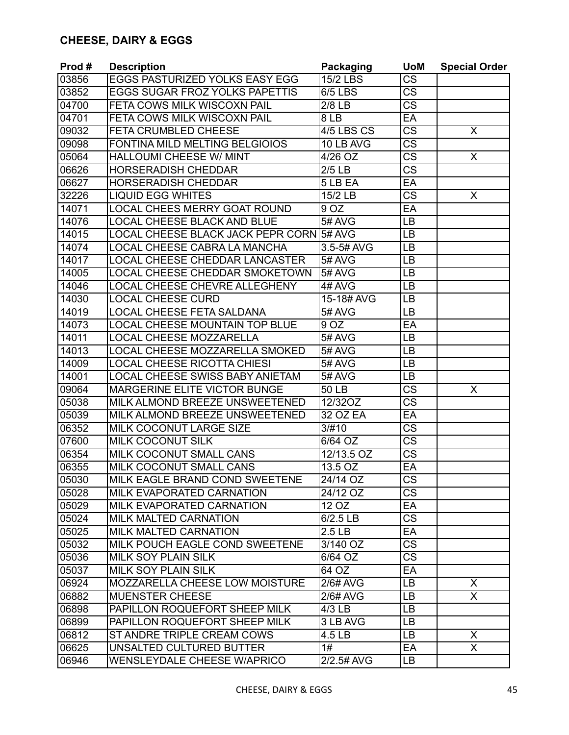## CHEESE, DAIRY & EGGS

| Prod # | Description | Packaging | UoM | Special Order |
|---|---|---|---|---|
| 03856 | EGGS PASTURIZED YOLKS EASY EGG | 15/2 LBS | CS | |
| 03852 | EGGS SUGAR FROZ YOLKS PAPETTIS | 6/5 LBS | CS | |
| 04700 | FETA COWS MILK WISCOXN PAIL | 2/8 LB | CS | |
| 04701 | FETA COWS MILK WISCOXN PAIL | 8 LB | EA | |
| 09032 | FETA CRUMBLED CHEESE | 4/5 LBS CS | CS | X |
| 09098 | FONTINA MILD MELTING BELGIOIOS | 10 LB AVG | CS | |
| 05064 | HALLOUMI CHEESE W/ MINT | 4/26 OZ | CS | X |
| 06626 | HORSERADISH CHEDDAR | 2/5 LB | CS | |
| 06627 | HORSERADISH CHEDDAR | 5 LB EA | EA | |
| 32226 | LIQUID EGG WHITES | 15/2 LB | CS | X |
| 14071 | LOCAL CHEES MERRY GOAT ROUND | 9 OZ | EA | |
| 14076 | LOCAL CHEESE BLACK AND BLUE | 5# AVG | LB | |
| 14015 | LOCAL CHEESE BLACK JACK PEPR CORN | 5# AVG | LB | |
| 14074 | LOCAL CHEESE CABRA LA MANCHA | 3.5-5# AVG | LB | |
| 14017 | LOCAL CHEESE CHEDDAR LANCASTER | 5# AVG | LB | |
| 14005 | LOCAL CHEESE CHEDDAR SMOKETOWN | 5# AVG | LB | |
| 14046 | LOCAL CHEESE CHEVRE ALLEGHENY | 4# AVG | LB | |
| 14030 | LOCAL CHEESE CURD | 15-18# AVG | LB | |
| 14019 | LOCAL CHEESE FETA SALDANA | 5# AVG | LB | |
| 14073 | LOCAL CHEESE MOUNTAIN TOP BLUE | 9 OZ | EA | |
| 14011 | LOCAL CHEESE MOZZARELLA | 5# AVG | LB | |
| 14013 | LOCAL CHEESE MOZZARELLA SMOKED | 5# AVG | LB | |
| 14009 | LOCAL CHEESE RICOTTA CHIESI | 5# AVG | LB | |
| 14001 | LOCAL CHEESE SWISS BABY ANIETAM | 5# AVG | LB | |
| 09064 | MARGERINE ELITE VICTOR BUNGE | 50 LB | CS | X |
| 05038 | MILK ALMOND BREEZE UNSWEETENED | 12/32OZ | CS | |
| 05039 | MILK ALMOND BREEZE UNSWEETENED | 32 OZ EA | EA | |
| 06352 | MILK COCONUT LARGE SIZE | 3/#10 | CS | |
| 07600 | MILK COCONUT SILK | 6/64 OZ | CS | |
| 06354 | MILK COCONUT SMALL CANS | 12/13.5 OZ | CS | |
| 06355 | MILK COCONUT SMALL CANS | 13.5 OZ | EA | |
| 05030 | MILK EAGLE BRAND COND SWEETENE | 24/14 OZ | CS | |
| 05028 | MILK EVAPORATED CARNATION | 24/12 OZ | CS | |
| 05029 | MILK EVAPORATED CARNATION | 12 OZ | EA | |
| 05024 | MILK MALTED CARNATION | 6/2.5 LB | CS | |
| 05025 | MILK MALTED CARNATION | 2.5 LB | EA | |
| 05032 | MILK POUCH EAGLE COND SWEETENE | 3/140 OZ | CS | |
| 05036 | MILK SOY PLAIN SILK | 6/64 OZ | CS | |
| 05037 | MILK SOY PLAIN SILK | 64 OZ | EA | |
| 06924 | MOZZARELLA CHEESE LOW MOISTURE | 2/6# AVG | LB | X |
| 06882 | MUENSTER CHEESE | 2/6# AVG | LB | X |
| 06898 | PAPILLON ROQUEFORT SHEEP MILK | 4/3 LB | LB | |
| 06899 | PAPILLON ROQUEFORT SHEEP MILK | 3 LB AVG | LB | |
| 06812 | ST ANDRE TRIPLE CREAM COWS | 4.5 LB | LB | X |
| 06625 | UNSALTED CULTURED BUTTER | 1# | EA | X |
| 06946 | WENSLEYDALE CHEESE W/APRICO | 2/2.5# AVG | LB | |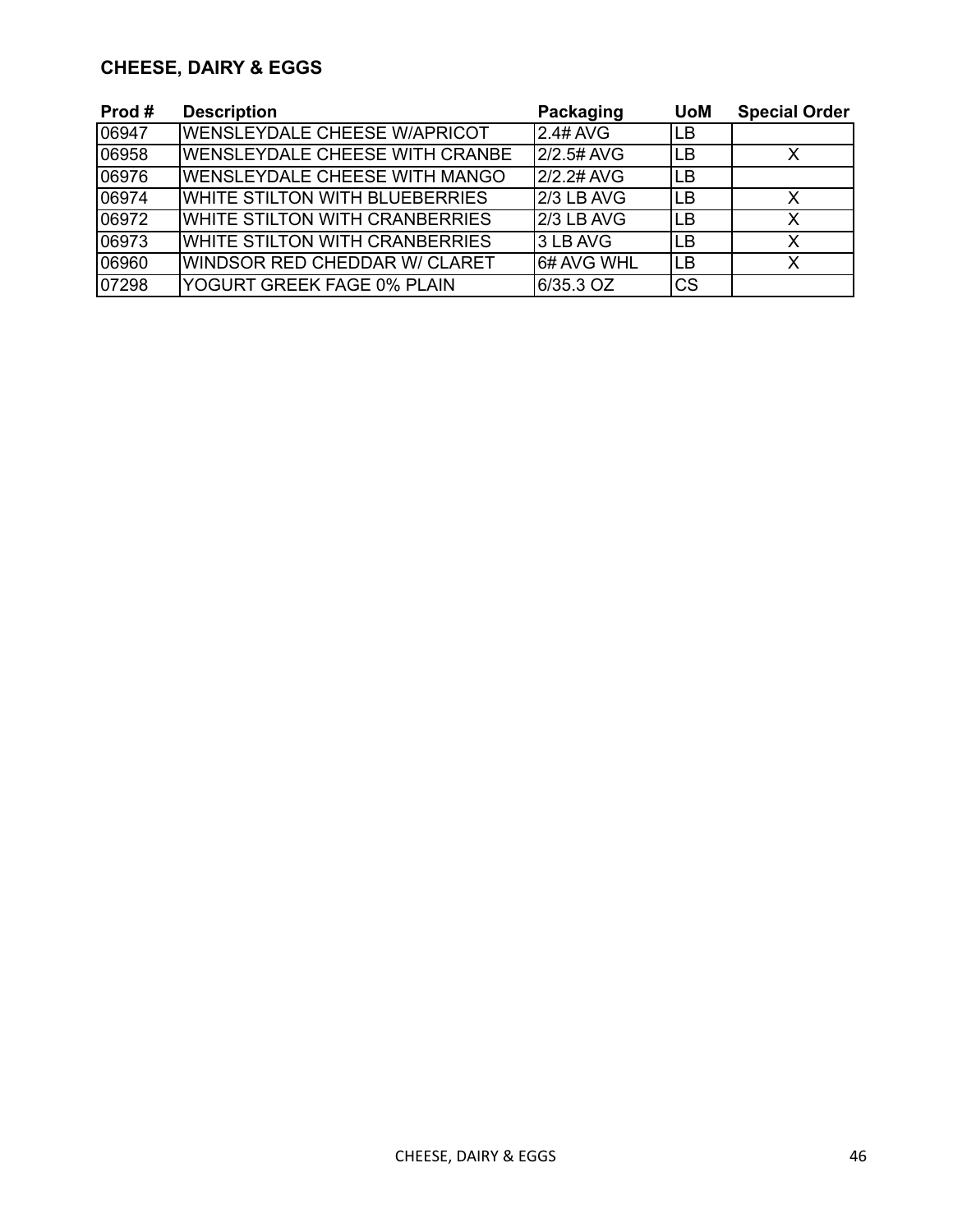## CHEESE, DAIRY & EGGS

| Prod # | Description | Packaging | UoM | Special Order |
|---|---|---|---|---|
| 06947 | WENSLEYDALE CHEESE W/APRICOT | 2.4# AVG | LB | |
| 06958 | WENSLEYDALE CHEESE WITH CRANBE | 2/2.5# AVG | LB | X |
| 06976 | WENSLEYDALE CHEESE WITH MANGO | 2/2.2# AVG | LB | |
| 06974 | WHITE STILTON WITH BLUEBERRIES | 2/3 LB AVG | LB | X |
| 06972 | WHITE STILTON WITH CRANBERRIES | 2/3 LB AVG | LB | X |
| 06973 | WHITE STILTON WITH CRANBERRIES | 3 LB AVG | LB | X |
| 06960 | WINDSOR RED CHEDDAR W/ CLARET | 6# AVG WHL | LB | X |
| 07298 | YOGURT GREEK FAGE 0% PLAIN | 6/35.3 OZ | CS | |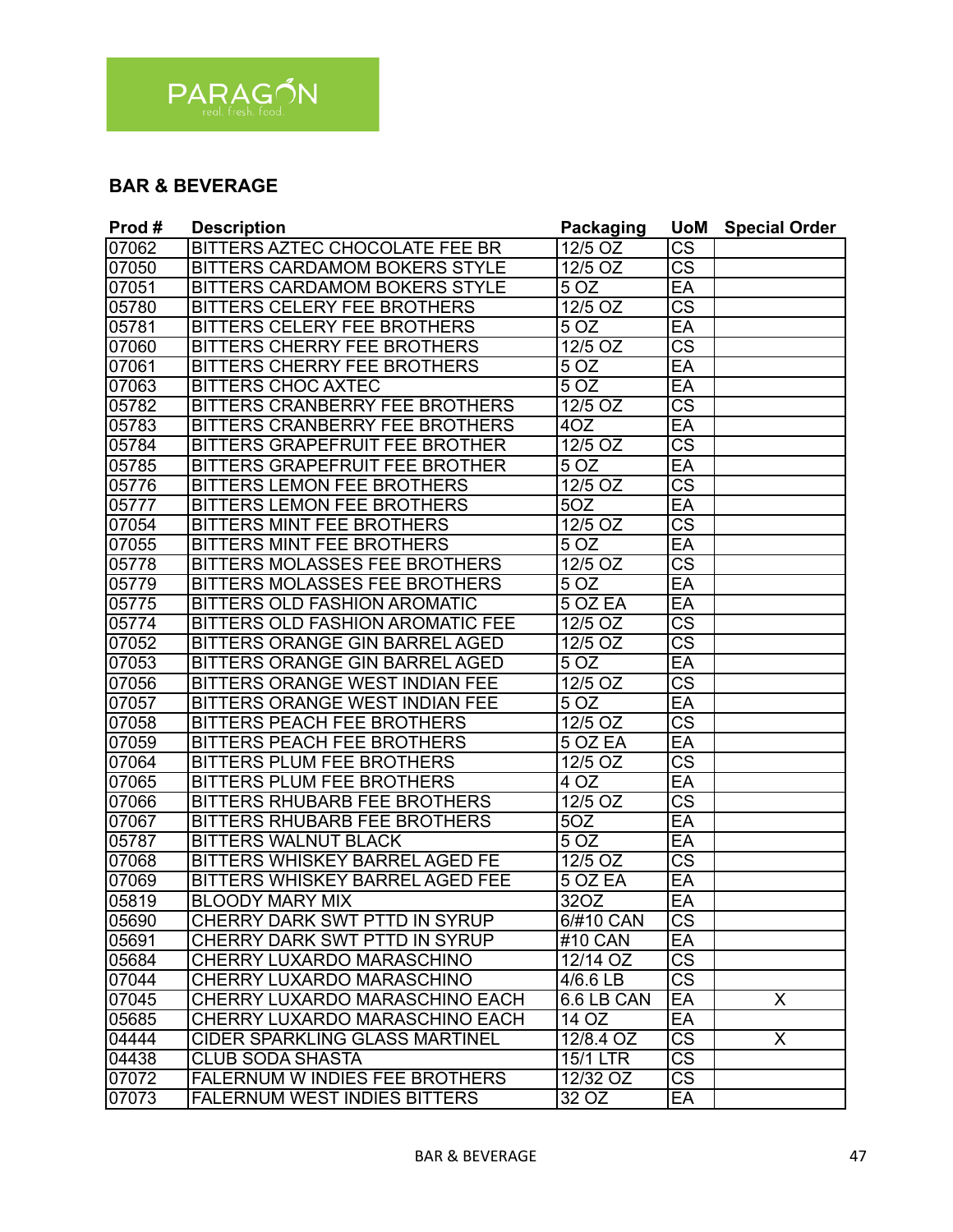PARAGON
real. fresh. food.

## BAR & BEVERAGE

| Prod # | Description | Packaging | UoM | Special Order |
|---|---|---|---|---|
| 07062 | BITTERS AZTEC CHOCOLATE FEE BR | 12/5 OZ | CS | |
| 07050 | BITTERS CARDAMOM BOKERS STYLE | 12/5 OZ | CS | |
| 07051 | BITTERS CARDAMOM BOKERS STYLE | 5 OZ | EA | |
| 05780 | BITTERS CELERY FEE BROTHERS | 12/5 OZ | CS | |
| 05781 | BITTERS CELERY FEE BROTHERS | 5 OZ | EA | |
| 07060 | BITTERS CHERRY FEE BROTHERS | 12/5 OZ | CS | |
| 07061 | BITTERS CHERRY FEE BROTHERS | 5 OZ | EA | |
| 07063 | BITTERS CHOC AXTEC | 5 OZ | EA | |
| 05782 | BITTERS CRANBERRY FEE BROTHERS | 12/5 OZ | CS | |
| 05783 | BITTERS CRANBERRY FEE BROTHERS | 4OZ | EA | |
| 05784 | BITTERS GRAPEFRUIT FEE BROTHER | 12/5 OZ | CS | |
| 05785 | BITTERS GRAPEFRUIT FEE BROTHER | 5 OZ | EA | |
| 05776 | BITTERS LEMON FEE BROTHERS | 12/5 OZ | CS | |
| 05777 | BITTERS LEMON FEE BROTHERS | 5OZ | EA | |
| 07054 | BITTERS MINT FEE BROTHERS | 12/5 OZ | CS | |
| 07055 | BITTERS MINT FEE BROTHERS | 5 OZ | EA | |
| 05778 | BITTERS MOLASSES FEE BROTHERS | 12/5 OZ | CS | |
| 05779 | BITTERS MOLASSES FEE BROTHERS | 5 OZ | EA | |
| 05775 | BITTERS OLD FASHION AROMATIC | 5 OZ EA | EA | |
| 05774 | BITTERS OLD FASHION AROMATIC FEE | 12/5 OZ | CS | |
| 07052 | BITTERS ORANGE GIN BARREL AGED | 12/5 OZ | CS | |
| 07053 | BITTERS ORANGE GIN BARREL AGED | 5 OZ | EA | |
| 07056 | BITTERS ORANGE WEST INDIAN FEE | 12/5 OZ | CS | |
| 07057 | BITTERS ORANGE WEST INDIAN FEE | 5 OZ | EA | |
| 07058 | BITTERS PEACH FEE BROTHERS | 12/5 OZ | CS | |
| 07059 | BITTERS PEACH FEE BROTHERS | 5 OZ EA | EA | |
| 07064 | BITTERS PLUM FEE BROTHERS | 12/5 OZ | CS | |
| 07065 | BITTERS PLUM FEE BROTHERS | 4 OZ | EA | |
| 07066 | BITTERS RHUBARB FEE BROTHERS | 12/5 OZ | CS | |
| 07067 | BITTERS RHUBARB FEE BROTHERS | 5OZ | EA | |
| 05787 | BITTERS WALNUT BLACK | 5 OZ | EA | |
| 07068 | BITTERS WHISKEY BARREL AGED FE | 12/5 OZ | CS | |
| 07069 | BITTERS WHISKEY BARREL AGED FEE | 5 OZ EA | EA | |
| 05819 | BLOODY MARY MIX | 32OZ | EA | |
| 05690 | CHERRY DARK SWT PTTD IN SYRUP | 6/#10 CAN | CS | |
| 05691 | CHERRY DARK SWT PTTD IN SYRUP | #10 CAN | EA | |
| 05684 | CHERRY LUXARDO MARASCHINO | 12/14 OZ | CS | |
| 07044 | CHERRY LUXARDO MARASCHINO | 4/6.6 LB | CS | |
| 07045 | CHERRY LUXARDO MARASCHINO EACH | 6.6 LB CAN | EA | X |
| 05685 | CHERRY LUXARDO MARASCHINO EACH | 14 OZ | EA | |
| 04444 | CIDER SPARKLING GLASS MARTINEL | 12/8.4 OZ | CS | X |
| 04438 | CLUB SODA SHASTA | 15/1 LTR | CS | |
| 07072 | FALERNUM W INDIES FEE BROTHERS | 12/32 OZ | CS | |
| 07073 | FALERNUM WEST INDIES BITTERS | 32 OZ | EA | |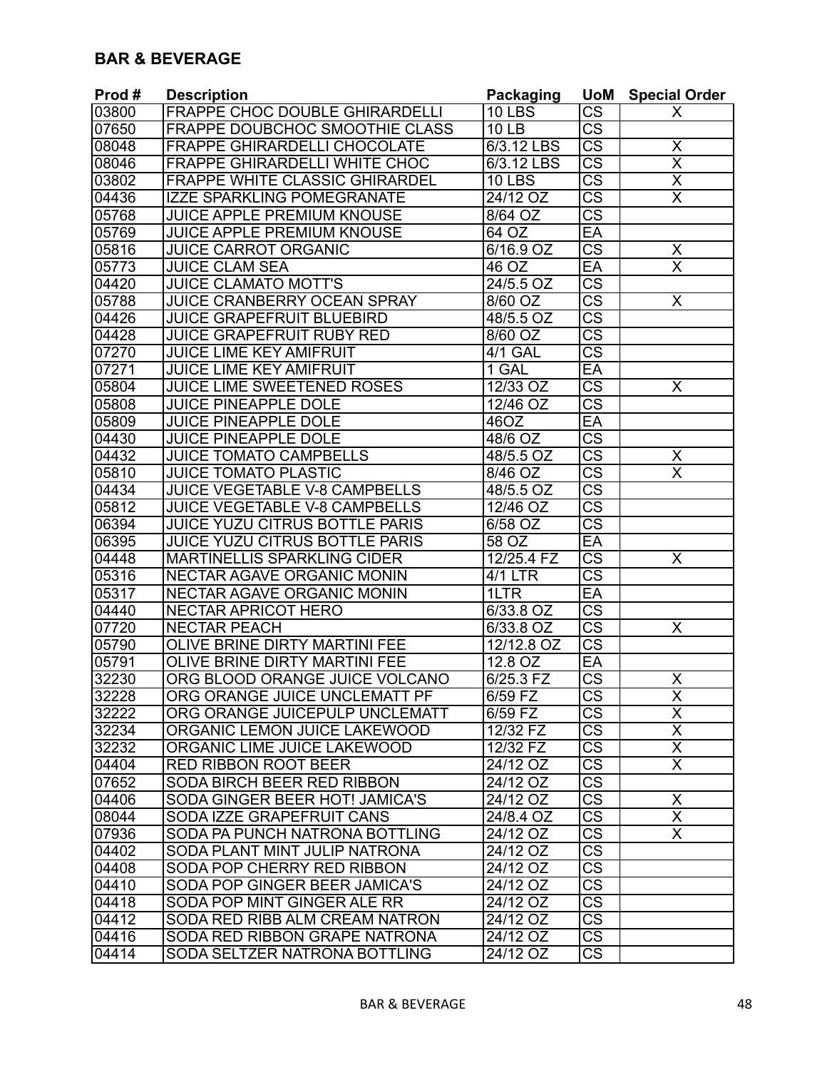## BAR & BEVERAGE

| Prod # | Description | Packaging | UoM | Special Order |
|---|---|---|---|---|
| 03800 | FRAPPE CHOC DOUBLE GHIRARDELLI | 10 LBS | CS | X |
| 07650 | FRAPPE DOUBCHOC SMOOTHIE CLASS | 10 LB | CS | |
| 08048 | FRAPPE GHIRARDELLI CHOCOLATE | 6/3.12 LBS | CS | X |
| 08046 | FRAPPE GHIRARDELLI WHITE CHOC | 6/3.12 LBS | CS | X |
| 03802 | FRAPPE WHITE CLASSIC GHIRARDEL | 10 LBS | CS | X |
| 04436 | IZZE SPARKLING POMEGRANATE | 24/12 OZ | CS | X |
| 05768 | JUICE APPLE PREMIUM KNOUSE | 8/64 OZ | CS | |
| 05769 | JUICE APPLE PREMIUM KNOUSE | 64 OZ | EA | |
| 05816 | JUICE CARROT ORGANIC | 6/16.9 OZ | CS | X |
| 05773 | JUICE CLAM SEA | 46 OZ | EA | X |
| 04420 | JUICE CLAMATO MOTT'S | 24/5.5 OZ | CS | |
| 05788 | JUICE CRANBERRY OCEAN SPRAY | 8/60 OZ | CS | X |
| 04426 | JUICE GRAPEFRUIT BLUEBIRD | 48/5.5 OZ | CS | |
| 04428 | JUICE GRAPEFRUIT RUBY RED | 8/60 OZ | CS | |
| 07270 | JUICE LIME KEY AMIFRUIT | 4/1 GAL | CS | |
| 07271 | JUICE LIME KEY AMIFRUIT | 1 GAL | EA | |
| 05804 | JUICE LIME SWEETENED ROSES | 12/33 OZ | CS | X |
| 05808 | JUICE PINEAPPLE DOLE | 12/46 OZ | CS | |
| 05809 | JUICE PINEAPPLE DOLE | 46OZ | EA | |
| 04430 | JUICE PINEAPPLE DOLE | 48/6 OZ | CS | |
| 04432 | JUICE TOMATO CAMPBELLS | 48/5.5 OZ | CS | X |
| 05810 | JUICE TOMATO PLASTIC | 8/46 OZ | CS | X |
| 04434 | JUICE VEGETABLE V-8 CAMPBELLS | 48/5.5 OZ | CS | |
| 05812 | JUICE VEGETABLE V-8 CAMPBELLS | 12/46 OZ | CS | |
| 06394 | JUICE YUZU CITRUS BOTTLE PARIS | 6/58 OZ | CS | |
| 06395 | JUICE YUZU CITRUS BOTTLE PARIS | 58 OZ | EA | |
| 04448 | MARTINELLIS SPARKLING CIDER | 12/25.4 FZ | CS | X |
| 05316 | NECTAR AGAVE ORGANIC MONIN | 4/1 LTR | CS | |
| 05317 | NECTAR AGAVE ORGANIC MONIN | 1LTR | EA | |
| 04440 | NECTAR APRICOT HERO | 6/33.8 OZ | CS | |
| 07720 | NECTAR PEACH | 6/33.8 OZ | CS | X |
| 05790 | OLIVE BRINE DIRTY MARTINI FEE | 12/12.8 OZ | CS | |
| 05791 | OLIVE BRINE DIRTY MARTINI FEE | 12.8 OZ | EA | |
| 32230 | ORG BLOOD ORANGE JUICE VOLCANO | 6/25.3 FZ | CS | X |
| 32228 | ORG ORANGE JUICE UNCLEMATT PF | 6/59 FZ | CS | X |
| 32222 | ORG ORANGE JUICEPULP UNCLEMATT | 6/59 FZ | CS | X |
| 32234 | ORGANIC LEMON JUICE LAKEWOOD | 12/32 FZ | CS | X |
| 32232 | ORGANIC LIME JUICE LAKEWOOD | 12/32 FZ | CS | X |
| 04404 | RED RIBBON ROOT BEER | 24/12 OZ | CS | X |
| 07652 | SODA BIRCH BEER RED RIBBON | 24/12 OZ | CS | |
| 04406 | SODA GINGER BEER HOT! JAMICA'S | 24/12 OZ | CS | X |
| 08044 | SODA IZZE GRAPEFRUIT CANS | 24/8.4 OZ | CS | X |
| 07936 | SODA PA PUNCH NATRONA BOTTLING | 24/12 OZ | CS | X |
| 04402 | SODA PLANT MINT JULIP NATRONA | 24/12 OZ | CS | |
| 04408 | SODA POP CHERRY RED RIBBON | 24/12 OZ | CS | |
| 04410 | SODA POP GINGER BEER JAMICA'S | 24/12 OZ | CS | |
| 04418 | SODA POP MINT GINGER ALE RR | 24/12 OZ | CS | |
| 04412 | SODA RED RIBB ALM CREAM NATRON | 24/12 OZ | CS | |
| 04416 | SODA RED RIBBON GRAPE NATRONA | 24/12 OZ | CS | |
| 04414 | SODA SELTZER NATRONA BOTTLING | 24/12 OZ | CS | |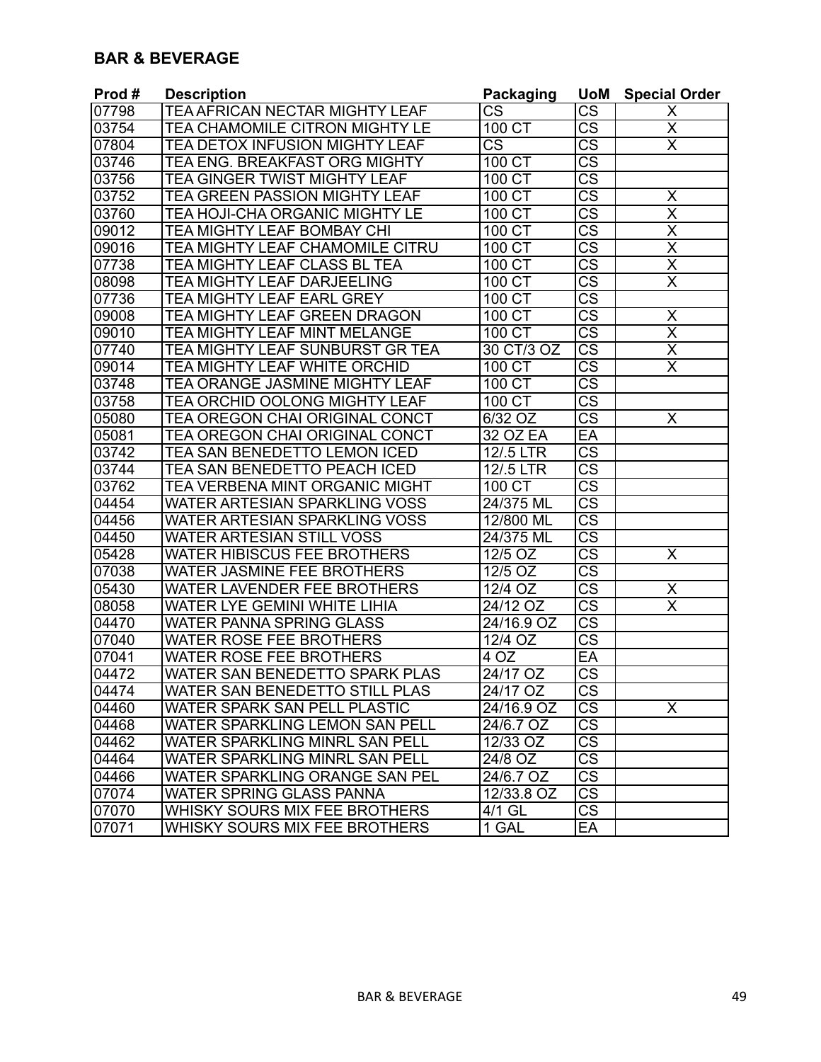## BAR & BEVERAGE

| Prod # | Description | Packaging | UoM | Special Order |
|---|---|---|---|---|
| 07798 | TEA AFRICAN NECTAR MIGHTY LEAF | CS | CS | X |
| 03754 | TEA CHAMOMILE CITRON MIGHTY LE | 100 CT | CS | X |
| 07804 | TEA DETOX INFUSION MIGHTY LEAF | CS | CS | X |
| 03746 | TEA ENG. BREAKFAST ORG MIGHTY | 100 CT | CS | |
| 03756 | TEA GINGER TWIST MIGHTY LEAF | 100 CT | CS | |
| 03752 | TEA GREEN PASSION MIGHTY LEAF | 100 CT | CS | X |
| 03760 | TEA HOJI-CHA ORGANIC MIGHTY LE | 100 CT | CS | X |
| 09012 | TEA MIGHTY LEAF BOMBAY CHI | 100 CT | CS | X |
| 09016 | TEA MIGHTY LEAF CHAMOMILE CITRU | 100 CT | CS | X |
| 07738 | TEA MIGHTY LEAF CLASS BL TEA | 100 CT | CS | X |
| 08098 | TEA MIGHTY LEAF DARJEELING | 100 CT | CS | X |
| 07736 | TEA MIGHTY LEAF EARL GREY | 100 CT | CS | |
| 09008 | TEA MIGHTY LEAF GREEN DRAGON | 100 CT | CS | X |
| 09010 | TEA MIGHTY LEAF MINT MELANGE | 100 CT | CS | X |
| 07740 | TEA MIGHTY LEAF SUNBURST GR TEA | 30 CT/3 OZ | CS | X |
| 09014 | TEA MIGHTY LEAF WHITE ORCHID | 100 CT | CS | X |
| 03748 | TEA ORANGE JASMINE MIGHTY LEAF | 100 CT | CS | |
| 03758 | TEA ORCHID OOLONG MIGHTY LEAF | 100 CT | CS | |
| 05080 | TEA OREGON CHAI ORIGINAL CONCT | 6/32 OZ | CS | X |
| 05081 | TEA OREGON CHAI ORIGINAL CONCT | 32 OZ EA | EA | |
| 03742 | TEA SAN BENEDETTO LEMON ICED | 12/.5 LTR | CS | |
| 03744 | TEA SAN BENEDETTO PEACH ICED | 12/.5 LTR | CS | |
| 03762 | TEA VERBENA MINT ORGANIC MIGHT | 100 CT | CS | |
| 04454 | WATER ARTESIAN SPARKLING VOSS | 24/375 ML | CS | |
| 04456 | WATER ARTESIAN SPARKLING VOSS | 12/800 ML | CS | |
| 04450 | WATER ARTESIAN STILL VOSS | 24/375 ML | CS | |
| 05428 | WATER HIBISCUS FEE BROTHERS | 12/5 OZ | CS | X |
| 07038 | WATER JASMINE FEE BROTHERS | 12/5 OZ | CS | |
| 05430 | WATER LAVENDER FEE BROTHERS | 12/4 OZ | CS | X |
| 08058 | WATER LYE GEMINI WHITE LIHIA | 24/12 OZ | CS | X |
| 04470 | WATER PANNA SPRING GLASS | 24/16.9 OZ | CS | |
| 07040 | WATER ROSE FEE BROTHERS | 12/4 OZ | CS | |
| 07041 | WATER ROSE FEE BROTHERS | 4 OZ | EA | |
| 04472 | WATER SAN BENEDETTO SPARK PLAS | 24/17 OZ | CS | |
| 04474 | WATER SAN BENEDETTO STILL PLAS | 24/17 OZ | CS | |
| 04460 | WATER SPARK SAN PELL PLASTIC | 24/16.9 OZ | CS | X |
| 04468 | WATER SPARKLING LEMON SAN PELL | 24/6.7 OZ | CS | |
| 04462 | WATER SPARKLING MINRL SAN PELL | 12/33 OZ | CS | |
| 04464 | WATER SPARKLING MINRL SAN PELL | 24/8 OZ | CS | |
| 04466 | WATER SPARKLING ORANGE SAN PEL | 24/6.7 OZ | CS | |
| 07074 | WATER SPRING GLASS PANNA | 12/33.8 OZ | CS | |
| 07070 | WHISKY SOURS MIX FEE BROTHERS | 4/1 GL | CS | |
| 07071 | WHISKY SOURS MIX FEE BROTHERS | 1 GAL | EA | |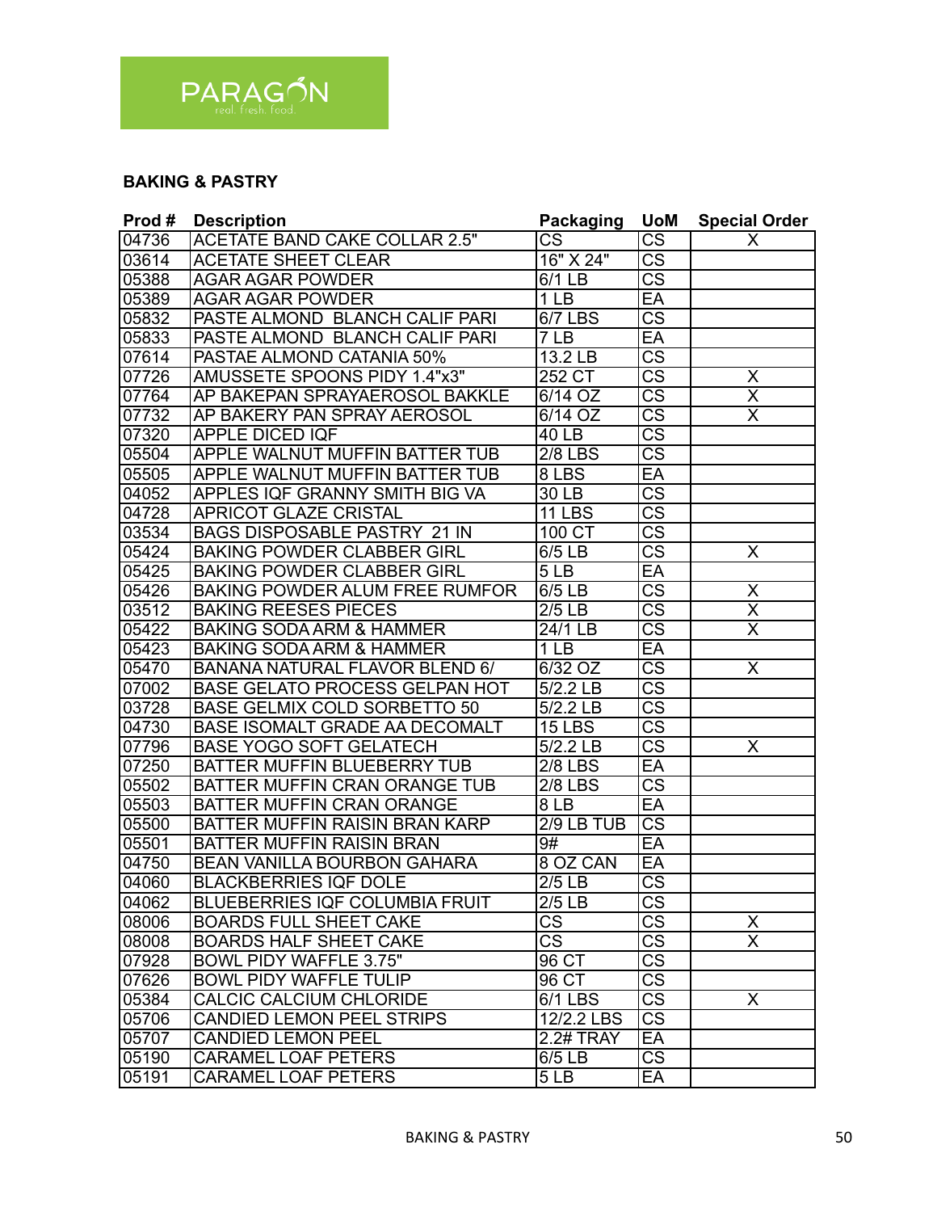PARAGON
real. fresh. food.

## BAKING & PASTRY

| Prod # | Description | Packaging | UoM | Special Order |
|---|---|---|---|---|
| 04736 | ACETATE BAND CAKE COLLAR 2.5" | CS | CS | X |
| 03614 | ACETATE SHEET CLEAR | 16" X 24" | CS | |
| 05388 | AGAR AGAR POWDER | 6/1 LB | CS | |
| 05389 | AGAR AGAR POWDER | 1 LB | EA | |
| 05832 | PASTE ALMOND BLANCH CALIF PARI | 6/7 LBS | CS | |
| 05833 | PASTE ALMOND BLANCH CALIF PARI | 7 LB | EA | |
| 07614 | PASTAE ALMOND CATANIA 50% | 13.2 LB | CS | |
| 07726 | AMUSSETE SPOONS PIDY 1.4"x3" | 252 CT | CS | X |
| 07764 | AP BAKEPAN SPRAYAEROSOL BAKKLE | 6/14 OZ | CS | X |
| 07732 | AP BAKERY PAN SPRAY AEROSOL | 6/14 OZ | CS | X |
| 07320 | APPLE DICED IQF | 40 LB | CS | |
| 05504 | APPLE WALNUT MUFFIN BATTER TUB | 2/8 LBS | CS | |
| 05505 | APPLE WALNUT MUFFIN BATTER TUB | 8 LBS | EA | |
| 04052 | APPLES IQF GRANNY SMITH BIG VA | 30 LB | CS | |
| 04728 | APRICOT GLAZE CRISTAL | 11 LBS | CS | |
| 03534 | BAGS DISPOSABLE PASTRY 21 IN | 100 CT | CS | |
| 05424 | BAKING POWDER CLABBER GIRL | 6/5 LB | CS | X |
| 05425 | BAKING POWDER CLABBER GIRL | 5 LB | EA | |
| 05426 | BAKING POWDER ALUM FREE RUMFOR | 6/5 LB | CS | X |
| 03512 | BAKING REESES PIECES | 2/5 LB | CS | X |
| 05422 | BAKING SODA ARM & HAMMER | 24/1 LB | CS | X |
| 05423 | BAKING SODA ARM & HAMMER | 1 LB | EA | |
| 05470 | BANANA NATURAL FLAVOR BLEND 6/ | 6/32 OZ | CS | X |
| 07002 | BASE GELATO PROCESS GELPAN HOT | 5/2.2 LB | CS | |
| 03728 | BASE GELMIX COLD SORBETTO 50 | 5/2.2 LB | CS | |
| 04730 | BASE ISOMALT GRADE AA DECOMALT | 15 LBS | CS | |
| 07796 | BASE YOGO SOFT GELATECH | 5/2.2 LB | CS | X |
| 07250 | BATTER MUFFIN BLUEBERRY TUB | 2/8 LBS | EA | |
| 05502 | BATTER MUFFIN CRAN ORANGE TUB | 2/8 LBS | CS | |
| 05503 | BATTER MUFFIN CRAN ORANGE | 8 LB | EA | |
| 05500 | BATTER MUFFIN RAISIN BRAN KARP | 2/9 LB TUB | CS | |
| 05501 | BATTER MUFFIN RAISIN BRAN | 9# | EA | |
| 04750 | BEAN VANILLA BOURBON GAHARA | 8 OZ CAN | EA | |
| 04060 | BLACKBERRIES IQF DOLE | 2/5 LB | CS | |
| 04062 | BLUEBERRIES IQF COLUMBIA FRUIT | 2/5 LB | CS | |
| 08006 | BOARDS FULL SHEET CAKE | CS | CS | X |
| 08008 | BOARDS HALF SHEET CAKE | CS | CS | X |
| 07928 | BOWL PIDY WAFFLE 3.75" | 96 CT | CS | |
| 07626 | BOWL PIDY WAFFLE TULIP | 96 CT | CS | |
| 05384 | CALCIC CALCIUM CHLORIDE | 6/1 LBS | CS | X |
| 05706 | CANDIED LEMON PEEL STRIPS | 12/2.2 LBS | CS | |
| 05707 | CANDIED LEMON PEEL | 2.2# TRAY | EA | |
| 05190 | CARAMEL LOAF PETERS | 6/5 LB | CS | |
| 05191 | CARAMEL LOAF PETERS | 5 LB | EA | |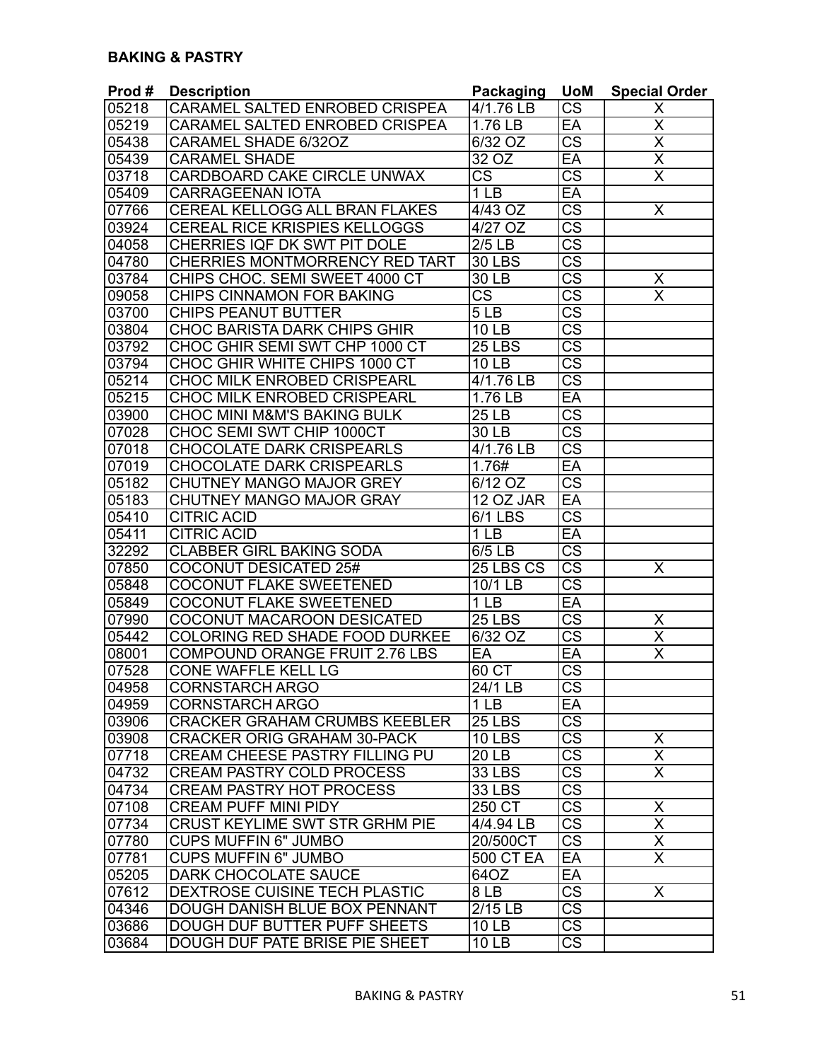**BAKING & PASTRY**

| Prod # | Description | Packaging | UoM | Special Order |
|---|---|---|---|---|
| 05218 | CARAMEL SALTED ENROBED CRISPEA | 4/1.76 LB | CS | X |
| 05219 | CARAMEL SALTED ENROBED CRISPEA | 1.76 LB | EA | X |
| 05438 | CARAMEL SHADE 6/32OZ | 6/32 OZ | CS | X |
| 05439 | CARAMEL SHADE | 32 OZ | EA | X |
| 03718 | CARDBOARD CAKE CIRCLE UNWAX | CS | CS | X |
| 05409 | CARRAGEENAN IOTA | 1 LB | EA | |
| 07766 | CEREAL KELLOGG ALL BRAN FLAKES | 4/43 OZ | CS | X |
| 03924 | CEREAL RICE KRISPIES KELLOGGS | 4/27 OZ | CS | |
| 04058 | CHERRIES IQF DK SWT PIT DOLE | 2/5 LB | CS | |
| 04780 | CHERRIES MONTMORRENCY RED TART | 30 LBS | CS | |
| 03784 | CHIPS CHOC. SEMI SWEET 4000 CT | 30 LB | CS | X |
| 09058 | CHIPS CINNAMON FOR BAKING | CS | CS | X |
| 03700 | CHIPS PEANUT BUTTER | 5 LB | CS | |
| 03804 | CHOC BARISTA DARK CHIPS GHIR | 10 LB | CS | |
| 03792 | CHOC GHIR SEMI SWT CHP 1000 CT | 25 LBS | CS | |
| 03794 | CHOC GHIR WHITE CHIPS 1000 CT | 10 LB | CS | |
| 05214 | CHOC MILK ENROBED CRISPEARL | 4/1.76 LB | CS | |
| 05215 | CHOC MILK ENROBED CRISPEARL | 1.76 LB | EA | |
| 03900 | CHOC MINI M&M'S BAKING BULK | 25 LB | CS | |
| 07028 | CHOC SEMI SWT CHIP 1000CT | 30 LB | CS | |
| 07018 | CHOCOLATE DARK CRISPEARLS | 4/1.76 LB | CS | |
| 07019 | CHOCOLATE DARK CRISPEARLS | 1.76# | EA | |
| 05182 | CHUTNEY MANGO MAJOR GREY | 6/12 OZ | CS | |
| 05183 | CHUTNEY MANGO MAJOR GRAY | 12 OZ JAR | EA | |
| 05410 | CITRIC ACID | 6/1 LBS | CS | |
| 05411 | CITRIC ACID | 1 LB | EA | |
| 32292 | CLABBER GIRL BAKING SODA | 6/5 LB | CS | |
| 07850 | COCONUT DESICATED 25# | 25 LBS CS | CS | X |
| 05848 | COCONUT FLAKE SWEETENED | 10/1 LB | CS | |
| 05849 | COCONUT FLAKE SWEETENED | 1 LB | EA | |
| 07990 | COCONUT MACAROON DESICATED | 25 LBS | CS | X |
| 05442 | COLORING RED SHADE FOOD DURKEE | 6/32 OZ | CS | X |
| 08001 | COMPOUND ORANGE FRUIT 2.76 LBS | EA | EA | X |
| 07528 | CONE WAFFLE KELL LG | 60 CT | CS | |
| 04958 | CORNSTARCH ARGO | 24/1 LB | CS | |
| 04959 | CORNSTARCH ARGO | 1 LB | EA | |
| 03906 | CRACKER GRAHAM CRUMBS KEEBLER | 25 LBS | CS | |
| 03908 | CRACKER ORIG GRAHAM 30-PACK | 10 LBS | CS | X |
| 07718 | CREAM CHEESE PASTRY FILLING PU | 20 LB | CS | X |
| 04732 | CREAM PASTRY COLD PROCESS | 33 LBS | CS | X |
| 04734 | CREAM PASTRY HOT PROCESS | 33 LBS | CS | |
| 07108 | CREAM PUFF MINI PIDY | 250 CT | CS | X |
| 07734 | CRUST KEYLIME SWT STR GRHM PIE | 4/4.94 LB | CS | X |
| 07780 | CUPS MUFFIN 6" JUMBO | 20/500CT | CS | X |
| 07781 | CUPS MUFFIN 6" JUMBO | 500 CT EA | EA | X |
| 05205 | DARK CHOCOLATE SAUCE | 64OZ | EA | |
| 07612 | DEXTROSE CUISINE TECH PLASTIC | 8 LB | CS | X |
| 04346 | DOUGH DANISH BLUE BOX PENNANT | 2/15 LB | CS | |
| 03686 | DOUGH DUF BUTTER PUFF SHEETS | 10 LB | CS | |
| 03684 | DOUGH DUF PATE BRISE PIE SHEET | 10 LB | CS | |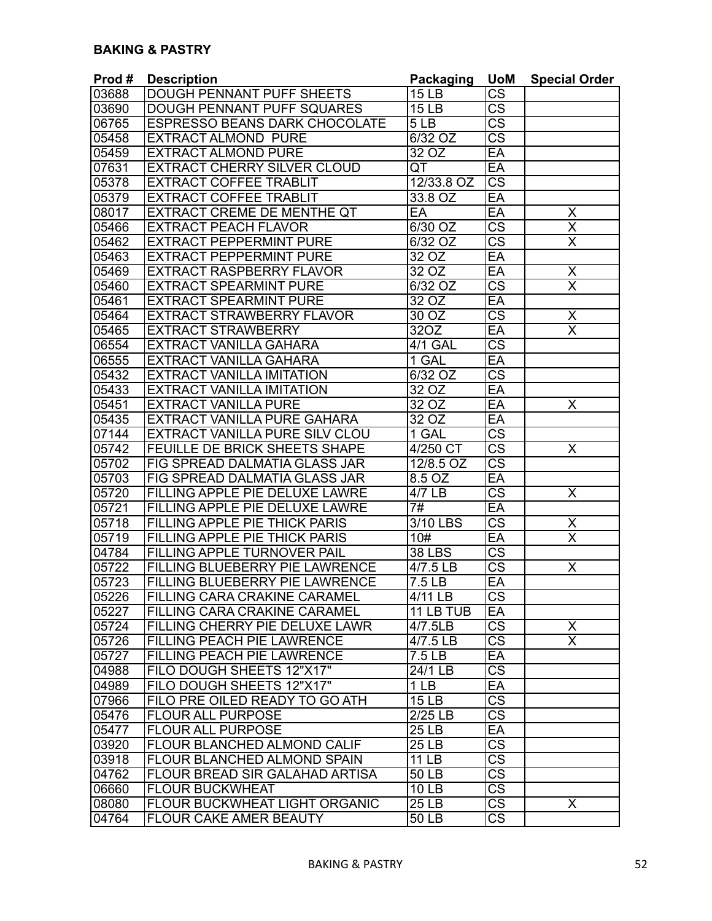**BAKING & PASTRY**

| Prod # | Description | Packaging | UoM | Special Order |
|---|---|---|---|---|
| 03688 | DOUGH PENNANT PUFF SHEETS | 15 LB | CS | |
| 03690 | DOUGH PENNANT PUFF SQUARES | 15 LB | CS | |
| 06765 | ESPRESSO BEANS DARK CHOCOLATE | 5 LB | CS | |
| 05458 | EXTRACT ALMOND PURE | 6/32 OZ | CS | |
| 05459 | EXTRACT ALMOND PURE | 32 OZ | EA | |
| 07631 | EXTRACT CHERRY SILVER CLOUD | QT | EA | |
| 05378 | EXTRACT COFFEE TRABLIT | 12/33.8 OZ | CS | |
| 05379 | EXTRACT COFFEE TRABLIT | 33.8 OZ | EA | |
| 08017 | EXTRACT CREME DE MENTHE QT | EA | EA | X |
| 05466 | EXTRACT PEACH FLAVOR | 6/30 OZ | CS | X |
| 05462 | EXTRACT PEPPERMINT PURE | 6/32 OZ | CS | X |
| 05463 | EXTRACT PEPPERMINT PURE | 32 OZ | EA | |
| 05469 | EXTRACT RASPBERRY FLAVOR | 32 OZ | EA | X |
| 05460 | EXTRACT SPEARMINT PURE | 6/32 OZ | CS | X |
| 05461 | EXTRACT SPEARMINT PURE | 32 OZ | EA | |
| 05464 | EXTRACT STRAWBERRY FLAVOR | 30 OZ | CS | X |
| 05465 | EXTRACT STRAWBERRY | 32OZ | EA | X |
| 06554 | EXTRACT VANILLA GAHARA | 4/1 GAL | CS | |
| 06555 | EXTRACT VANILLA GAHARA | 1 GAL | EA | |
| 05432 | EXTRACT VANILLA IMITATION | 6/32 OZ | CS | |
| 05433 | EXTRACT VANILLA IMITATION | 32 OZ | EA | |
| 05451 | EXTRACT VANILLA PURE | 32 OZ | EA | X |
| 05435 | EXTRACT VANILLA PURE GAHARA | 32 OZ | EA | |
| 07144 | EXTRACT VANILLA PURE SILV CLOU | 1 GAL | CS | |
| 05742 | FEUILLE DE BRICK SHEETS SHAPE | 4/250 CT | CS | X |
| 05702 | FIG SPREAD DALMATIA GLASS JAR | 12/8.5 OZ | CS | |
| 05703 | FIG SPREAD DALMATIA GLASS JAR | 8.5 OZ | EA | |
| 05720 | FILLING APPLE PIE DELUXE LAWRE | 4/7 LB | CS | X |
| 05721 | FILLING APPLE PIE DELUXE LAWRE | 7# | EA | |
| 05718 | FILLING APPLE PIE THICK PARIS | 3/10 LBS | CS | X |
| 05719 | FILLING APPLE PIE THICK PARIS | 10# | EA | X |
| 04784 | FILLING APPLE TURNOVER PAIL | 38 LBS | CS | |
| 05722 | FILLING BLUEBERRY PIE LAWRENCE | 4/7.5 LB | CS | X |
| 05723 | FILLING BLUEBERRY PIE LAWRENCE | 7.5 LB | EA | |
| 05226 | FILLING CARA CRAKINE CARAMEL | 4/11 LB | CS | |
| 05227 | FILLING CARA CRAKINE CARAMEL | 11 LB TUB | EA | |
| 05724 | FILLING CHERRY PIE DELUXE LAWR | 4/7.5LB | CS | X |
| 05726 | FILLING PEACH PIE LAWRENCE | 4/7.5 LB | CS | X |
| 05727 | FILLING PEACH PIE LAWRENCE | 7.5 LB | EA | |
| 04988 | FILO DOUGH SHEETS 12"X17" | 24/1 LB | CS | |
| 04989 | FILO DOUGH SHEETS 12"X17" | 1 LB | EA | |
| 07966 | FILO PRE OILED READY TO GO ATH | 15 LB | CS | |
| 05476 | FLOUR ALL PURPOSE | 2/25 LB | CS | |
| 05477 | FLOUR ALL PURPOSE | 25 LB | EA | |
| 03920 | FLOUR BLANCHED ALMOND CALIF | 25 LB | CS | |
| 03918 | FLOUR BLANCHED ALMOND SPAIN | 11 LB | CS | |
| 04762 | FLOUR BREAD SIR GALAHAD ARTISA | 50 LB | CS | |
| 06660 | FLOUR BUCKWHEAT | 10 LB | CS | |
| 08080 | FLOUR BUCKWHEAT LIGHT ORGANIC | 25 LB | CS | X |
| 04764 | FLOUR CAKE AMER BEAUTY | 50 LB | CS | |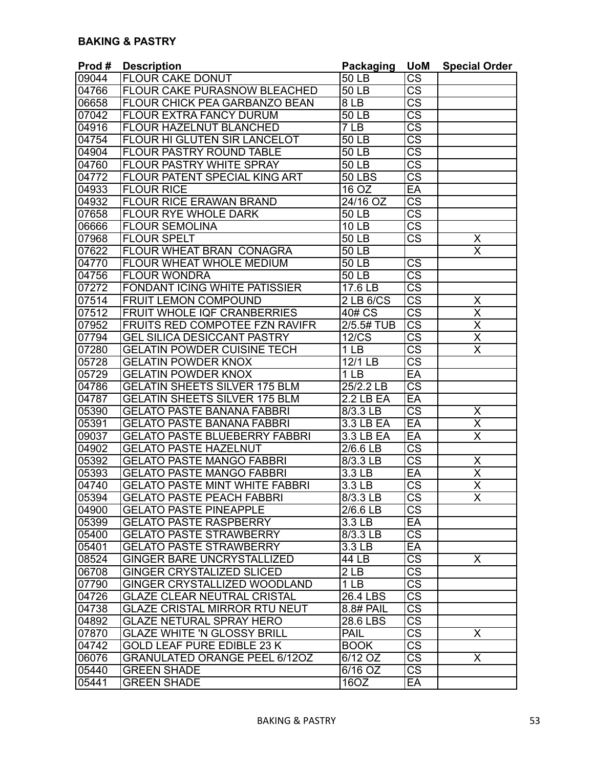**BAKING & PASTRY**

| Prod # | Description | Packaging | UoM | Special Order |
|---|---|---|---|---|
| 09044 | FLOUR CAKE DONUT | 50 LB | CS | |
| 04766 | FLOUR CAKE PURASNOW BLEACHED | 50 LB | CS | |
| 06658 | FLOUR CHICK PEA GARBANZO BEAN | 8 LB | CS | |
| 07042 | FLOUR EXTRA FANCY DURUM | 50 LB | CS | |
| 04916 | FLOUR HAZELNUT BLANCHED | 7 LB | CS | |
| 04754 | FLOUR HI GLUTEN SIR LANCELOT | 50 LB | CS | |
| 04904 | FLOUR PASTRY ROUND TABLE | 50 LB | CS | |
| 04760 | FLOUR PASTRY WHITE SPRAY | 50 LB | CS | |
| 04772 | FLOUR PATENT SPECIAL KING ART | 50 LBS | CS | |
| 04933 | FLOUR RICE | 16 OZ | EA | |
| 04932 | FLOUR RICE ERAWAN BRAND | 24/16 OZ | CS | |
| 07658 | FLOUR RYE WHOLE DARK | 50 LB | CS | |
| 06666 | FLOUR SEMOLINA | 10 LB | CS | |
| 07968 | FLOUR SPELT | 50 LB | CS | X |
| 07622 | FLOUR WHEAT BRAN CONAGRA | 50 LB | | X |
| 04770 | FLOUR WHEAT WHOLE MEDIUM | 50 LB | CS | |
| 04756 | FLOUR WONDRA | 50 LB | CS | |
| 07272 | FONDANT ICING WHITE PATISSIER | 17.6 LB | CS | |
| 07514 | FRUIT LEMON COMPOUND | 2 LB 6/CS | CS | X |
| 07512 | FRUIT WHOLE IQF CRANBERRIES | 40# CS | CS | X |
| 07952 | FRUITS RED COMPOTEE FZN RAVIFR | 2/5.5# TUB | CS | X |
| 07794 | GEL SILICA DESICCANT PASTRY | 12/CS | CS | X |
| 07280 | GELATIN POWDER CUISINE TECH | 1 LB | CS | X |
| 05728 | GELATIN POWDER KNOX | 12/1 LB | CS | |
| 05729 | GELATIN POWDER KNOX | 1 LB | EA | |
| 04786 | GELATIN SHEETS SILVER 175 BLM | 25/2.2 LB | CS | |
| 04787 | GELATIN SHEETS SILVER 175 BLM | 2.2 LB EA | EA | |
| 05390 | GELATO PASTE BANANA FABBRI | 8/3.3 LB | CS | X |
| 05391 | GELATO PASTE BANANA FABBRI | 3.3 LB EA | EA | X |
| 09037 | GELATO PASTE BLUEBERRY FABBRI | 3.3 LB EA | EA | X |
| 04902 | GELATO PASTE HAZELNUT | 2/6.6 LB | CS | |
| 05392 | GELATO PASTE MANGO FABBRI | 8/3.3 LB | CS | X |
| 05393 | GELATO PASTE MANGO FABBRI | 3.3 LB | EA | X |
| 04740 | GELATO PASTE MINT WHITE FABBRI | 3.3 LB | CS | X |
| 05394 | GELATO PASTE PEACH FABBRI | 8/3.3 LB | CS | X |
| 04900 | GELATO PASTE PINEAPPLE | 2/6.6 LB | CS | |
| 05399 | GELATO PASTE RASPBERRY | 3.3 LB | EA | |
| 05400 | GELATO PASTE STRAWBERRY | 8/3.3 LB | CS | |
| 05401 | GELATO PASTE STRAWBERRY | 3.3 LB | EA | |
| 08524 | GINGER BARE UNCRYSTALLIZED | 44 LB | CS | X |
| 06708 | GINGER CRYSTALIZED SLICED | 2 LB | CS | |
| 07790 | GINGER CRYSTALLIZED WOODLAND | 1 LB | CS | |
| 04726 | GLAZE CLEAR NEUTRAL CRISTAL | 26.4 LBS | CS | |
| 04738 | GLAZE CRISTAL MIRROR RTU NEUT | 8.8# PAIL | CS | |
| 04892 | GLAZE NETURAL SPRAY HERO | 28.6 LBS | CS | |
| 07870 | GLAZE WHITE 'N GLOSSY BRILL | PAIL | CS | X |
| 04742 | GOLD LEAF PURE EDIBLE 23 K | BOOK | CS | |
| 06076 | GRANULATED ORANGE PEEL 6/12OZ | 6/12 OZ | CS | X |
| 05440 | GREEN SHADE | 6/16 OZ | CS | |
| 05441 | GREEN SHADE | 16OZ | EA | |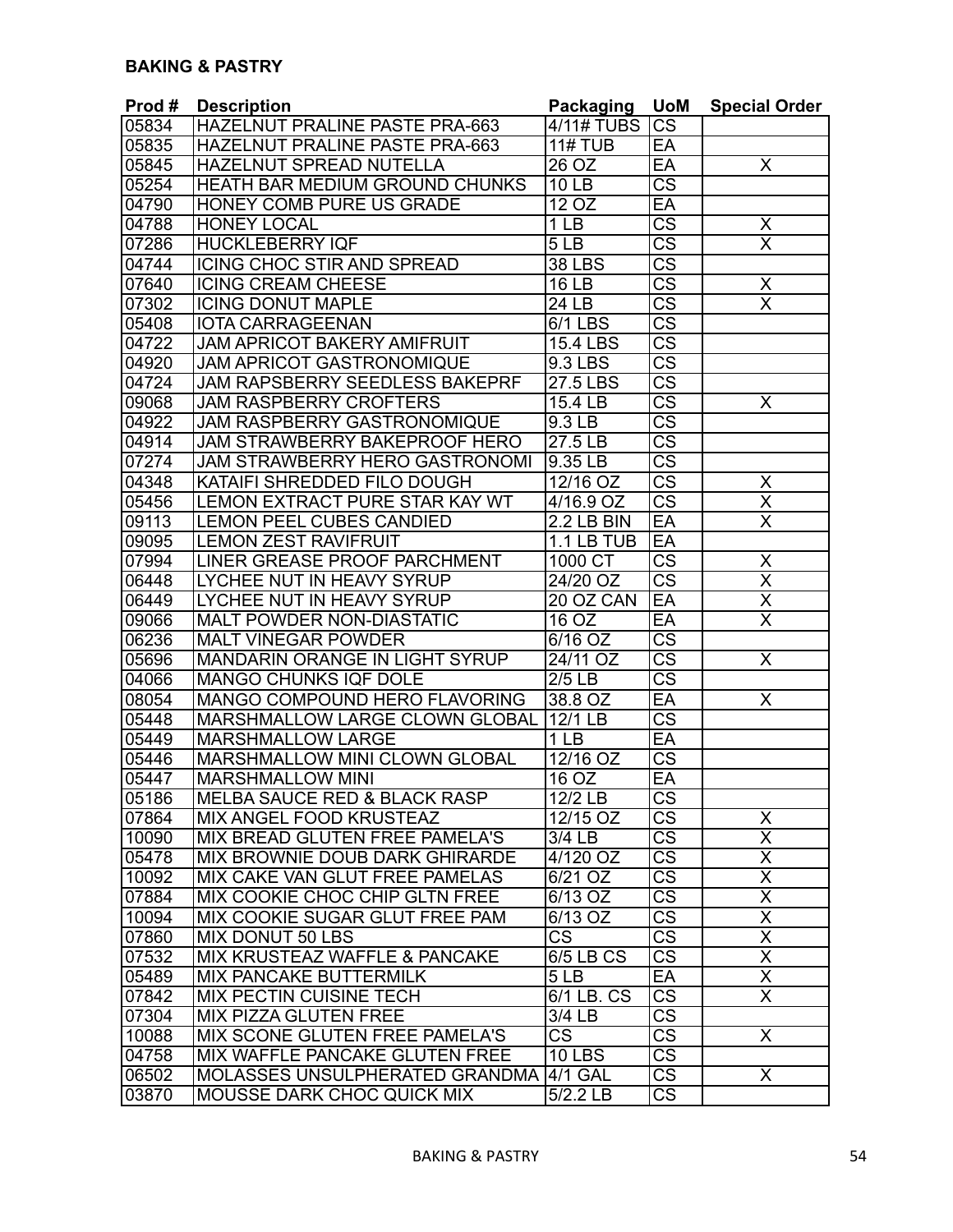**BAKING & PASTRY**

| Prod # | Description | Packaging | UoM | Special Order |
|---|---|---|---|---|
| 05834 | HAZELNUT PRALINE PASTE PRA-663 | 4/11# TUBS | CS | |
| 05835 | HAZELNUT PRALINE PASTE PRA-663 | 11# TUB | EA | |
| 05845 | HAZELNUT SPREAD NUTELLA | 26 OZ | EA | X |
| 05254 | HEATH BAR MEDIUM GROUND CHUNKS | 10 LB | CS | |
| 04790 | HONEY COMB PURE US GRADE | 12 OZ | EA | |
| 04788 | HONEY LOCAL | 1 LB | CS | X |
| 07286 | HUCKLEBERRY IQF | 5 LB | CS | X |
| 04744 | ICING CHOC STIR AND SPREAD | 38 LBS | CS | |
| 07640 | ICING CREAM CHEESE | 16 LB | CS | X |
| 07302 | ICING DONUT MAPLE | 24 LB | CS | X |
| 05408 | IOTA CARRAGEENAN | 6/1 LBS | CS | |
| 04722 | JAM APRICOT BAKERY AMIFRUIT | 15.4 LBS | CS | |
| 04920 | JAM APRICOT GASTRONOMIQUE | 9.3 LBS | CS | |
| 04724 | JAM RAPSBERRY SEEDLESS BAKEPRF | 27.5 LBS | CS | |
| 09068 | JAM RASPBERRY CROFTERS | 15.4 LB | CS | X |
| 04922 | JAM RASPBERRY GASTRONOMIQUE | 9.3 LB | CS | |
| 04914 | JAM STRAWBERRY BAKEPROOF HERO | 27.5 LB | CS | |
| 07274 | JAM STRAWBERRY HERO GASTRONOMI | 9.35 LB | CS | |
| 04348 | KATAIFI SHREDDED FILO DOUGH | 12/16 OZ | CS | X |
| 05456 | LEMON EXTRACT PURE STAR KAY WT | 4/16.9 OZ | CS | X |
| 09113 | LEMON PEEL CUBES CANDIED | 2.2 LB BIN | EA | X |
| 09095 | LEMON ZEST RAVIFRUIT | 1.1 LB TUB | EA | |
| 07994 | LINER GREASE PROOF PARCHMENT | 1000 CT | CS | X |
| 06448 | LYCHEE NUT IN HEAVY SYRUP | 24/20 OZ | CS | X |
| 06449 | LYCHEE NUT IN HEAVY SYRUP | 20 OZ CAN | EA | X |
| 09066 | MALT POWDER NON-DIASTATIC | 16 OZ | EA | X |
| 06236 | MALT VINEGAR POWDER | 6/16 OZ | CS | |
| 05696 | MANDARIN ORANGE IN LIGHT SYRUP | 24/11 OZ | CS | X |
| 04066 | MANGO CHUNKS IQF DOLE | 2/5 LB | CS | |
| 08054 | MANGO COMPOUND HERO FLAVORING | 38.8 OZ | EA | X |
| 05448 | MARSHMALLOW LARGE CLOWN GLOBAL | 12/1 LB | CS | |
| 05449 | MARSHMALLOW LARGE | 1 LB | EA | |
| 05446 | MARSHMALLOW MINI CLOWN GLOBAL | 12/16 OZ | CS | |
| 05447 | MARSHMALLOW MINI | 16 OZ | EA | |
| 05186 | MELBA SAUCE RED & BLACK RASP | 12/2 LB | CS | |
| 07864 | MIX ANGEL FOOD KRUSTEAZ | 12/15 OZ | CS | X |
| 10090 | MIX BREAD GLUTEN FREE PAMELA'S | 3/4 LB | CS | X |
| 05478 | MIX BROWNIE DOUB DARK GHIRARDE | 4/120 OZ | CS | X |
| 10092 | MIX CAKE VAN GLUT FREE PAMELAS | 6/21 OZ | CS | X |
| 07884 | MIX COOKIE CHOC CHIP GLTN FREE | 6/13 OZ | CS | X |
| 10094 | MIX COOKIE SUGAR GLUT FREE PAM | 6/13 OZ | CS | X |
| 07860 | MIX DONUT 50 LBS | CS | CS | X |
| 07532 | MIX KRUSTEAZ WAFFLE & PANCAKE | 6/5 LB CS | CS | X |
| 05489 | MIX PANCAKE BUTTERMILK | 5 LB | EA | X |
| 07842 | MIX PECTIN CUISINE TECH | 6/1 LB. CS | CS | X |
| 07304 | MIX PIZZA GLUTEN FREE | 3/4 LB | CS | |
| 10088 | MIX SCONE GLUTEN FREE PAMELA'S | CS | CS | X |
| 04758 | MIX WAFFLE PANCAKE GLUTEN FREE | 10 LBS | CS | |
| 06502 | MOLASSES UNSULPHERATED GRANDMA | 4/1 GAL | CS | X |
| 03870 | MOUSSE DARK CHOC QUICK MIX | 5/2.2 LB | CS | |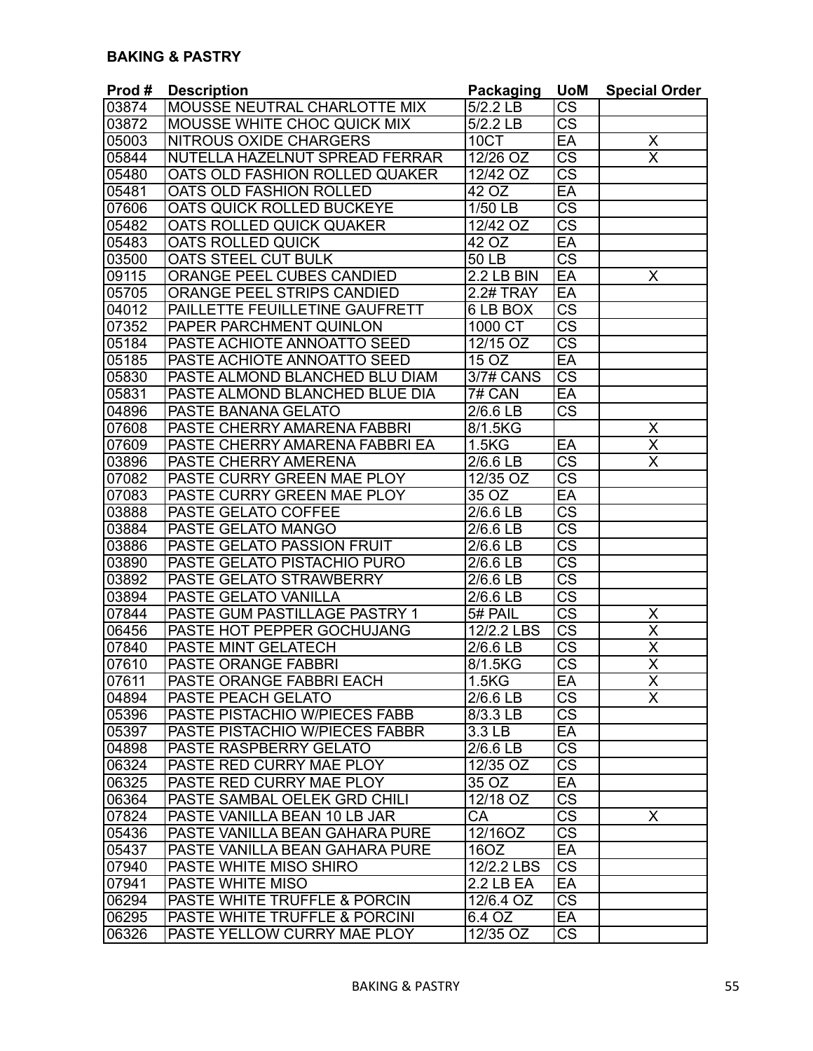**BAKING & PASTRY**

| Prod # | Description | Packaging | UoM | Special Order |
|---|---|---|---|---|
| 03874 | MOUSSE NEUTRAL CHARLOTTE MIX | 5/2.2 LB | CS | |
| 03872 | MOUSSE WHITE CHOC QUICK MIX | 5/2.2 LB | CS | |
| 05003 | NITROUS OXIDE CHARGERS | 10CT | EA | X |
| 05844 | NUTELLA HAZELNUT SPREAD FERRAR | 12/26 OZ | CS | X |
| 05480 | OATS OLD FASHION ROLLED QUAKER | 12/42 OZ | CS | |
| 05481 | OATS OLD FASHION ROLLED | 42 OZ | EA | |
| 07606 | OATS QUICK ROLLED BUCKEYE | 1/50 LB | CS | |
| 05482 | OATS ROLLED QUICK QUAKER | 12/42 OZ | CS | |
| 05483 | OATS ROLLED QUICK | 42 OZ | EA | |
| 03500 | OATS STEEL CUT BULK | 50 LB | CS | |
| 09115 | ORANGE PEEL CUBES CANDIED | 2.2 LB BIN | EA | X |
| 05705 | ORANGE PEEL STRIPS CANDIED | 2.2# TRAY | EA | |
| 04012 | PAILLETTE FEUILLETINE GAUFRETT | 6 LB BOX | CS | |
| 07352 | PAPER PARCHMENT QUINLON | 1000 CT | CS | |
| 05184 | PASTE ACHIOTE ANNOATTO SEED | 12/15 OZ | CS | |
| 05185 | PASTE ACHIOTE ANNOATTO SEED | 15 OZ | EA | |
| 05830 | PASTE ALMOND BLANCHED BLU DIAM | 3/7# CANS | CS | |
| 05831 | PASTE ALMOND BLANCHED BLUE DIA | 7# CAN | EA | |
| 04896 | PASTE BANANA GELATO | 2/6.6 LB | CS | |
| 07608 | PASTE CHERRY AMARENA FABBRI | 8/1.5KG | | X |
| 07609 | PASTE CHERRY AMARENA FABBRI EA | 1.5KG | EA | X |
| 03896 | PASTE CHERRY AMERENA | 2/6.6 LB | CS | X |
| 07082 | PASTE CURRY GREEN MAE PLOY | 12/35 OZ | CS | |
| 07083 | PASTE CURRY GREEN MAE PLOY | 35 OZ | EA | |
| 03888 | PASTE GELATO COFFEE | 2/6.6 LB | CS | |
| 03884 | PASTE GELATO MANGO | 2/6.6 LB | CS | |
| 03886 | PASTE GELATO PASSION FRUIT | 2/6.6 LB | CS | |
| 03890 | PASTE GELATO PISTACHIO PURO | 2/6.6 LB | CS | |
| 03892 | PASTE GELATO STRAWBERRY | 2/6.6 LB | CS | |
| 03894 | PASTE GELATO VANILLA | 2/6.6 LB | CS | |
| 07844 | PASTE GUM PASTILLAGE PASTRY 1 | 5# PAIL | CS | X |
| 06456 | PASTE HOT PEPPER GOCHUJANG | 12/2.2 LBS | CS | X |
| 07840 | PASTE MINT GELATECH | 2/6.6 LB | CS | X |
| 07610 | PASTE ORANGE FABBRI | 8/1.5KG | CS | X |
| 07611 | PASTE ORANGE FABBRI EACH | 1.5KG | EA | X |
| 04894 | PASTE PEACH GELATO | 2/6.6 LB | CS | X |
| 05396 | PASTE PISTACHIO W/PIECES FABB | 8/3.3 LB | CS | |
| 05397 | PASTE PISTACHIO W/PIECES FABBR | 3.3 LB | EA | |
| 04898 | PASTE RASPBERRY GELATO | 2/6.6 LB | CS | |
| 06324 | PASTE RED CURRY MAE PLOY | 12/35 OZ | CS | |
| 06325 | PASTE RED CURRY MAE PLOY | 35 OZ | EA | |
| 06364 | PASTE SAMBAL OELEK GRD CHILI | 12/18 OZ | CS | |
| 07824 | PASTE VANILLA BEAN 10 LB JAR | CA | CS | X |
| 05436 | PASTE VANILLA BEAN GAHARA PURE | 12/16OZ | CS | |
| 05437 | PASTE VANILLA BEAN GAHARA PURE | 16OZ | EA | |
| 07940 | PASTE WHITE MISO SHIRO | 12/2.2 LBS | CS | |
| 07941 | PASTE WHITE MISO | 2.2 LB EA | EA | |
| 06294 | PASTE WHITE TRUFFLE & PORCIN | 12/6.4 OZ | CS | |
| 06295 | PASTE WHITE TRUFFLE & PORCINI | 6.4 OZ | EA | |
| 06326 | PASTE YELLOW CURRY MAE PLOY | 12/35 OZ | CS | |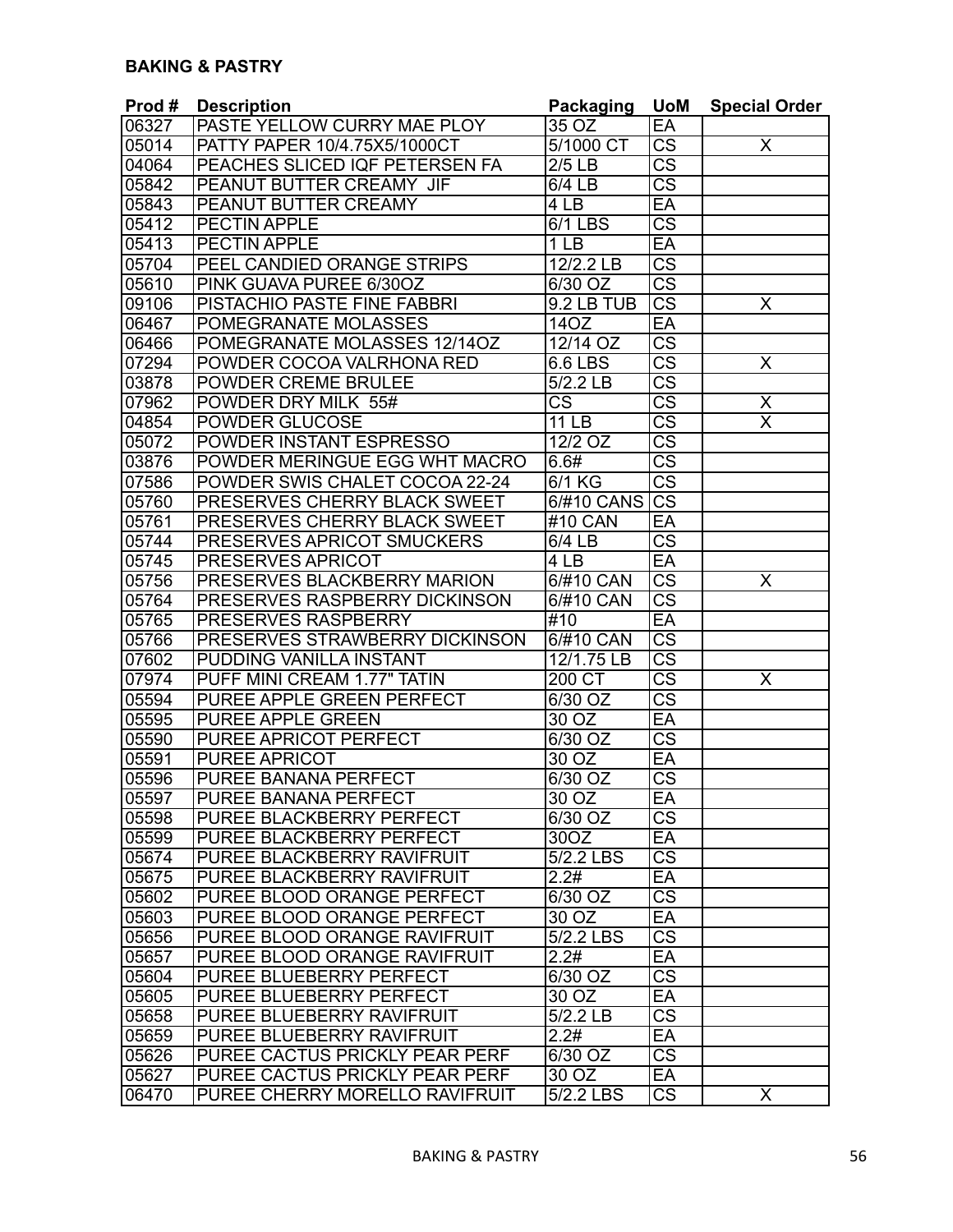**BAKING & PASTRY**

| Prod # | Description | Packaging | UoM | Special Order |
|---|---|---|---|---|
| 06327 | PASTE YELLOW CURRY MAE PLOY | 35 OZ | EA | |
| 05014 | PATTY PAPER 10/4.75X5/1000CT | 5/1000 CT | CS | X |
| 04064 | PEACHES SLICED IQF PETERSEN FA | 2/5 LB | CS | |
| 05842 | PEANUT BUTTER CREAMY JIF | 6/4 LB | CS | |
| 05843 | PEANUT BUTTER CREAMY | 4 LB | EA | |
| 05412 | PECTIN APPLE | 6/1 LBS | CS | |
| 05413 | PECTIN APPLE | 1 LB | EA | |
| 05704 | PEEL CANDIED ORANGE STRIPS | 12/2.2 LB | CS | |
| 05610 | PINK GUAVA PUREE 6/30OZ | 6/30 OZ | CS | |
| 09106 | PISTACHIO PASTE FINE FABBRI | 9.2 LB TUB | CS | X |
| 06467 | POMEGRANATE MOLASSES | 14OZ | EA | |
| 06466 | POMEGRANATE MOLASSES 12/14OZ | 12/14 OZ | CS | |
| 07294 | POWDER COCOA VALRHONA RED | 6.6 LBS | CS | X |
| 03878 | POWDER CREME BRULEE | 5/2.2 LB | CS | |
| 07962 | POWDER DRY MILK 55# | CS | CS | X |
| 04854 | POWDER GLUCOSE | 11 LB | CS | X |
| 05072 | POWDER INSTANT ESPRESSO | 12/2 OZ | CS | |
| 03876 | POWDER MERINGUE EGG WHT MACRO | 6.6# | CS | |
| 07586 | POWDER SWIS CHALET COCOA 22-24 | 6/1 KG | CS | |
| 05760 | PRESERVES CHERRY BLACK SWEET | 6/#10 CANS | CS | |
| 05761 | PRESERVES CHERRY BLACK SWEET | #10 CAN | EA | |
| 05744 | PRESERVES APRICOT SMUCKERS | 6/4 LB | CS | |
| 05745 | PRESERVES APRICOT | 4 LB | EA | |
| 05756 | PRESERVES BLACKBERRY MARION | 6/#10 CAN | CS | X |
| 05764 | PRESERVES RASPBERRY DICKINSON | 6/#10 CAN | CS | |
| 05765 | PRESERVES RASPBERRY | #10 | EA | |
| 05766 | PRESERVES STRAWBERRY DICKINSON | 6/#10 CAN | CS | |
| 07602 | PUDDING VANILLA INSTANT | 12/1.75 LB | CS | |
| 07974 | PUFF MINI CREAM 1.77" TATIN | 200 CT | CS | X |
| 05594 | PUREE APPLE GREEN PERFECT | 6/30 OZ | CS | |
| 05595 | PUREE APPLE GREEN | 30 OZ | EA | |
| 05590 | PUREE APRICOT PERFECT | 6/30 OZ | CS | |
| 05591 | PUREE APRICOT | 30 OZ | EA | |
| 05596 | PUREE BANANA PERFECT | 6/30 OZ | CS | |
| 05597 | PUREE BANANA PERFECT | 30 OZ | EA | |
| 05598 | PUREE BLACKBERRY PERFECT | 6/30 OZ | CS | |
| 05599 | PUREE BLACKBERRY PERFECT | 30OZ | EA | |
| 05674 | PUREE BLACKBERRY RAVIFRUIT | 5/2.2 LBS | CS | |
| 05675 | PUREE BLACKBERRY RAVIFRUIT | 2.2# | EA | |
| 05602 | PUREE BLOOD ORANGE PERFECT | 6/30 OZ | CS | |
| 05603 | PUREE BLOOD ORANGE PERFECT | 30 OZ | EA | |
| 05656 | PUREE BLOOD ORANGE RAVIFRUIT | 5/2.2 LBS | CS | |
| 05657 | PUREE BLOOD ORANGE RAVIFRUIT | 2.2# | EA | |
| 05604 | PUREE BLUEBERRY PERFECT | 6/30 OZ | CS | |
| 05605 | PUREE BLUEBERRY PERFECT | 30 OZ | EA | |
| 05658 | PUREE BLUEBERRY RAVIFRUIT | 5/2.2 LB | CS | |
| 05659 | PUREE BLUEBERRY RAVIFRUIT | 2.2# | EA | |
| 05626 | PUREE CACTUS PRICKLY PEAR PERF | 6/30 OZ | CS | |
| 05627 | PUREE CACTUS PRICKLY PEAR PERF | 30 OZ | EA | |
| 06470 | PUREE CHERRY MORELLO RAVIFRUIT | 5/2.2 LBS | CS | X |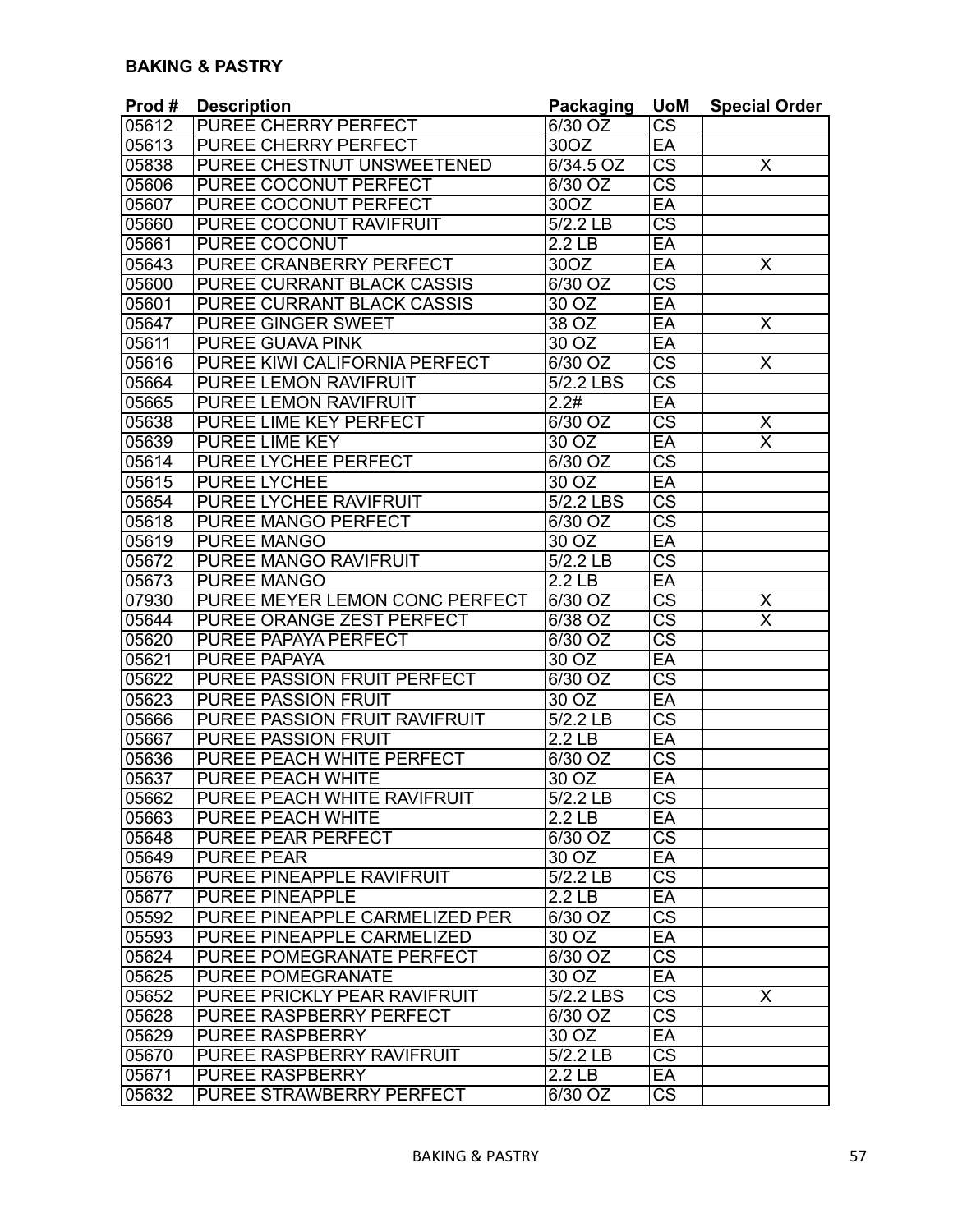**BAKING & PASTRY**

| Prod # | Description | Packaging | UoM | Special Order |
|---|---|---|---|---|
| 05612 | PUREE CHERRY PERFECT | 6/30 OZ | CS | |
| 05613 | PUREE CHERRY PERFECT | 30OZ | EA | |
| 05838 | PUREE CHESTNUT UNSWEETENED | 6/34.5 OZ | CS | X |
| 05606 | PUREE COCONUT PERFECT | 6/30 OZ | CS | |
| 05607 | PUREE COCONUT PERFECT | 30OZ | EA | |
| 05660 | PUREE COCONUT RAVIFRUIT | 5/2.2 LB | CS | |
| 05661 | PUREE COCONUT | 2.2 LB | EA | |
| 05643 | PUREE CRANBERRY PERFECT | 30OZ | EA | X |
| 05600 | PUREE CURRANT BLACK CASSIS | 6/30 OZ | CS | |
| 05601 | PUREE CURRANT BLACK CASSIS | 30 OZ | EA | |
| 05647 | PUREE GINGER SWEET | 38 OZ | EA | X |
| 05611 | PUREE GUAVA PINK | 30 OZ | EA | |
| 05616 | PUREE KIWI CALIFORNIA PERFECT | 6/30 OZ | CS | X |
| 05664 | PUREE LEMON RAVIFRUIT | 5/2.2 LBS | CS | |
| 05665 | PUREE LEMON RAVIFRUIT | 2.2# | EA | |
| 05638 | PUREE LIME KEY PERFECT | 6/30 OZ | CS | X |
| 05639 | PUREE LIME KEY | 30 OZ | EA | X |
| 05614 | PUREE LYCHEE PERFECT | 6/30 OZ | CS | |
| 05615 | PUREE LYCHEE | 30 OZ | EA | |
| 05654 | PUREE LYCHEE RAVIFRUIT | 5/2.2 LBS | CS | |
| 05618 | PUREE MANGO PERFECT | 6/30 OZ | CS | |
| 05619 | PUREE MANGO | 30 OZ | EA | |
| 05672 | PUREE MANGO RAVIFRUIT | 5/2.2 LB | CS | |
| 05673 | PUREE MANGO | 2.2 LB | EA | |
| 07930 | PUREE MEYER LEMON CONC PERFECT | 6/30 OZ | CS | X |
| 05644 | PUREE ORANGE ZEST PERFECT | 6/38 OZ | CS | X |
| 05620 | PUREE PAPAYA PERFECT | 6/30 OZ | CS | |
| 05621 | PUREE PAPAYA | 30 OZ | EA | |
| 05622 | PUREE PASSION FRUIT PERFECT | 6/30 OZ | CS | |
| 05623 | PUREE PASSION FRUIT | 30 OZ | EA | |
| 05666 | PUREE PASSION FRUIT RAVIFRUIT | 5/2.2 LB | CS | |
| 05667 | PUREE PASSION FRUIT | 2.2 LB | EA | |
| 05636 | PUREE PEACH WHITE PERFECT | 6/30 OZ | CS | |
| 05637 | PUREE PEACH WHITE | 30 OZ | EA | |
| 05662 | PUREE PEACH WHITE RAVIFRUIT | 5/2.2 LB | CS | |
| 05663 | PUREE PEACH WHITE | 2.2 LB | EA | |
| 05648 | PUREE PEAR PERFECT | 6/30 OZ | CS | |
| 05649 | PUREE PEAR | 30 OZ | EA | |
| 05676 | PUREE PINEAPPLE RAVIFRUIT | 5/2.2 LB | CS | |
| 05677 | PUREE PINEAPPLE | 2.2 LB | EA | |
| 05592 | PUREE PINEAPPLE CARMELIZED PER | 6/30 OZ | CS | |
| 05593 | PUREE PINEAPPLE CARMELIZED | 30 OZ | EA | |
| 05624 | PUREE POMEGRANATE PERFECT | 6/30 OZ | CS | |
| 05625 | PUREE POMEGRANATE | 30 OZ | EA | |
| 05652 | PUREE PRICKLY PEAR RAVIFRUIT | 5/2.2 LBS | CS | X |
| 05628 | PUREE RASPBERRY PERFECT | 6/30 OZ | CS | |
| 05629 | PUREE RASPBERRY | 30 OZ | EA | |
| 05670 | PUREE RASPBERRY RAVIFRUIT | 5/2.2 LB | CS | |
| 05671 | PUREE RASPBERRY | 2.2 LB | EA | |
| 05632 | PUREE STRAWBERRY PERFECT | 6/30 OZ | CS | |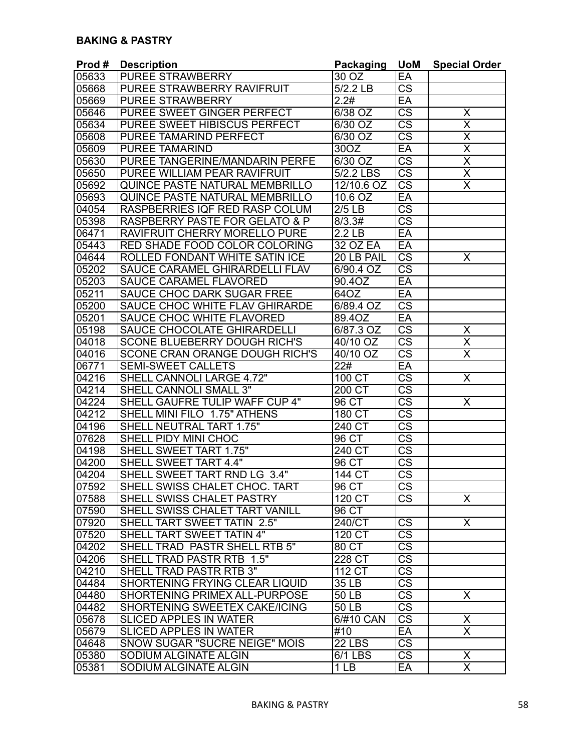**BAKING & PASTRY**

| Prod # | Description | Packaging | UoM | Special Order |
|---|---|---|---|---|
| 05633 | PUREE STRAWBERRY | 30 OZ | EA | |
| 05668 | PUREE STRAWBERRY RAVIFRUIT | 5/2.2 LB | CS | |
| 05669 | PUREE STRAWBERRY | 2.2# | EA | |
| 05646 | PUREE SWEET GINGER PERFECT | 6/38 OZ | CS | X |
| 05634 | PUREE SWEET HIBISCUS PERFECT | 6/30 OZ | CS | X |
| 05608 | PUREE TAMARIND PERFECT | 6/30 OZ | CS | X |
| 05609 | PUREE TAMARIND | 30OZ | EA | X |
| 05630 | PUREE TANGERINE/MANDARIN PERFE | 6/30 OZ | CS | X |
| 05650 | PUREE WILLIAM PEAR RAVIFRUIT | 5/2.2 LBS | CS | X |
| 05692 | QUINCE PASTE NATURAL MEMBRILLO | 12/10.6 OZ | CS | X |
| 05693 | QUINCE PASTE NATURAL MEMBRILLO | 10.6 OZ | EA | |
| 04054 | RASPBERRIES IQF RED RASP COLUM | 2/5 LB | CS | |
| 05398 | RASPBERRY PASTE FOR GELATO & P | 8/3.3# | CS | |
| 06471 | RAVIFRUIT CHERRY MORELLO PURE | 2.2 LB | EA | |
| 05443 | RED SHADE FOOD COLOR COLORING | 32 OZ EA | EA | |
| 04644 | ROLLED FONDANT WHITE SATIN ICE | 20 LB PAIL | CS | X |
| 05202 | SAUCE CARAMEL GHIRARDELLI FLAV | 6/90.4 OZ | CS | |
| 05203 | SAUCE CARAMEL FLAVORED | 90.4OZ | EA | |
| 05211 | SAUCE CHOC DARK SUGAR FREE | 64OZ | EA | |
| 05200 | SAUCE CHOC WHITE FLAV GHIRARDE | 6/89.4 OZ | CS | |
| 05201 | SAUCE CHOC WHITE FLAVORED | 89.4OZ | EA | |
| 05198 | SAUCE CHOCOLATE GHIRARDELLI | 6/87.3 OZ | CS | X |
| 04018 | SCONE BLUEBERRY DOUGH RICH'S | 40/10 OZ | CS | X |
| 04016 | SCONE CRAN ORANGE DOUGH RICH'S | 40/10 OZ | CS | X |
| 06771 | SEMI-SWEET CALLETS | 22# | EA | |
| 04216 | SHELL CANNOLI LARGE 4.72" | 100 CT | CS | X |
| 04214 | SHELL CANNOLI SMALL 3" | 200 CT | CS | |
| 04224 | SHELL GAUFRE TULIP WAFF CUP 4" | 96 CT | CS | X |
| 04212 | SHELL MINI FILO 1.75" ATHENS | 180 CT | CS | |
| 04196 | SHELL NEUTRAL TART 1.75" | 240 CT | CS | |
| 07628 | SHELL PIDY MINI CHOC | 96 CT | CS | |
| 04198 | SHELL SWEET TART 1.75" | 240 CT | CS | |
| 04200 | SHELL SWEET TART 4.4" | 96 CT | CS | |
| 04204 | SHELL SWEET TART RND LG 3.4" | 144 CT | CS | |
| 07592 | SHELL SWISS CHALET CHOC. TART | 96 CT | CS | |
| 07588 | SHELL SWISS CHALET PASTRY | 120 CT | CS | X |
| 07590 | SHELL SWISS CHALET TART VANILL | 96 CT | | |
| 07920 | SHELL TART SWEET TATIN 2.5" | 240/CT | CS | X |
| 07520 | SHELL TART SWEET TATIN 4" | 120 CT | CS | |
| 04202 | SHELL TRAD PASTR SHELL RTB 5" | 80 CT | CS | |
| 04206 | SHELL TRAD PASTR RTB 1.5" | 228 CT | CS | |
| 04210 | SHELL TRAD PASTR RTB 3" | 112 CT | CS | |
| 04484 | SHORTENING FRYING CLEAR LIQUID | 35 LB | CS | |
| 04480 | SHORTENING PRIMEX ALL-PURPOSE | 50 LB | CS | X |
| 04482 | SHORTENING SWEETEX CAKE/ICING | 50 LB | CS | |
| 05678 | SLICED APPLES IN WATER | 6/#10 CAN | CS | X |
| 05679 | SLICED APPLES IN WATER | #10 | EA | X |
| 04648 | SNOW SUGAR "SUCRE NEIGE" MOIS | 22 LBS | CS | |
| 05380 | SODIUM ALGINATE ALGIN | 6/1 LBS | CS | X |
| 05381 | SODIUM ALGINATE ALGIN | 1 LB | EA | X |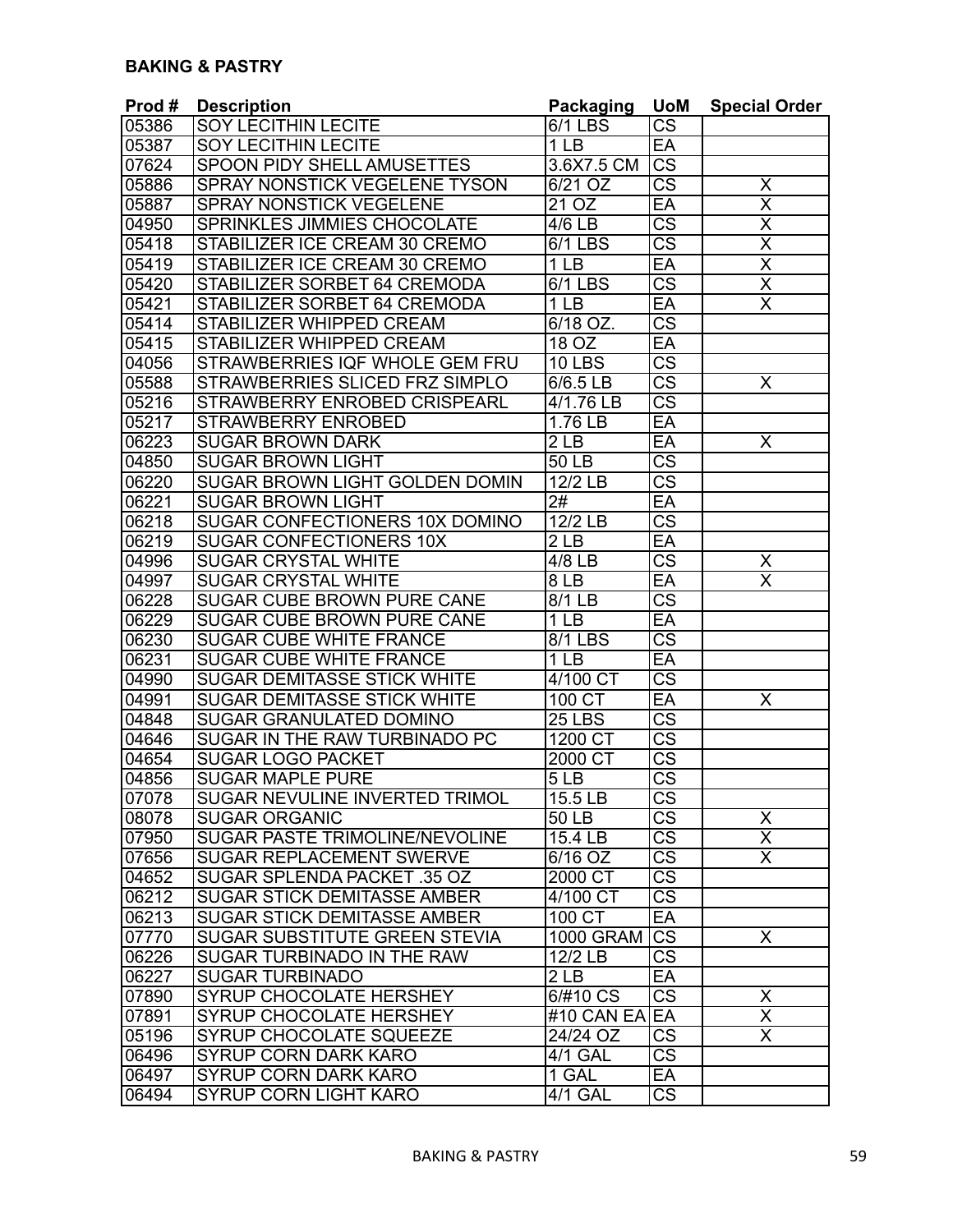**BAKING & PASTRY**

| Prod # | Description | Packaging | UoM | Special Order |
|---|---|---|---|---|
| 05386 | SOY LECITHIN LECITE | 6/1 LBS | CS | |
| 05387 | SOY LECITHIN LECITE | 1 LB | EA | |
| 07624 | SPOON PIDY SHELL AMUSETTES | 3.6X7.5 CM | CS | |
| 05886 | SPRAY NONSTICK VEGELENE TYSON | 6/21 OZ | CS | X |
| 05887 | SPRAY NONSTICK VEGELENE | 21 OZ | EA | X |
| 04950 | SPRINKLES JIMMIES CHOCOLATE | 4/6 LB | CS | X |
| 05418 | STABILIZER ICE CREAM 30 CREMO | 6/1 LBS | CS | X |
| 05419 | STABILIZER ICE CREAM 30 CREMO | 1 LB | EA | X |
| 05420 | STABILIZER SORBET 64 CREMODA | 6/1 LBS | CS | X |
| 05421 | STABILIZER SORBET 64 CREMODA | 1 LB | EA | X |
| 05414 | STABILIZER WHIPPED CREAM | 6/18 OZ. | CS | |
| 05415 | STABILIZER WHIPPED CREAM | 18 OZ | EA | |
| 04056 | STRAWBERRIES IQF WHOLE GEM FRU | 10 LBS | CS | |
| 05588 | STRAWBERRIES SLICED FRZ SIMPLO | 6/6.5 LB | CS | X |
| 05216 | STRAWBERRY ENROBED CRISPEARL | 4/1.76 LB | CS | |
| 05217 | STRAWBERRY ENROBED | 1.76 LB | EA | |
| 06223 | SUGAR BROWN DARK | 2 LB | EA | X |
| 04850 | SUGAR BROWN LIGHT | 50 LB | CS | |
| 06220 | SUGAR BROWN LIGHT GOLDEN DOMIN | 12/2 LB | CS | |
| 06221 | SUGAR BROWN LIGHT | 2# | EA | |
| 06218 | SUGAR CONFECTIONERS 10X DOMINO | 12/2 LB | CS | |
| 06219 | SUGAR CONFECTIONERS 10X | 2 LB | EA | |
| 04996 | SUGAR CRYSTAL WHITE | 4/8 LB | CS | X |
| 04997 | SUGAR CRYSTAL WHITE | 8 LB | EA | X |
| 06228 | SUGAR CUBE BROWN PURE CANE | 8/1 LB | CS | |
| 06229 | SUGAR CUBE BROWN PURE CANE | 1 LB | EA | |
| 06230 | SUGAR CUBE WHITE FRANCE | 8/1 LBS | CS | |
| 06231 | SUGAR CUBE WHITE FRANCE | 1 LB | EA | |
| 04990 | SUGAR DEMITASSE STICK WHITE | 4/100 CT | CS | |
| 04991 | SUGAR DEMITASSE STICK WHITE | 100 CT | EA | X |
| 04848 | SUGAR GRANULATED DOMINO | 25 LBS | CS | |
| 04646 | SUGAR IN THE RAW TURBINADO PC | 1200 CT | CS | |
| 04654 | SUGAR LOGO PACKET | 2000 CT | CS | |
| 04856 | SUGAR MAPLE PURE | 5 LB | CS | |
| 07078 | SUGAR NEVULINE INVERTED TRIMOL | 15.5 LB | CS | |
| 08078 | SUGAR ORGANIC | 50 LB | CS | X |
| 07950 | SUGAR PASTE TRIMOLINE/NEVOLINE | 15.4 LB | CS | X |
| 07656 | SUGAR REPLACEMENT SWERVE | 6/16 OZ | CS | X |
| 04652 | SUGAR SPLENDA PACKET .35 OZ | 2000 CT | CS | |
| 06212 | SUGAR STICK DEMITASSE AMBER | 4/100 CT | CS | |
| 06213 | SUGAR STICK DEMITASSE AMBER | 100 CT | EA | |
| 07770 | SUGAR SUBSTITUTE GREEN STEVIA | 1000 GRAM | CS | X |
| 06226 | SUGAR TURBINADO IN THE RAW | 12/2 LB | CS | |
| 06227 | SUGAR TURBINADO | 2 LB | EA | |
| 07890 | SYRUP CHOCOLATE HERSHEY | 6/#10 CS | CS | X |
| 07891 | SYRUP CHOCOLATE HERSHEY | #10 CAN EA | EA | X |
| 05196 | SYRUP CHOCOLATE SQUEEZE | 24/24 OZ | CS | X |
| 06496 | SYRUP CORN DARK KARO | 4/1 GAL | CS | |
| 06497 | SYRUP CORN DARK KARO | 1 GAL | EA | |
| 06494 | SYRUP CORN LIGHT KARO | 4/1 GAL | CS | |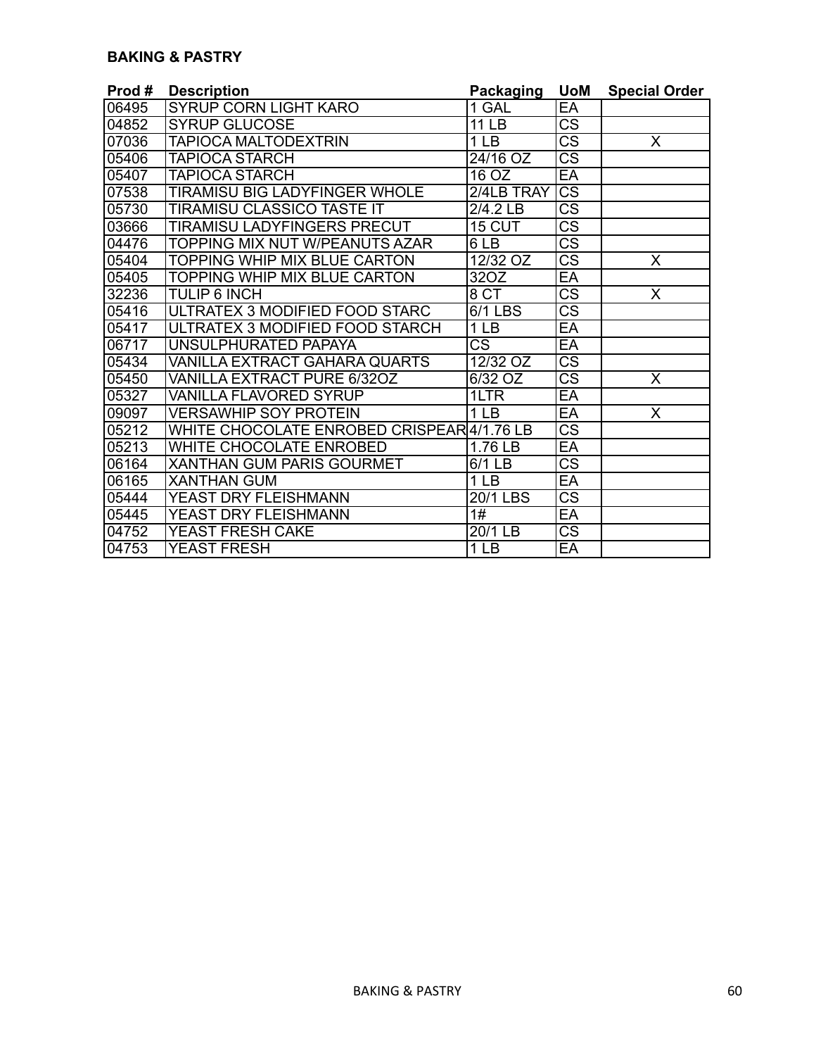**BAKING & PASTRY**

| Prod # | Description | Packaging | UoM | Special Order |
|---|---|---|---|---|
| 06495 | SYRUP CORN LIGHT KARO | 1 GAL | EA | |
| 04852 | SYRUP GLUCOSE | 11 LB | CS | |
| 07036 | TAPIOCA MALTODEXTRIN | 1 LB | CS | X |
| 05406 | TAPIOCA STARCH | 24/16 OZ | CS | |
| 05407 | TAPIOCA STARCH | 16 OZ | EA | |
| 07538 | TIRAMISU BIG LADYFINGER WHOLE | 2/4LB TRAY | CS | |
| 05730 | TIRAMISU CLASSICO TASTE IT | 2/4.2 LB | CS | |
| 03666 | TIRAMISU LADYFINGERS PRECUT | 15 CUT | CS | |
| 04476 | TOPPING MIX NUT W/PEANUTS AZAR | 6 LB | CS | |
| 05404 | TOPPING WHIP MIX BLUE CARTON | 12/32 OZ | CS | X |
| 05405 | TOPPING WHIP MIX BLUE CARTON | 32OZ | EA | |
| 32236 | TULIP 6 INCH | 8 CT | CS | X |
| 05416 | ULTRATEX 3 MODIFIED FOOD STARC | 6/1 LBS | CS | |
| 05417 | ULTRATEX 3 MODIFIED FOOD STARCH | 1 LB | EA | |
| 06717 | UNSULPHURATED PAPAYA | CS | EA | |
| 05434 | VANILLA EXTRACT GAHARA QUARTS | 12/32 OZ | CS | |
| 05450 | VANILLA EXTRACT PURE 6/32OZ | 6/32 OZ | CS | X |
| 05327 | VANILLA FLAVORED SYRUP | 1LTR | EA | |
| 09097 | VERSAWHIP SOY PROTEIN | 1 LB | EA | X |
| 05212 | WHITE CHOCOLATE ENROBED CRISPEAR | 4/1.76 LB | CS | |
| 05213 | WHITE CHOCOLATE ENROBED | 1.76 LB | EA | |
| 06164 | XANTHAN GUM PARIS GOURMET | 6/1 LB | CS | |
| 06165 | XANTHAN GUM | 1 LB | EA | |
| 05444 | YEAST DRY FLEISHMANN | 20/1 LBS | CS | |
| 05445 | YEAST DRY FLEISHMANN | 1# | EA | |
| 04752 | YEAST FRESH CAKE | 20/1 LB | CS | |
| 04753 | YEAST FRESH | 1 LB | EA | |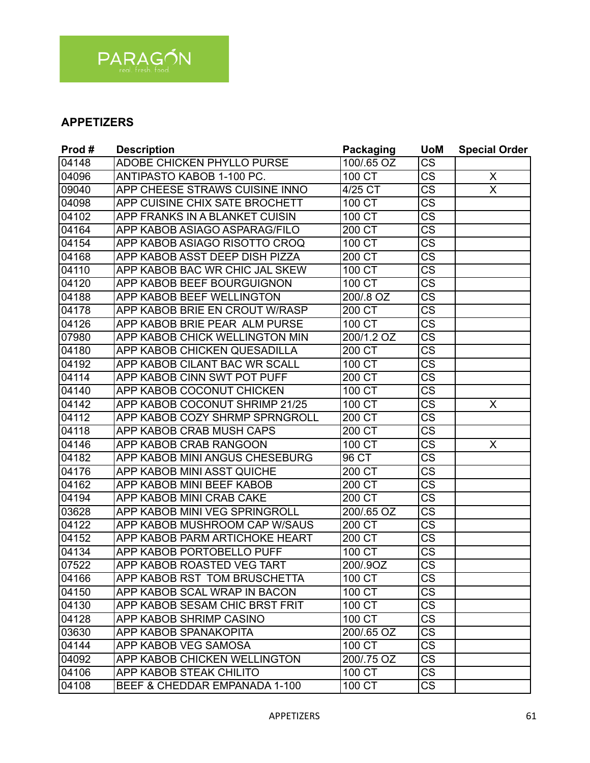PARAGÓN
real. fresh. food.

## APPETIZERS

| Prod # | Description | Packaging | UoM | Special Order |
|---|---|---|---|---|
| 04148 | ADOBE CHICKEN PHYLLO PURSE | 100/.65 OZ | CS | |
| 04096 | ANTIPASTO KABOB 1-100 PC. | 100 CT | CS | X |
| 09040 | APP CHEESE STRAWS CUISINE INNO | 4/25 CT | CS | X |
| 04098 | APP CUISINE CHIX SATE BROCHETT | 100 CT | CS | |
| 04102 | APP FRANKS IN A BLANKET CUISIN | 100 CT | CS | |
| 04164 | APP KABOB ASIAGO ASPARAG/FILO | 200 CT | CS | |
| 04154 | APP KABOB ASIAGO RISOTTO CROQ | 100 CT | CS | |
| 04168 | APP KABOB ASST DEEP DISH PIZZA | 200 CT | CS | |
| 04110 | APP KABOB BAC WR CHIC JAL SKEW | 100 CT | CS | |
| 04120 | APP KABOB BEEF BOURGUIGNON | 100 CT | CS | |
| 04188 | APP KABOB BEEF WELLINGTON | 200/.8 OZ | CS | |
| 04178 | APP KABOB BRIE EN CROUT W/RASP | 200 CT | CS | |
| 04126 | APP KABOB BRIE PEAR ALM PURSE | 100 CT | CS | |
| 07980 | APP KABOB CHICK WELLINGTON MIN | 200/1.2 OZ | CS | |
| 04180 | APP KABOB CHICKEN QUESADILLA | 200 CT | CS | |
| 04192 | APP KABOB CILANT BAC WR SCALL | 100 CT | CS | |
| 04114 | APP KABOB CINN SWT POT PUFF | 200 CT | CS | |
| 04140 | APP KABOB COCONUT CHICKEN | 100 CT | CS | |
| 04142 | APP KABOB COCONUT SHRIMP 21/25 | 100 CT | CS | X |
| 04112 | APP KABOB COZY SHRMP SPRNGROLL | 200 CT | CS | |
| 04118 | APP KABOB CRAB MUSH CAPS | 200 CT | CS | |
| 04146 | APP KABOB CRAB RANGOON | 100 CT | CS | X |
| 04182 | APP KABOB MINI ANGUS CHESEBURG | 96 CT | CS | |
| 04176 | APP KABOB MINI ASST QUICHE | 200 CT | CS | |
| 04162 | APP KABOB MINI BEEF KABOB | 200 CT | CS | |
| 04194 | APP KABOB MINI CRAB CAKE | 200 CT | CS | |
| 03628 | APP KABOB MINI VEG SPRINGROLL | 200/.65 OZ | CS | |
| 04122 | APP KABOB MUSHROOM CAP W/SAUS | 200 CT | CS | |
| 04152 | APP KABOB PARM ARTICHOKE HEART | 200 CT | CS | |
| 04134 | APP KABOB PORTOBELLO PUFF | 100 CT | CS | |
| 07522 | APP KABOB ROASTED VEG TART | 200/.9OZ | CS | |
| 04166 | APP KABOB RST TOM BRUSCHETTA | 100 CT | CS | |
| 04150 | APP KABOB SCAL WRAP IN BACON | 100 CT | CS | |
| 04130 | APP KABOB SESAM CHIC BRST FRIT | 100 CT | CS | |
| 04128 | APP KABOB SHRIMP CASINO | 100 CT | CS | |
| 03630 | APP KABOB SPANAKOPITA | 200/.65 OZ | CS | |
| 04144 | APP KABOB VEG SAMOSA | 100 CT | CS | |
| 04092 | APP KABOB CHICKEN WELLINGTON | 200/.75 OZ | CS | |
| 04106 | APP KABOB STEAK CHILITO | 100 CT | CS | |
| 04108 | BEEF & CHEDDAR EMPANADA 1-100 | 100 CT | CS | |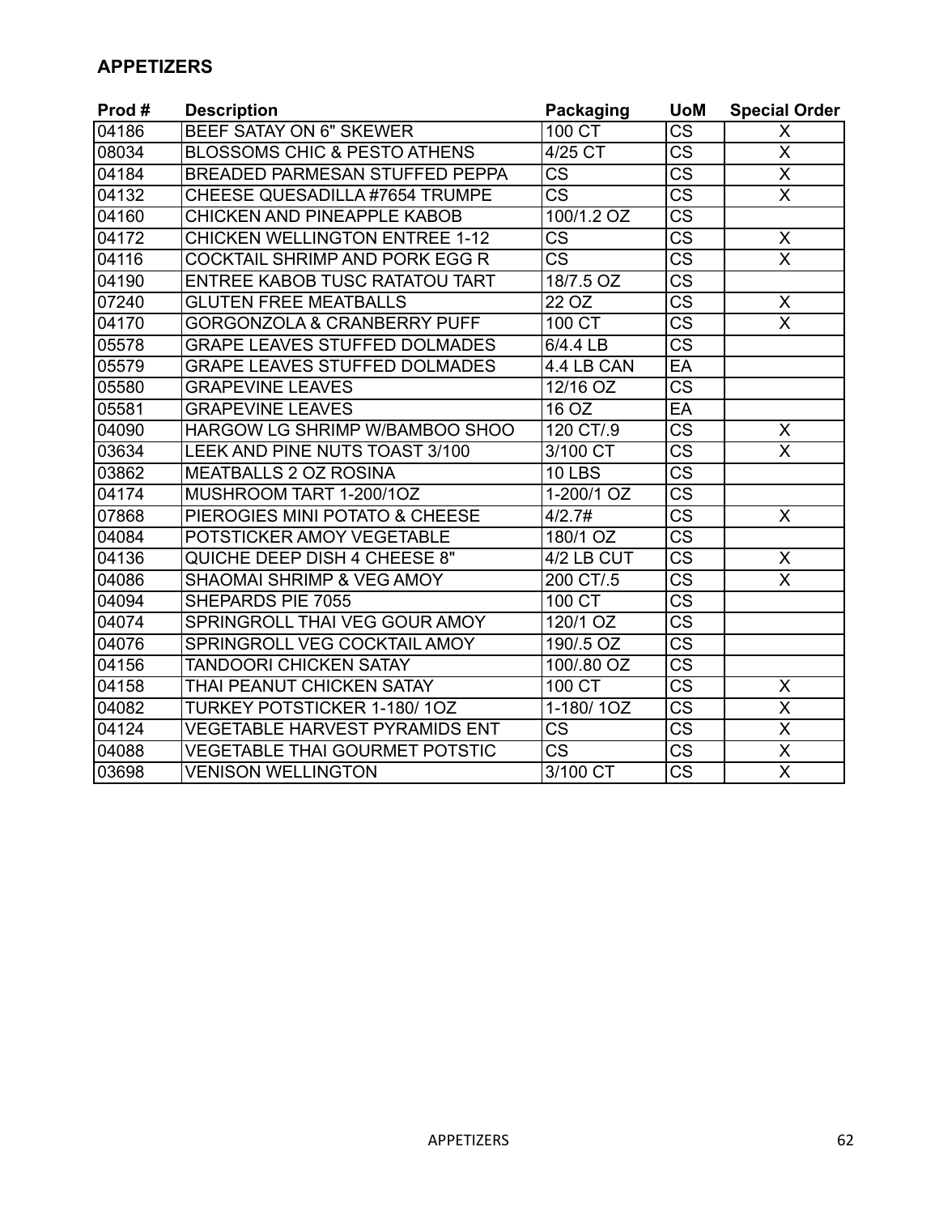## APPETIZERS

| Prod # | Description | Packaging | UoM | Special Order |
|---|---|---|---|---|
| 04186 | BEEF SATAY ON 6" SKEWER | 100 CT | CS | X |
| 08034 | BLOSSOMS CHIC & PESTO ATHENS | 4/25 CT | CS | X |
| 04184 | BREADED PARMESAN STUFFED PEPPA | CS | CS | X |
| 04132 | CHEESE QUESADILLA #7654 TRUMPE | CS | CS | X |
| 04160 | CHICKEN AND PINEAPPLE KABOB | 100/1.2 OZ | CS | |
| 04172 | CHICKEN WELLINGTON ENTREE 1-12 | CS | CS | X |
| 04116 | COCKTAIL SHRIMP AND PORK EGG R | CS | CS | X |
| 04190 | ENTREE KABOB TUSC RATATOU TART | 18/7.5 OZ | CS | |
| 07240 | GLUTEN FREE MEATBALLS | 22 OZ | CS | X |
| 04170 | GORGONZOLA & CRANBERRY PUFF | 100 CT | CS | X |
| 05578 | GRAPE LEAVES STUFFED DOLMADES | 6/4.4 LB | CS | |
| 05579 | GRAPE LEAVES STUFFED DOLMADES | 4.4 LB CAN | EA | |
| 05580 | GRAPEVINE LEAVES | 12/16 OZ | CS | |
| 05581 | GRAPEVINE LEAVES | 16 OZ | EA | |
| 04090 | HARGOW LG SHRIMP W/BAMBOO SHOO | 120 CT/.9 | CS | X |
| 03634 | LEEK AND PINE NUTS TOAST 3/100 | 3/100 CT | CS | X |
| 03862 | MEATBALLS 2 OZ ROSINA | 10 LBS | CS | |
| 04174 | MUSHROOM TART 1-200/1OZ | 1-200/1 OZ | CS | |
| 07868 | PIEROGIES MINI POTATO & CHEESE | 4/2.7# | CS | X |
| 04084 | POTSTICKER AMOY VEGETABLE | 180/1 OZ | CS | |
| 04136 | QUICHE DEEP DISH 4 CHEESE 8" | 4/2 LB CUT | CS | X |
| 04086 | SHAOMAI SHRIMP & VEG AMOY | 200 CT/.5 | CS | X |
| 04094 | SHEPARDS PIE 7055 | 100 CT | CS | |
| 04074 | SPRINGROLL THAI VEG GOUR AMOY | 120/1 OZ | CS | |
| 04076 | SPRINGROLL VEG COCKTAIL AMOY | 190/.5 OZ | CS | |
| 04156 | TANDOORI CHICKEN SATAY | 100/.80 OZ | CS | |
| 04158 | THAI PEANUT CHICKEN SATAY | 100 CT | CS | X |
| 04082 | TURKEY POTSTICKER 1-180/ 1OZ | 1-180/ 1OZ | CS | X |
| 04124 | VEGETABLE HARVEST PYRAMIDS ENT | CS | CS | X |
| 04088 | VEGETABLE THAI GOURMET POTSTIC | CS | CS | X |
| 03698 | VENISON WELLINGTON | 3/100 CT | CS | X |